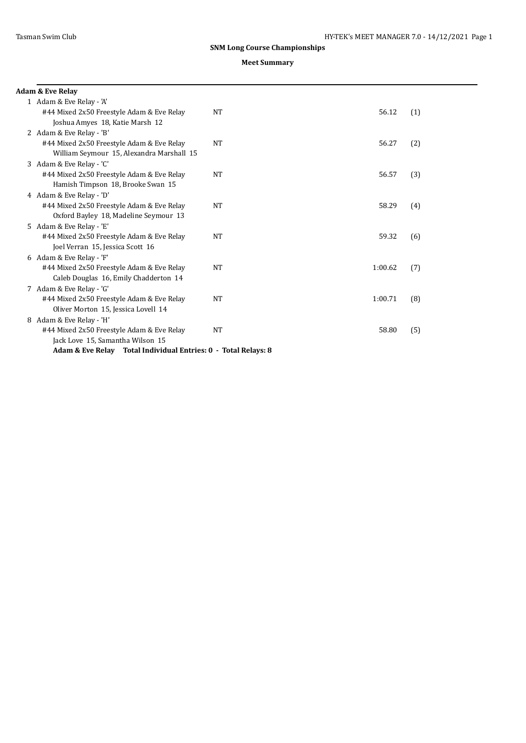## SNM Long Course Championships

### Meet Summary

**Adam & Eve Relay**

| # | Relay | Seed | Time | Place |
|---|---|---|---|---|
| 1 | Adam & Eve Relay - 'A'<br>#44 Mixed 2x50 Freestyle Adam & Eve Relay<br>Joshua Amyes 18, Katie Marsh 12 | NT | 56.12 | (1) |
| 2 | Adam & Eve Relay - 'B'<br>#44 Mixed 2x50 Freestyle Adam & Eve Relay<br>William Seymour 15, Alexandra Marshall 15 | NT | 56.27 | (2) |
| 3 | Adam & Eve Relay - 'C'<br>#44 Mixed 2x50 Freestyle Adam & Eve Relay<br>Hamish Timpson 18, Brooke Swan 15 | NT | 56.57 | (3) |
| 4 | Adam & Eve Relay - 'D'<br>#44 Mixed 2x50 Freestyle Adam & Eve Relay<br>Oxford Bayley 18, Madeline Seymour 13 | NT | 58.29 | (4) |
| 5 | Adam & Eve Relay - 'E'<br>#44 Mixed 2x50 Freestyle Adam & Eve Relay<br>Joel Verran 15, Jessica Scott 16 | NT | 59.32 | (6) |
| 6 | Adam & Eve Relay - 'F'<br>#44 Mixed 2x50 Freestyle Adam & Eve Relay<br>Caleb Douglas 16, Emily Chadderton 14 | NT | 1:00.62 | (7) |
| 7 | Adam & Eve Relay - 'G'<br>#44 Mixed 2x50 Freestyle Adam & Eve Relay<br>Oliver Morton 15, Jessica Lovell 14 | NT | 1:00.71 | (8) |
| 8 | Adam & Eve Relay - 'H'<br>#44 Mixed 2x50 Freestyle Adam & Eve Relay<br>Jack Love 15, Samantha Wilson 15 | NT | 58.80 | (5) |

**Adam & Eve Relay Total Individual Entries: 0 - Total Relays: 8**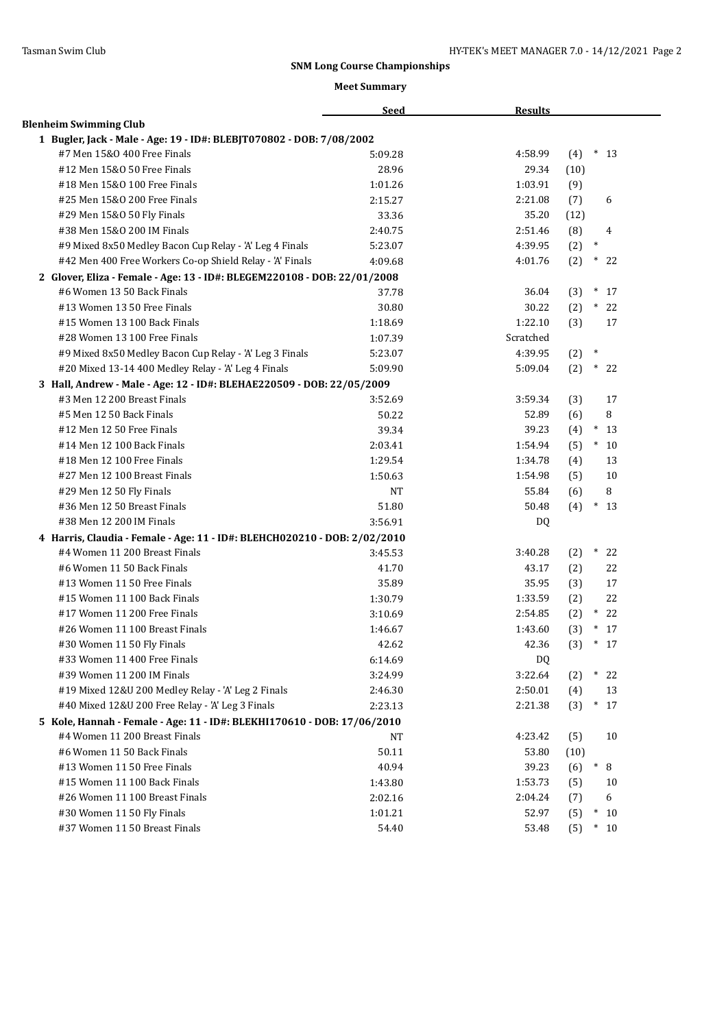## SNM Long Course Championships

### Meet Summary

| | Seed | Results | Place | | Points |
|---|---|---|---|---|---|
| **Blenheim Swimming Club** | | | | | |
| **1 Bugler, Jack - Male - Age: 19 - ID#: BLEBJT070802 - DOB: 7/08/2002** | | | | | |
| #7 Men 15&O 400 Free Finals | 5:09.28 | 4:58.99 | (4) | * | 13 |
| #12 Men 15&O 50 Free Finals | 28.96 | 29.34 | (10) | | |
| #18 Men 15&O 100 Free Finals | 1:01.26 | 1:03.91 | (9) | | |
| #25 Men 15&O 200 Free Finals | 2:15.27 | 2:21.08 | (7) | | 6 |
| #29 Men 15&O 50 Fly Finals | 33.36 | 35.20 | (12) | | |
| #38 Men 15&O 200 IM Finals | 2:40.75 | 2:51.46 | (8) | | 4 |
| #9 Mixed 8x50 Medley Bacon Cup Relay - 'A' Leg 4 Finals | 5:23.07 | 4:39.95 | (2) | * | |
| #42 Men 400 Free Workers Co-op Shield Relay - 'A' Finals | 4:09.68 | 4:01.76 | (2) | * | 22 |
| **2 Glover, Eliza - Female - Age: 13 - ID#: BLEGEM220108 - DOB: 22/01/2008** | | | | | |
| #6 Women 13 50 Back Finals | 37.78 | 36.04 | (3) | * | 17 |
| #13 Women 13 50 Free Finals | 30.80 | 30.22 | (2) | * | 22 |
| #15 Women 13 100 Back Finals | 1:18.69 | 1:22.10 | (3) | | 17 |
| #28 Women 13 100 Free Finals | 1:07.39 | Scratched | | | |
| #9 Mixed 8x50 Medley Bacon Cup Relay - 'A' Leg 3 Finals | 5:23.07 | 4:39.95 | (2) | * | |
| #20 Mixed 13-14 400 Medley Relay - 'A' Leg 4 Finals | 5:09.90 | 5:09.04 | (2) | * | 22 |
| **3 Hall, Andrew - Male - Age: 12 - ID#: BLEHAE220509 - DOB: 22/05/2009** | | | | | |
| #3 Men 12 200 Breast Finals | 3:52.69 | 3:59.34 | (3) | | 17 |
| #5 Men 12 50 Back Finals | 50.22 | 52.89 | (6) | | 8 |
| #12 Men 12 50 Free Finals | 39.34 | 39.23 | (4) | * | 13 |
| #14 Men 12 100 Back Finals | 2:03.41 | 1:54.94 | (5) | * | 10 |
| #18 Men 12 100 Free Finals | 1:29.54 | 1:34.78 | (4) | | 13 |
| #27 Men 12 100 Breast Finals | 1:50.63 | 1:54.98 | (5) | | 10 |
| #29 Men 12 50 Fly Finals | NT | 55.84 | (6) | | 8 |
| #36 Men 12 50 Breast Finals | 51.80 | 50.48 | (4) | * | 13 |
| #38 Men 12 200 IM Finals | 3:56.91 | DQ | | | |
| **4 Harris, Claudia - Female - Age: 11 - ID#: BLEHCH020210 - DOB: 2/02/2010** | | | | | |
| #4 Women 11 200 Breast Finals | 3:45.53 | 3:40.28 | (2) | * | 22 |
| #6 Women 11 50 Back Finals | 41.70 | 43.17 | (2) | | 22 |
| #13 Women 11 50 Free Finals | 35.89 | 35.95 | (3) | | 17 |
| #15 Women 11 100 Back Finals | 1:30.79 | 1:33.59 | (2) | | 22 |
| #17 Women 11 200 Free Finals | 3:10.69 | 2:54.85 | (2) | * | 22 |
| #26 Women 11 100 Breast Finals | 1:46.67 | 1:43.60 | (3) | * | 17 |
| #30 Women 11 50 Fly Finals | 42.62 | 42.36 | (3) | * | 17 |
| #33 Women 11 400 Free Finals | 6:14.69 | DQ | | | |
| #39 Women 11 200 IM Finals | 3:24.99 | 3:22.64 | (2) | * | 22 |
| #19 Mixed 12&U 200 Medley Relay - 'A' Leg 2 Finals | 2:46.30 | 2:50.01 | (4) | | 13 |
| #40 Mixed 12&U 200 Free Relay - 'A' Leg 3 Finals | 2:23.13 | 2:21.38 | (3) | * | 17 |
| **5 Kole, Hannah - Female - Age: 11 - ID#: BLEKHI170610 - DOB: 17/06/2010** | | | | | |
| #4 Women 11 200 Breast Finals | NT | 4:23.42 | (5) | | 10 |
| #6 Women 11 50 Back Finals | 50.11 | 53.80 | (10) | | |
| #13 Women 11 50 Free Finals | 40.94 | 39.23 | (6) | * | 8 |
| #15 Women 11 100 Back Finals | 1:43.80 | 1:53.73 | (5) | | 10 |
| #26 Women 11 100 Breast Finals | 2:02.16 | 2:04.24 | (7) | | 6 |
| #30 Women 11 50 Fly Finals | 1:01.21 | 52.97 | (5) | * | 10 |
| #37 Women 11 50 Breast Finals | 54.40 | 53.48 | (5) | * | 10 |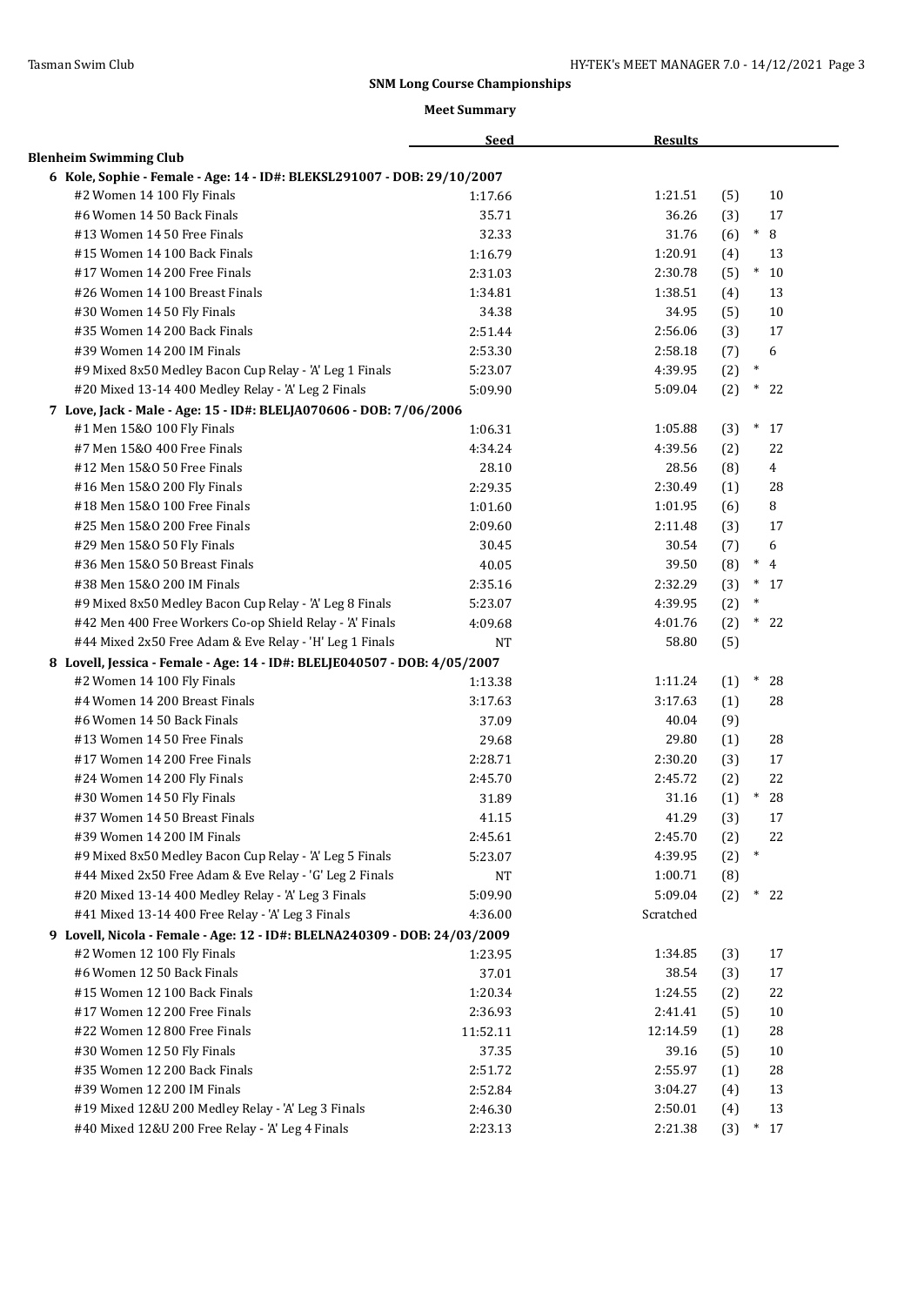## SNM Long Course Championships

### Meet Summary

| | Seed | Results | | | |
|---|---|---|---|---|---|
| **Blenheim Swimming Club** | | | | | |
| **6 Kole, Sophie - Female - Age: 14 - ID#: BLEKSL291007 - DOB: 29/10/2007** | | | | | |
| #2 Women 14 100 Fly Finals | 1:17.66 | 1:21.51 | (5) | | 10 |
| #6 Women 14 50 Back Finals | 35.71 | 36.26 | (3) | | 17 |
| #13 Women 14 50 Free Finals | 32.33 | 31.76 | (6) | * | 8 |
| #15 Women 14 100 Back Finals | 1:16.79 | 1:20.91 | (4) | | 13 |
| #17 Women 14 200 Free Finals | 2:31.03 | 2:30.78 | (5) | * | 10 |
| #26 Women 14 100 Breast Finals | 1:34.81 | 1:38.51 | (4) | | 13 |
| #30 Women 14 50 Fly Finals | 34.38 | 34.95 | (5) | | 10 |
| #35 Women 14 200 Back Finals | 2:51.44 | 2:56.06 | (3) | | 17 |
| #39 Women 14 200 IM Finals | 2:53.30 | 2:58.18 | (7) | | 6 |
| #9 Mixed 8x50 Medley Bacon Cup Relay - 'A' Leg 1 Finals | 5:23.07 | 4:39.95 | (2) | * | |
| #20 Mixed 13-14 400 Medley Relay - 'A' Leg 2 Finals | 5:09.90 | 5:09.04 | (2) | * | 22 |
| **7 Love, Jack - Male - Age: 15 - ID#: BLELJA070606 - DOB: 7/06/2006** | | | | | |
| #1 Men 15&O 100 Fly Finals | 1:06.31 | 1:05.88 | (3) | * | 17 |
| #7 Men 15&O 400 Free Finals | 4:34.24 | 4:39.56 | (2) | | 22 |
| #12 Men 15&O 50 Free Finals | 28.10 | 28.56 | (8) | | 4 |
| #16 Men 15&O 200 Fly Finals | 2:29.35 | 2:30.49 | (1) | | 28 |
| #18 Men 15&O 100 Free Finals | 1:01.60 | 1:01.95 | (6) | | 8 |
| #25 Men 15&O 200 Free Finals | 2:09.60 | 2:11.48 | (3) | | 17 |
| #29 Men 15&O 50 Fly Finals | 30.45 | 30.54 | (7) | | 6 |
| #36 Men 15&O 50 Breast Finals | 40.05 | 39.50 | (8) | * | 4 |
| #38 Men 15&O 200 IM Finals | 2:35.16 | 2:32.29 | (3) | * | 17 |
| #9 Mixed 8x50 Medley Bacon Cup Relay - 'A' Leg 8 Finals | 5:23.07 | 4:39.95 | (2) | * | |
| #42 Men 400 Free Workers Co-op Shield Relay - 'A' Finals | 4:09.68 | 4:01.76 | (2) | * | 22 |
| #44 Mixed 2x50 Free Adam & Eve Relay - 'H' Leg 1 Finals | NT | 58.80 | (5) | | |
| **8 Lovell, Jessica - Female - Age: 14 - ID#: BLELJE040507 - DOB: 4/05/2007** | | | | | |
| #2 Women 14 100 Fly Finals | 1:13.38 | 1:11.24 | (1) | * | 28 |
| #4 Women 14 200 Breast Finals | 3:17.63 | 3:17.63 | (1) | | 28 |
| #6 Women 14 50 Back Finals | 37.09 | 40.04 | (9) | | |
| #13 Women 14 50 Free Finals | 29.68 | 29.80 | (1) | | 28 |
| #17 Women 14 200 Free Finals | 2:28.71 | 2:30.20 | (3) | | 17 |
| #24 Women 14 200 Fly Finals | 2:45.70 | 2:45.72 | (2) | | 22 |
| #30 Women 14 50 Fly Finals | 31.89 | 31.16 | (1) | * | 28 |
| #37 Women 14 50 Breast Finals | 41.15 | 41.29 | (3) | | 17 |
| #39 Women 14 200 IM Finals | 2:45.61 | 2:45.70 | (2) | | 22 |
| #9 Mixed 8x50 Medley Bacon Cup Relay - 'A' Leg 5 Finals | 5:23.07 | 4:39.95 | (2) | * | |
| #44 Mixed 2x50 Free Adam & Eve Relay - 'G' Leg 2 Finals | NT | 1:00.71 | (8) | | |
| #20 Mixed 13-14 400 Medley Relay - 'A' Leg 3 Finals | 5:09.90 | 5:09.04 | (2) | * | 22 |
| #41 Mixed 13-14 400 Free Relay - 'A' Leg 3 Finals | 4:36.00 | Scratched | | | |
| **9 Lovell, Nicola - Female - Age: 12 - ID#: BLELNA240309 - DOB: 24/03/2009** | | | | | |
| #2 Women 12 100 Fly Finals | 1:23.95 | 1:34.85 | (3) | | 17 |
| #6 Women 12 50 Back Finals | 37.01 | 38.54 | (3) | | 17 |
| #15 Women 12 100 Back Finals | 1:20.34 | 1:24.55 | (2) | | 22 |
| #17 Women 12 200 Free Finals | 2:36.93 | 2:41.41 | (5) | | 10 |
| #22 Women 12 800 Free Finals | 11:52.11 | 12:14.59 | (1) | | 28 |
| #30 Women 12 50 Fly Finals | 37.35 | 39.16 | (5) | | 10 |
| #35 Women 12 200 Back Finals | 2:51.72 | 2:55.97 | (1) | | 28 |
| #39 Women 12 200 IM Finals | 2:52.84 | 3:04.27 | (4) | | 13 |
| #19 Mixed 12&U 200 Medley Relay - 'A' Leg 3 Finals | 2:46.30 | 2:50.01 | (4) | | 13 |
| #40 Mixed 12&U 200 Free Relay - 'A' Leg 4 Finals | 2:23.13 | 2:21.38 | (3) | * | 17 |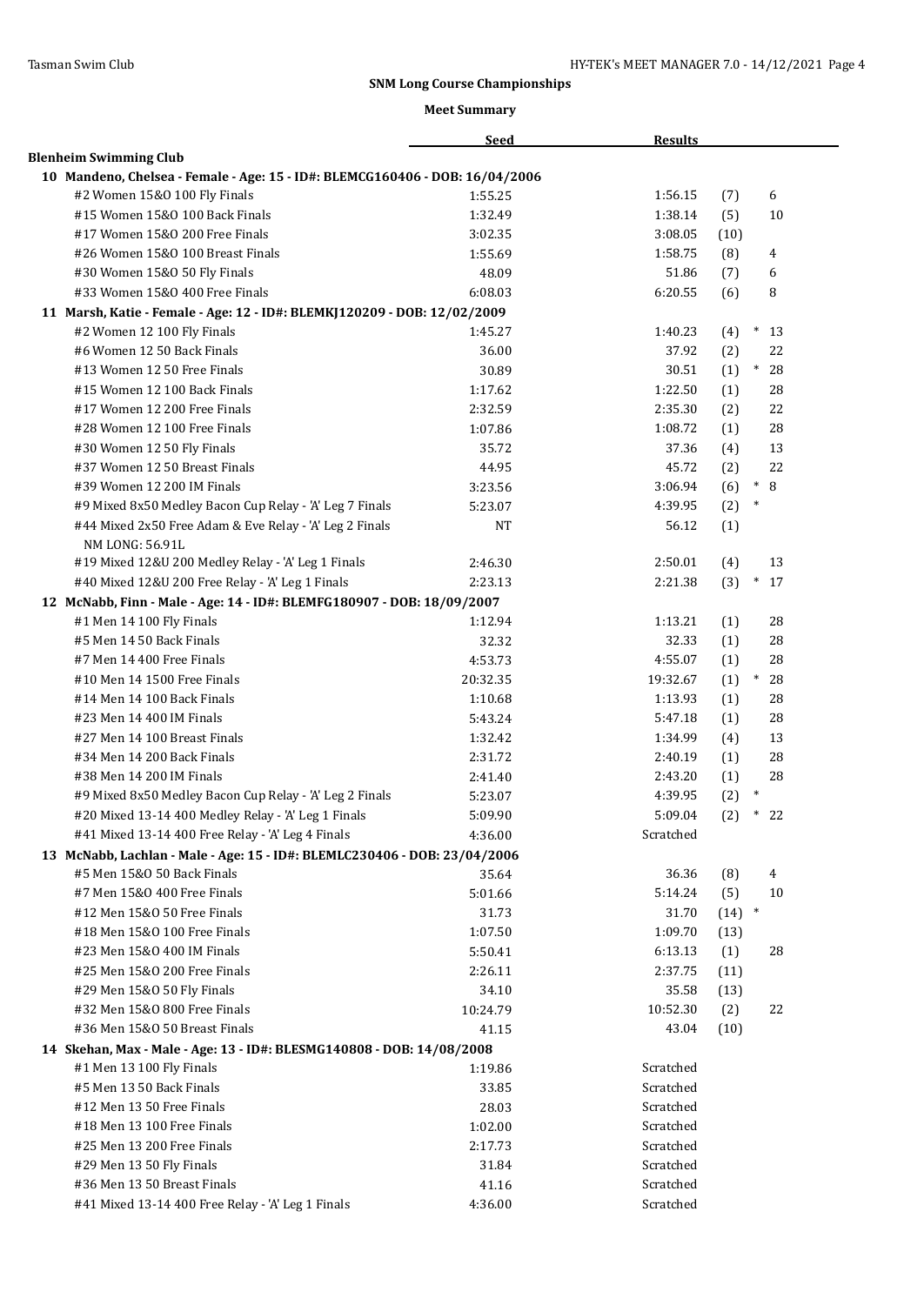## SNM Long Course Championships

### Meet Summary

| | Seed | Results | | | |
|---|---|---|---|---|---|
| **Blenheim Swimming Club** | | | | | |
| **10 Mandeno, Chelsea - Female - Age: 15 - ID#: BLEMCG160406 - DOB: 16/04/2006** | | | | | |
| #2 Women 15&O 100 Fly Finals | 1:55.25 | 1:56.15 | (7) | | 6 |
| #15 Women 15&O 100 Back Finals | 1:32.49 | 1:38.14 | (5) | | 10 |
| #17 Women 15&O 200 Free Finals | 3:02.35 | 3:08.05 | (10) | | |
| #26 Women 15&O 100 Breast Finals | 1:55.69 | 1:58.75 | (8) | | 4 |
| #30 Women 15&O 50 Fly Finals | 48.09 | 51.86 | (7) | | 6 |
| #33 Women 15&O 400 Free Finals | 6:08.03 | 6:20.55 | (6) | | 8 |
| **11 Marsh, Katie - Female - Age: 12 - ID#: BLEMKJ120209 - DOB: 12/02/2009** | | | | | |
| #2 Women 12 100 Fly Finals | 1:45.27 | 1:40.23 | (4) | * | 13 |
| #6 Women 12 50 Back Finals | 36.00 | 37.92 | (2) | | 22 |
| #13 Women 12 50 Free Finals | 30.89 | 30.51 | (1) | * | 28 |
| #15 Women 12 100 Back Finals | 1:17.62 | 1:22.50 | (1) | | 28 |
| #17 Women 12 200 Free Finals | 2:32.59 | 2:35.30 | (2) | | 22 |
| #28 Women 12 100 Free Finals | 1:07.86 | 1:08.72 | (1) | | 28 |
| #30 Women 12 50 Fly Finals | 35.72 | 37.36 | (4) | | 13 |
| #37 Women 12 50 Breast Finals | 44.95 | 45.72 | (2) | | 22 |
| #39 Women 12 200 IM Finals | 3:23.56 | 3:06.94 | (6) | * | 8 |
| #9 Mixed 8x50 Medley Bacon Cup Relay - 'A' Leg 7 Finals | 5:23.07 | 4:39.95 | (2) | * | |
| #44 Mixed 2x50 Free Adam & Eve Relay - 'A' Leg 2 Finals<br>NM LONG: 56.91L | NT | 56.12 | (1) | | |
| #19 Mixed 12&U 200 Medley Relay - 'A' Leg 1 Finals | 2:46.30 | 2:50.01 | (4) | | 13 |
| #40 Mixed 12&U 200 Free Relay - 'A' Leg 1 Finals | 2:23.13 | 2:21.38 | (3) | * | 17 |
| **12 McNabb, Finn - Male - Age: 14 - ID#: BLEMFG180907 - DOB: 18/09/2007** | | | | | |
| #1 Men 14 100 Fly Finals | 1:12.94 | 1:13.21 | (1) | | 28 |
| #5 Men 14 50 Back Finals | 32.32 | 32.33 | (1) | | 28 |
| #7 Men 14 400 Free Finals | 4:53.73 | 4:55.07 | (1) | | 28 |
| #10 Men 14 1500 Free Finals | 20:32.35 | 19:32.67 | (1) | * | 28 |
| #14 Men 14 100 Back Finals | 1:10.68 | 1:13.93 | (1) | | 28 |
| #23 Men 14 400 IM Finals | 5:43.24 | 5:47.18 | (1) | | 28 |
| #27 Men 14 100 Breast Finals | 1:32.42 | 1:34.99 | (4) | | 13 |
| #34 Men 14 200 Back Finals | 2:31.72 | 2:40.19 | (1) | | 28 |
| #38 Men 14 200 IM Finals | 2:41.40 | 2:43.20 | (1) | | 28 |
| #9 Mixed 8x50 Medley Bacon Cup Relay - 'A' Leg 2 Finals | 5:23.07 | 4:39.95 | (2) | * | |
| #20 Mixed 13-14 400 Medley Relay - 'A' Leg 1 Finals | 5:09.90 | 5:09.04 | (2) | * | 22 |
| #41 Mixed 13-14 400 Free Relay - 'A' Leg 4 Finals | 4:36.00 | Scratched | | | |
| **13 McNabb, Lachlan - Male - Age: 15 - ID#: BLEMLC230406 - DOB: 23/04/2006** | | | | | |
| #5 Men 15&O 50 Back Finals | 35.64 | 36.36 | (8) | | 4 |
| #7 Men 15&O 400 Free Finals | 5:01.66 | 5:14.24 | (5) | | 10 |
| #12 Men 15&O 50 Free Finals | 31.73 | 31.70 | (14) | * | |
| #18 Men 15&O 100 Free Finals | 1:07.50 | 1:09.70 | (13) | | |
| #23 Men 15&O 400 IM Finals | 5:50.41 | 6:13.13 | (1) | | 28 |
| #25 Men 15&O 200 Free Finals | 2:26.11 | 2:37.75 | (11) | | |
| #29 Men 15&O 50 Fly Finals | 34.10 | 35.58 | (13) | | |
| #32 Men 15&O 800 Free Finals | 10:24.79 | 10:52.30 | (2) | | 22 |
| #36 Men 15&O 50 Breast Finals | 41.15 | 43.04 | (10) | | |
| **14 Skehan, Max - Male - Age: 13 - ID#: BLESMG140808 - DOB: 14/08/2008** | | | | | |
| #1 Men 13 100 Fly Finals | 1:19.86 | Scratched | | | |
| #5 Men 13 50 Back Finals | 33.85 | Scratched | | | |
| #12 Men 13 50 Free Finals | 28.03 | Scratched | | | |
| #18 Men 13 100 Free Finals | 1:02.00 | Scratched | | | |
| #25 Men 13 200 Free Finals | 2:17.73 | Scratched | | | |
| #29 Men 13 50 Fly Finals | 31.84 | Scratched | | | |
| #36 Men 13 50 Breast Finals | 41.16 | Scratched | | | |
| #41 Mixed 13-14 400 Free Relay - 'A' Leg 1 Finals | 4:36.00 | Scratched | | | |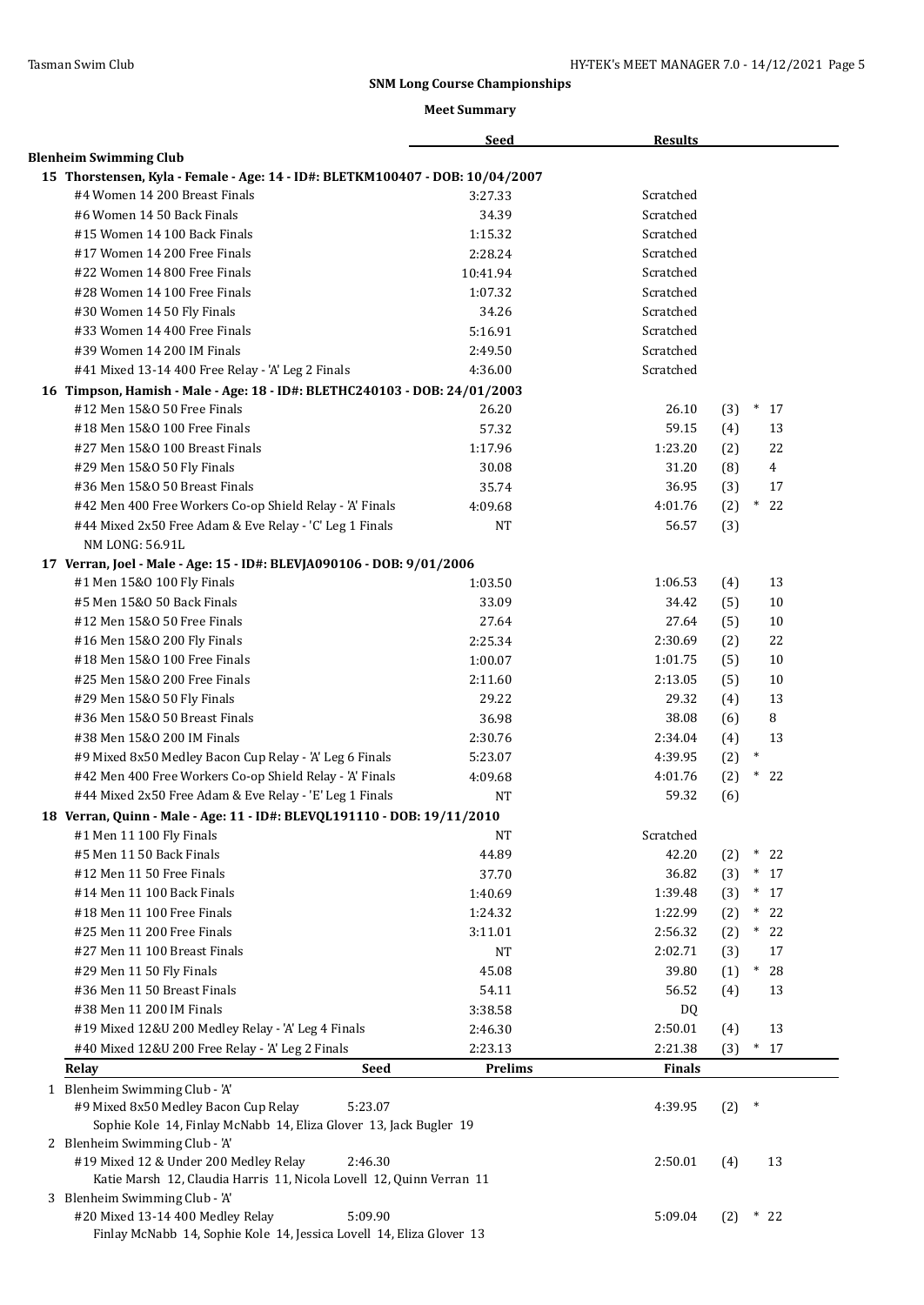## SNM Long Course Championships

### Meet Summary

| | Seed | Results | | |
|---|---|---|---|---|
| **Blenheim Swimming Club** | | | | |
| **15 Thorstensen, Kyla - Female - Age: 14 - ID#: BLETKM100407 - DOB: 10/04/2007** | | | | |
| #4 Women 14 200 Breast Finals | 3:27.33 | Scratched | | |
| #6 Women 14 50 Back Finals | 34.39 | Scratched | | |
| #15 Women 14 100 Back Finals | 1:15.32 | Scratched | | |
| #17 Women 14 200 Free Finals | 2:28.24 | Scratched | | |
| #22 Women 14 800 Free Finals | 10:41.94 | Scratched | | |
| #28 Women 14 100 Free Finals | 1:07.32 | Scratched | | |
| #30 Women 14 50 Fly Finals | 34.26 | Scratched | | |
| #33 Women 14 400 Free Finals | 5:16.91 | Scratched | | |
| #39 Women 14 200 IM Finals | 2:49.50 | Scratched | | |
| #41 Mixed 13-14 400 Free Relay - 'A' Leg 2 Finals | 4:36.00 | Scratched | | |
| **16 Timpson, Hamish - Male - Age: 18 - ID#: BLETHC240103 - DOB: 24/01/2003** | | | | |
| #12 Men 15&O 50 Free Finals | 26.20 | 26.10 | (3) | * 17 |
| #18 Men 15&O 100 Free Finals | 57.32 | 59.15 | (4) | 13 |
| #27 Men 15&O 100 Breast Finals | 1:17.96 | 1:23.20 | (2) | 22 |
| #29 Men 15&O 50 Fly Finals | 30.08 | 31.20 | (8) | 4 |
| #36 Men 15&O 50 Breast Finals | 35.74 | 36.95 | (3) | 17 |
| #42 Men 400 Free Workers Co-op Shield Relay - 'A' Finals | 4:09.68 | 4:01.76 | (2) | * 22 |
| #44 Mixed 2x50 Free Adam & Eve Relay - 'C' Leg 1 Finals | NT | 56.57 | (3) | |
| NM LONG: 56.91L | | | | |
| **17 Verran, Joel - Male - Age: 15 - ID#: BLEVJA090106 - DOB: 9/01/2006** | | | | |
| #1 Men 15&O 100 Fly Finals | 1:03.50 | 1:06.53 | (4) | 13 |
| #5 Men 15&O 50 Back Finals | 33.09 | 34.42 | (5) | 10 |
| #12 Men 15&O 50 Free Finals | 27.64 | 27.64 | (5) | 10 |
| #16 Men 15&O 200 Fly Finals | 2:25.34 | 2:30.69 | (2) | 22 |
| #18 Men 15&O 100 Free Finals | 1:00.07 | 1:01.75 | (5) | 10 |
| #25 Men 15&O 200 Free Finals | 2:11.60 | 2:13.05 | (5) | 10 |
| #29 Men 15&O 50 Fly Finals | 29.22 | 29.32 | (4) | 13 |
| #36 Men 15&O 50 Breast Finals | 36.98 | 38.08 | (6) | 8 |
| #38 Men 15&O 200 IM Finals | 2:30.76 | 2:34.04 | (4) | 13 |
| #9 Mixed 8x50 Medley Bacon Cup Relay - 'A' Leg 6 Finals | 5:23.07 | 4:39.95 | (2) | * |
| #42 Men 400 Free Workers Co-op Shield Relay - 'A' Finals | 4:09.68 | 4:01.76 | (2) | * 22 |
| #44 Mixed 2x50 Free Adam & Eve Relay - 'E' Leg 1 Finals | NT | 59.32 | (6) | |
| **18 Verran, Quinn - Male - Age: 11 - ID#: BLEVQL191110 - DOB: 19/11/2010** | | | | |
| #1 Men 11 100 Fly Finals | NT | Scratched | | |
| #5 Men 11 50 Back Finals | 44.89 | 42.20 | (2) | * 22 |
| #12 Men 11 50 Free Finals | 37.70 | 36.82 | (3) | * 17 |
| #14 Men 11 100 Back Finals | 1:40.69 | 1:39.48 | (3) | * 17 |
| #18 Men 11 100 Free Finals | 1:24.32 | 1:22.99 | (2) | * 22 |
| #25 Men 11 200 Free Finals | 3:11.01 | 2:56.32 | (2) | * 22 |
| #27 Men 11 100 Breast Finals | NT | 2:02.71 | (3) | 17 |
| #29 Men 11 50 Fly Finals | 45.08 | 39.80 | (1) | * 28 |
| #36 Men 11 50 Breast Finals | 54.11 | 56.52 | (4) | 13 |
| #38 Men 11 200 IM Finals | 3:38.58 | DQ | | |
| #19 Mixed 12&U 200 Medley Relay - 'A' Leg 4 Finals | 2:46.30 | 2:50.01 | (4) | 13 |
| #40 Mixed 12&U 200 Free Relay - 'A' Leg 2 Finals | 2:23.13 | 2:21.38 | (3) | * 17 |

| Relay | Seed | Prelims | Finals | | |
|---|---|---|---|---|---|
| 1 Blenheim Swimming Club - 'A' | | | | | |
| #9 Mixed 8x50 Medley Bacon Cup Relay | 5:23.07 | | 4:39.95 | (2) | * |
| Sophie Kole 14, Finlay McNabb 14, Eliza Glover 13, Jack Bugler 19 | | | | | |
| 2 Blenheim Swimming Club - 'A' | | | | | |
| #19 Mixed 12 & Under 200 Medley Relay | 2:46.30 | | 2:50.01 | (4) | 13 |
| Katie Marsh 12, Claudia Harris 11, Nicola Lovell 12, Quinn Verran 11 | | | | | |
| 3 Blenheim Swimming Club - 'A' | | | | | |
| #20 Mixed 13-14 400 Medley Relay | 5:09.90 | | 5:09.04 | (2) | * 22 |
| Finlay McNabb 14, Sophie Kole 14, Jessica Lovell 14, Eliza Glover 13 | | | | | |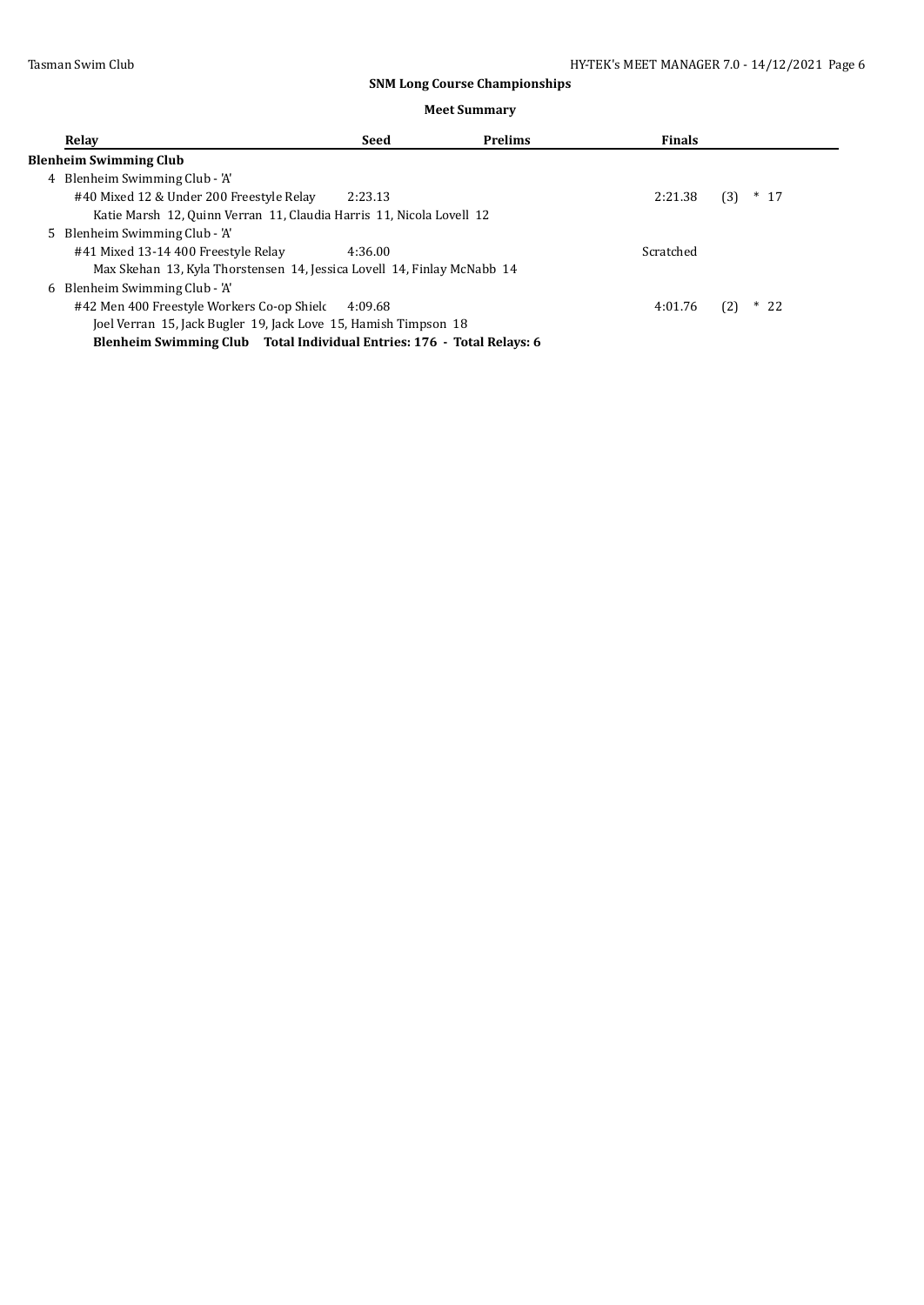## SNM Long Course Championships

### Meet Summary

| Relay | Seed | Prelims | Finals | | |
|---|---|---|---|---|---|
| **Blenheim Swimming Club** | | | | | |
| 4 Blenheim Swimming Club - 'A' | | | | | |
| #40 Mixed 12 & Under 200 Freestyle Relay | 2:23.13 | | 2:21.38 | (3) | * 17 |
| Katie Marsh 12, Quinn Verran 11, Claudia Harris 11, Nicola Lovell 12 | | | | | |
| 5 Blenheim Swimming Club - 'A' | | | | | |
| #41 Mixed 13-14 400 Freestyle Relay | 4:36.00 | | Scratched | | |
| Max Skehan 13, Kyla Thorstensen 14, Jessica Lovell 14, Finlay McNabb 14 | | | | | |
| 6 Blenheim Swimming Club - 'A' | | | | | |
| #42 Men 400 Freestyle Workers Co-op Shielc | 4:09.68 | | 4:01.76 | (2) | * 22 |
| Joel Verran 15, Jack Bugler 19, Jack Love 15, Hamish Timpson 18 | | | | | |

**Blenheim Swimming Club Total Individual Entries: 176 - Total Relays: 6**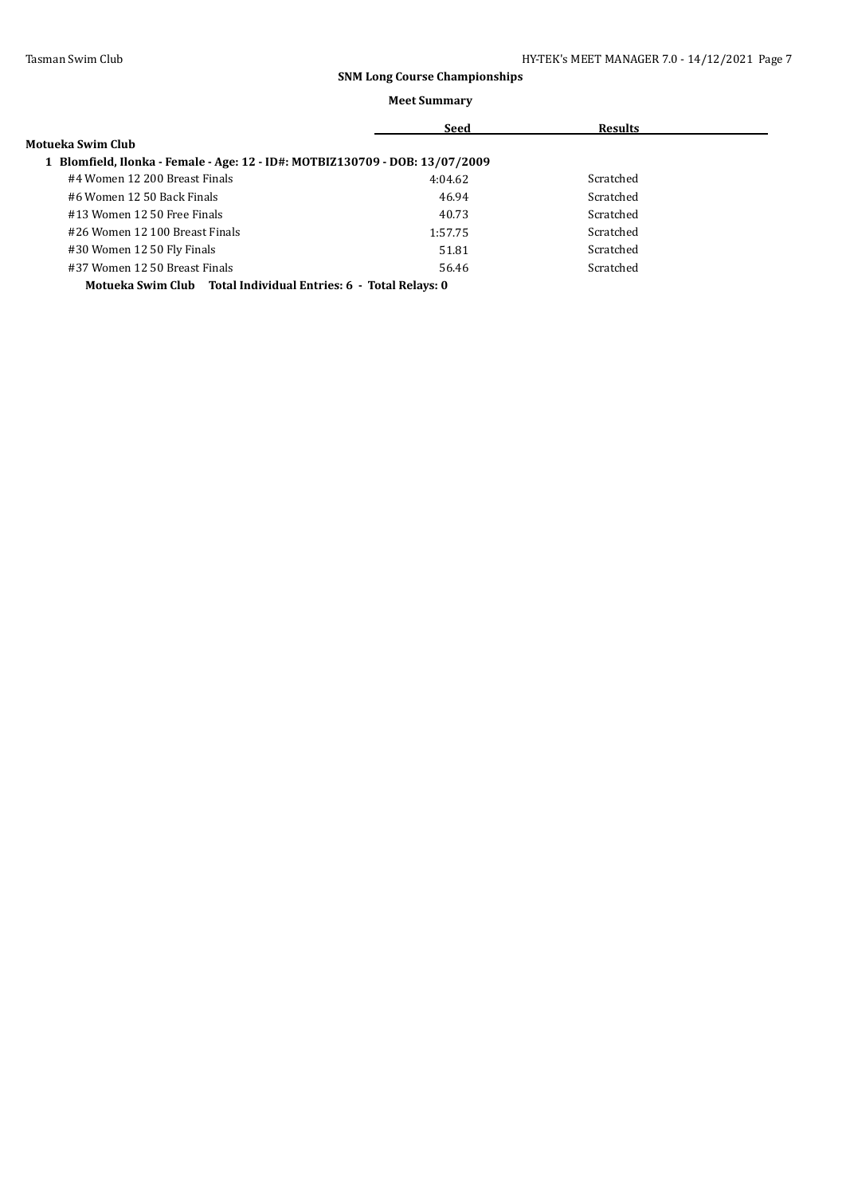## SNM Long Course Championships

### Meet Summary

| | Seed | Results |
|---|---|---|
| **Motueka Swim Club** | | |
| **1 Blomfield, Ilonka - Female - Age: 12 - ID#: MOTBIZ130709 - DOB: 13/07/2009** | | |
| #4 Women 12 200 Breast Finals | 4:04.62 | Scratched |
| #6 Women 12 50 Back Finals | 46.94 | Scratched |
| #13 Women 12 50 Free Finals | 40.73 | Scratched |
| #26 Women 12 100 Breast Finals | 1:57.75 | Scratched |
| #30 Women 12 50 Fly Finals | 51.81 | Scratched |
| #37 Women 12 50 Breast Finals | 56.46 | Scratched |

**Motueka Swim Club Total Individual Entries: 6 - Total Relays: 0**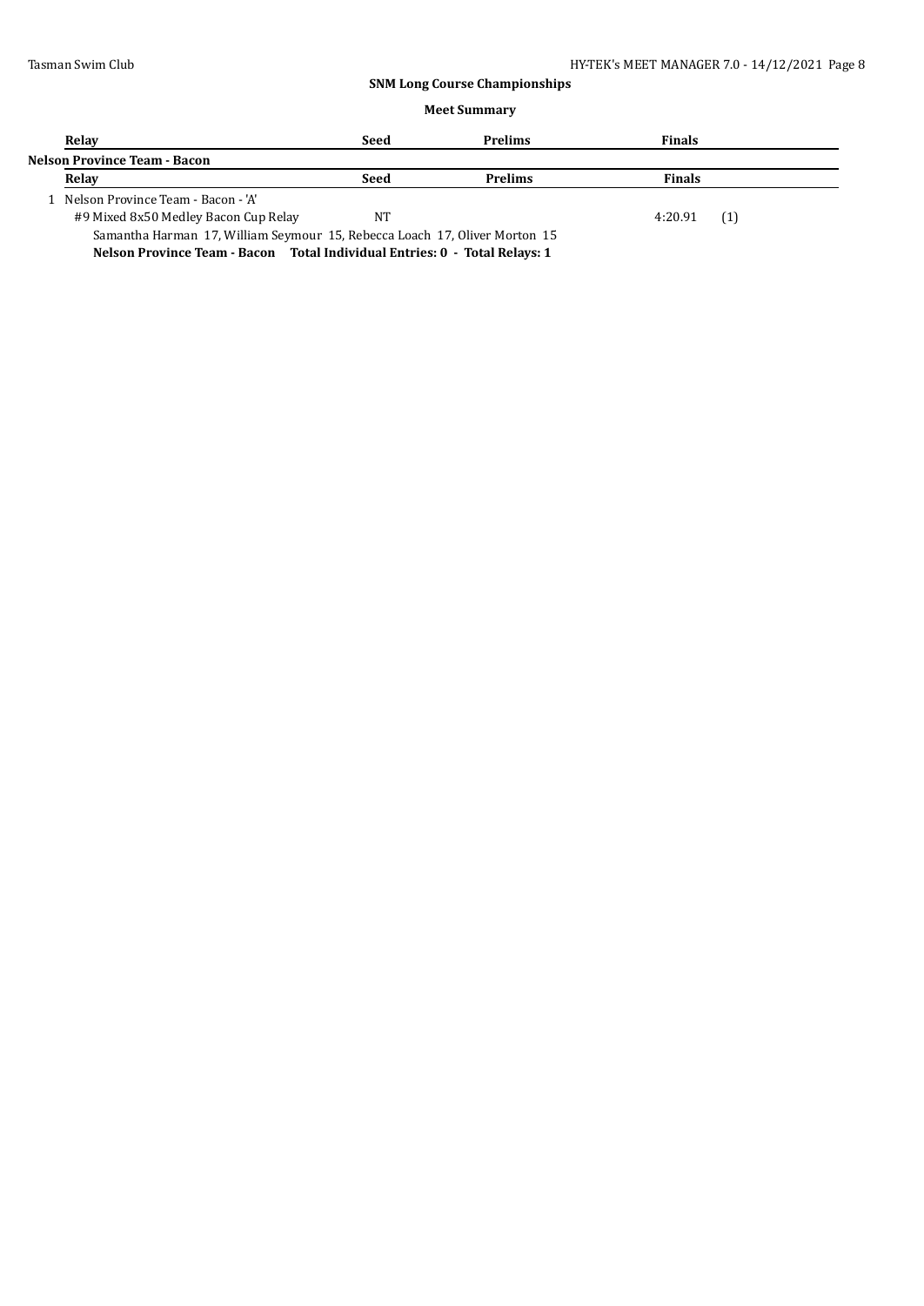## SNM Long Course Championships

### Meet Summary

| Relay | Seed | Prelims | Finals |
|---|---|---|---|
| **Nelson Province Team - Bacon** | | | |
| **Relay** | **Seed** | **Prelims** | **Finals** |
| 1 Nelson Province Team - Bacon - 'A' | | | |
| #9 Mixed 8x50 Medley Bacon Cup Relay | NT | | 4:20.91 (1) |

Samantha Harman 17, William Seymour 15, Rebecca Loach 17, Oliver Morton 15

**Nelson Province Team - Bacon Total Individual Entries: 0 - Total Relays: 1**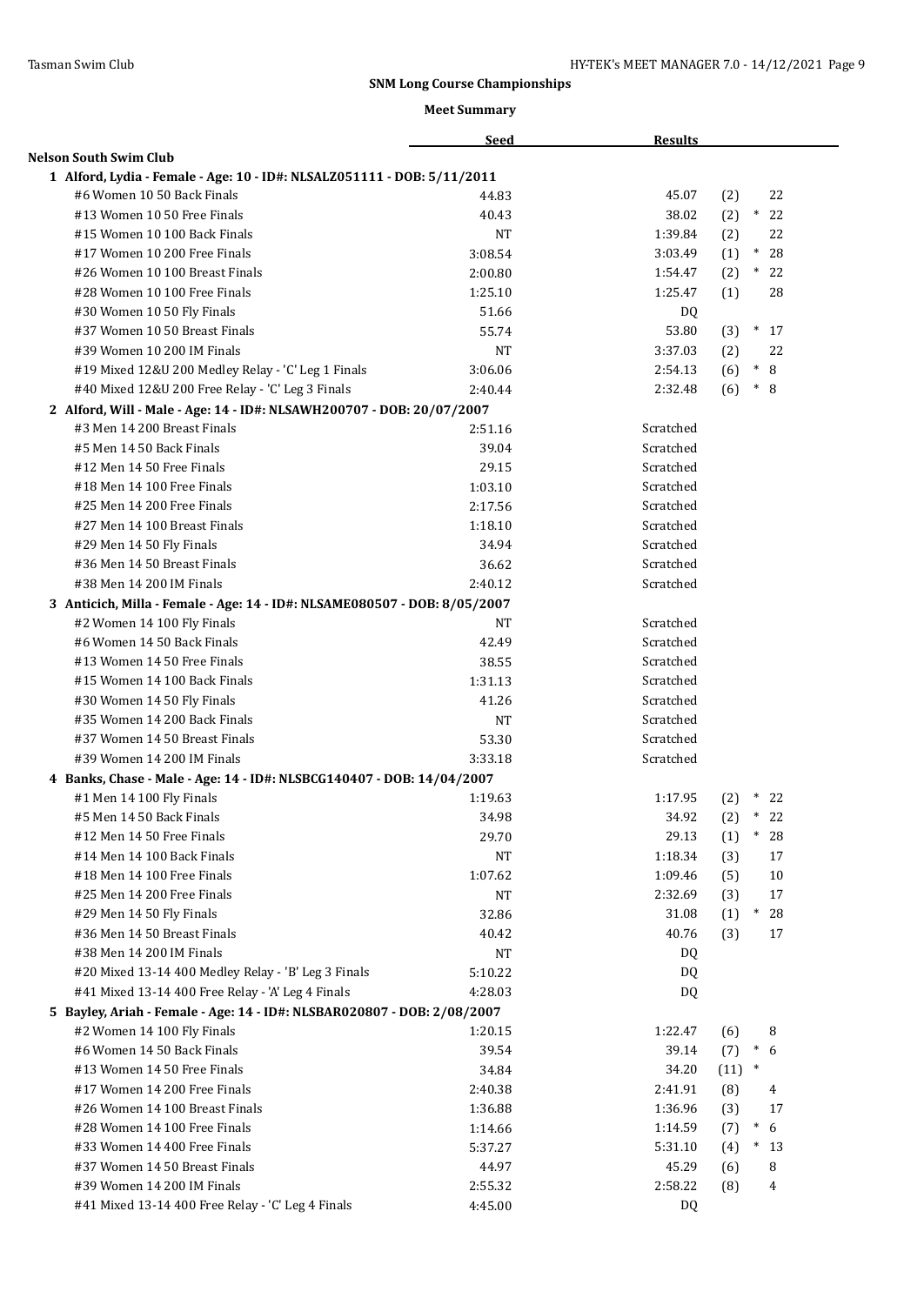## SNM Long Course Championships

### Meet Summary

| | Seed | Results | | | |
|---|---|---|---|---|---|
| **Nelson South Swim Club** | | | | | |
| **1 Alford, Lydia - Female - Age: 10 - ID#: NLSALZ051111 - DOB: 5/11/2011** | | | | | |
| #6 Women 10 50 Back Finals | 44.83 | 45.07 | (2) | | 22 |
| #13 Women 10 50 Free Finals | 40.43 | 38.02 | (2) | * | 22 |
| #15 Women 10 100 Back Finals | NT | 1:39.84 | (2) | | 22 |
| #17 Women 10 200 Free Finals | 3:08.54 | 3:03.49 | (1) | * | 28 |
| #26 Women 10 100 Breast Finals | 2:00.80 | 1:54.47 | (2) | * | 22 |
| #28 Women 10 100 Free Finals | 1:25.10 | 1:25.47 | (1) | | 28 |
| #30 Women 10 50 Fly Finals | 51.66 | DQ | | | |
| #37 Women 10 50 Breast Finals | 55.74 | 53.80 | (3) | * | 17 |
| #39 Women 10 200 IM Finals | NT | 3:37.03 | (2) | | 22 |
| #19 Mixed 12&U 200 Medley Relay - 'C' Leg 1 Finals | 3:06.06 | 2:54.13 | (6) | * | 8 |
| #40 Mixed 12&U 200 Free Relay - 'C' Leg 3 Finals | 2:40.44 | 2:32.48 | (6) | * | 8 |
| **2 Alford, Will - Male - Age: 14 - ID#: NLSAWH200707 - DOB: 20/07/2007** | | | | | |
| #3 Men 14 200 Breast Finals | 2:51.16 | Scratched | | | |
| #5 Men 14 50 Back Finals | 39.04 | Scratched | | | |
| #12 Men 14 50 Free Finals | 29.15 | Scratched | | | |
| #18 Men 14 100 Free Finals | 1:03.10 | Scratched | | | |
| #25 Men 14 200 Free Finals | 2:17.56 | Scratched | | | |
| #27 Men 14 100 Breast Finals | 1:18.10 | Scratched | | | |
| #29 Men 14 50 Fly Finals | 34.94 | Scratched | | | |
| #36 Men 14 50 Breast Finals | 36.62 | Scratched | | | |
| #38 Men 14 200 IM Finals | 2:40.12 | Scratched | | | |
| **3 Anticich, Milla - Female - Age: 14 - ID#: NLSAME080507 - DOB: 8/05/2007** | | | | | |
| #2 Women 14 100 Fly Finals | NT | Scratched | | | |
| #6 Women 14 50 Back Finals | 42.49 | Scratched | | | |
| #13 Women 14 50 Free Finals | 38.55 | Scratched | | | |
| #15 Women 14 100 Back Finals | 1:31.13 | Scratched | | | |
| #30 Women 14 50 Fly Finals | 41.26 | Scratched | | | |
| #35 Women 14 200 Back Finals | NT | Scratched | | | |
| #37 Women 14 50 Breast Finals | 53.30 | Scratched | | | |
| #39 Women 14 200 IM Finals | 3:33.18 | Scratched | | | |
| **4 Banks, Chase - Male - Age: 14 - ID#: NLSBCG140407 - DOB: 14/04/2007** | | | | | |
| #1 Men 14 100 Fly Finals | 1:19.63 | 1:17.95 | (2) | * | 22 |
| #5 Men 14 50 Back Finals | 34.98 | 34.92 | (2) | * | 22 |
| #12 Men 14 50 Free Finals | 29.70 | 29.13 | (1) | * | 28 |
| #14 Men 14 100 Back Finals | NT | 1:18.34 | (3) | | 17 |
| #18 Men 14 100 Free Finals | 1:07.62 | 1:09.46 | (5) | | 10 |
| #25 Men 14 200 Free Finals | NT | 2:32.69 | (3) | | 17 |
| #29 Men 14 50 Fly Finals | 32.86 | 31.08 | (1) | * | 28 |
| #36 Men 14 50 Breast Finals | 40.42 | 40.76 | (3) | | 17 |
| #38 Men 14 200 IM Finals | NT | DQ | | | |
| #20 Mixed 13-14 400 Medley Relay - 'B' Leg 3 Finals | 5:10.22 | DQ | | | |
| #41 Mixed 13-14 400 Free Relay - 'A' Leg 4 Finals | 4:28.03 | DQ | | | |
| **5 Bayley, Ariah - Female - Age: 14 - ID#: NLSBAR020807 - DOB: 2/08/2007** | | | | | |
| #2 Women 14 100 Fly Finals | 1:20.15 | 1:22.47 | (6) | | 8 |
| #6 Women 14 50 Back Finals | 39.54 | 39.14 | (7) | * | 6 |
| #13 Women 14 50 Free Finals | 34.84 | 34.20 | (11) | * | |
| #17 Women 14 200 Free Finals | 2:40.38 | 2:41.91 | (8) | | 4 |
| #26 Women 14 100 Breast Finals | 1:36.88 | 1:36.96 | (3) | | 17 |
| #28 Women 14 100 Free Finals | 1:14.66 | 1:14.59 | (7) | * | 6 |
| #33 Women 14 400 Free Finals | 5:37.27 | 5:31.10 | (4) | * | 13 |
| #37 Women 14 50 Breast Finals | 44.97 | 45.29 | (6) | | 8 |
| #39 Women 14 200 IM Finals | 2:55.32 | 2:58.22 | (8) | | 4 |
| #41 Mixed 13-14 400 Free Relay - 'C' Leg 4 Finals | 4:45.00 | DQ | | | |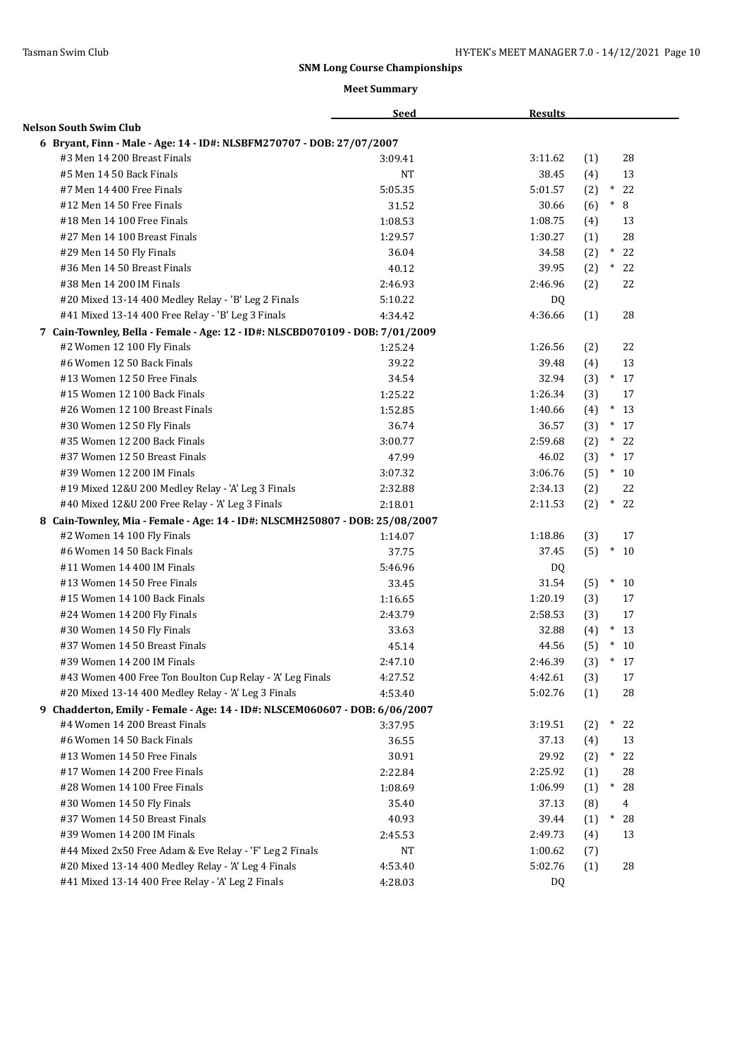## SNM Long Course Championships

### Meet Summary

| | Seed | Results | | |
|---|---|---|---|---|
| **Nelson South Swim Club** | | | | |
| **6 Bryant, Finn - Male - Age: 14 - ID#: NLSBFM270707 - DOB: 27/07/2007** | | | | |
| #3 Men 14 200 Breast Finals | 3:09.41 | 3:11.62 | (1) | 28 |
| #5 Men 14 50 Back Finals | NT | 38.45 | (4) | 13 |
| #7 Men 14 400 Free Finals | 5:05.35 | 5:01.57 | (2) | * 22 |
| #12 Men 14 50 Free Finals | 31.52 | 30.66 | (6) | * 8 |
| #18 Men 14 100 Free Finals | 1:08.53 | 1:08.75 | (4) | 13 |
| #27 Men 14 100 Breast Finals | 1:29.57 | 1:30.27 | (1) | 28 |
| #29 Men 14 50 Fly Finals | 36.04 | 34.58 | (2) | * 22 |
| #36 Men 14 50 Breast Finals | 40.12 | 39.95 | (2) | * 22 |
| #38 Men 14 200 IM Finals | 2:46.93 | 2:46.96 | (2) | 22 |
| #20 Mixed 13-14 400 Medley Relay - 'B' Leg 2 Finals | 5:10.22 | DQ | | |
| #41 Mixed 13-14 400 Free Relay - 'B' Leg 3 Finals | 4:34.42 | 4:36.66 | (1) | 28 |
| **7 Cain-Townley, Bella - Female - Age: 12 - ID#: NLSCBD070109 - DOB: 7/01/2009** | | | | |
| #2 Women 12 100 Fly Finals | 1:25.24 | 1:26.56 | (2) | 22 |
| #6 Women 12 50 Back Finals | 39.22 | 39.48 | (4) | 13 |
| #13 Women 12 50 Free Finals | 34.54 | 32.94 | (3) | * 17 |
| #15 Women 12 100 Back Finals | 1:25.22 | 1:26.34 | (3) | 17 |
| #26 Women 12 100 Breast Finals | 1:52.85 | 1:40.66 | (4) | * 13 |
| #30 Women 12 50 Fly Finals | 36.74 | 36.57 | (3) | * 17 |
| #35 Women 12 200 Back Finals | 3:00.77 | 2:59.68 | (2) | * 22 |
| #37 Women 12 50 Breast Finals | 47.99 | 46.02 | (3) | * 17 |
| #39 Women 12 200 IM Finals | 3:07.32 | 3:06.76 | (5) | * 10 |
| #19 Mixed 12&U 200 Medley Relay - 'A' Leg 3 Finals | 2:32.88 | 2:34.13 | (2) | 22 |
| #40 Mixed 12&U 200 Free Relay - 'A' Leg 3 Finals | 2:18.01 | 2:11.53 | (2) | * 22 |
| **8 Cain-Townley, Mia - Female - Age: 14 - ID#: NLSCMH250807 - DOB: 25/08/2007** | | | | |
| #2 Women 14 100 Fly Finals | 1:14.07 | 1:18.86 | (3) | 17 |
| #6 Women 14 50 Back Finals | 37.75 | 37.45 | (5) | * 10 |
| #11 Women 14 400 IM Finals | 5:46.96 | DQ | | |
| #13 Women 14 50 Free Finals | 33.45 | 31.54 | (5) | * 10 |
| #15 Women 14 100 Back Finals | 1:16.65 | 1:20.19 | (3) | 17 |
| #24 Women 14 200 Fly Finals | 2:43.79 | 2:58.53 | (3) | 17 |
| #30 Women 14 50 Fly Finals | 33.63 | 32.88 | (4) | * 13 |
| #37 Women 14 50 Breast Finals | 45.14 | 44.56 | (5) | * 10 |
| #39 Women 14 200 IM Finals | 2:47.10 | 2:46.39 | (3) | * 17 |
| #43 Women 400 Free Ton Boulton Cup Relay - 'A' Leg Finals | 4:27.52 | 4:42.61 | (3) | 17 |
| #20 Mixed 13-14 400 Medley Relay - 'A' Leg 3 Finals | 4:53.40 | 5:02.76 | (1) | 28 |
| **9 Chadderton, Emily - Female - Age: 14 - ID#: NLSCEM060607 - DOB: 6/06/2007** | | | | |
| #4 Women 14 200 Breast Finals | 3:37.95 | 3:19.51 | (2) | * 22 |
| #6 Women 14 50 Back Finals | 36.55 | 37.13 | (4) | 13 |
| #13 Women 14 50 Free Finals | 30.91 | 29.92 | (2) | * 22 |
| #17 Women 14 200 Free Finals | 2:22.84 | 2:25.92 | (1) | 28 |
| #28 Women 14 100 Free Finals | 1:08.69 | 1:06.99 | (1) | * 28 |
| #30 Women 14 50 Fly Finals | 35.40 | 37.13 | (8) | 4 |
| #37 Women 14 50 Breast Finals | 40.93 | 39.44 | (1) | * 28 |
| #39 Women 14 200 IM Finals | 2:45.53 | 2:49.73 | (4) | 13 |
| #44 Mixed 2x50 Free Adam & Eve Relay - 'F' Leg 2 Finals | NT | 1:00.62 | (7) | |
| #20 Mixed 13-14 400 Medley Relay - 'A' Leg 4 Finals | 4:53.40 | 5:02.76 | (1) | 28 |
| #41 Mixed 13-14 400 Free Relay - 'A' Leg 2 Finals | 4:28.03 | DQ | | |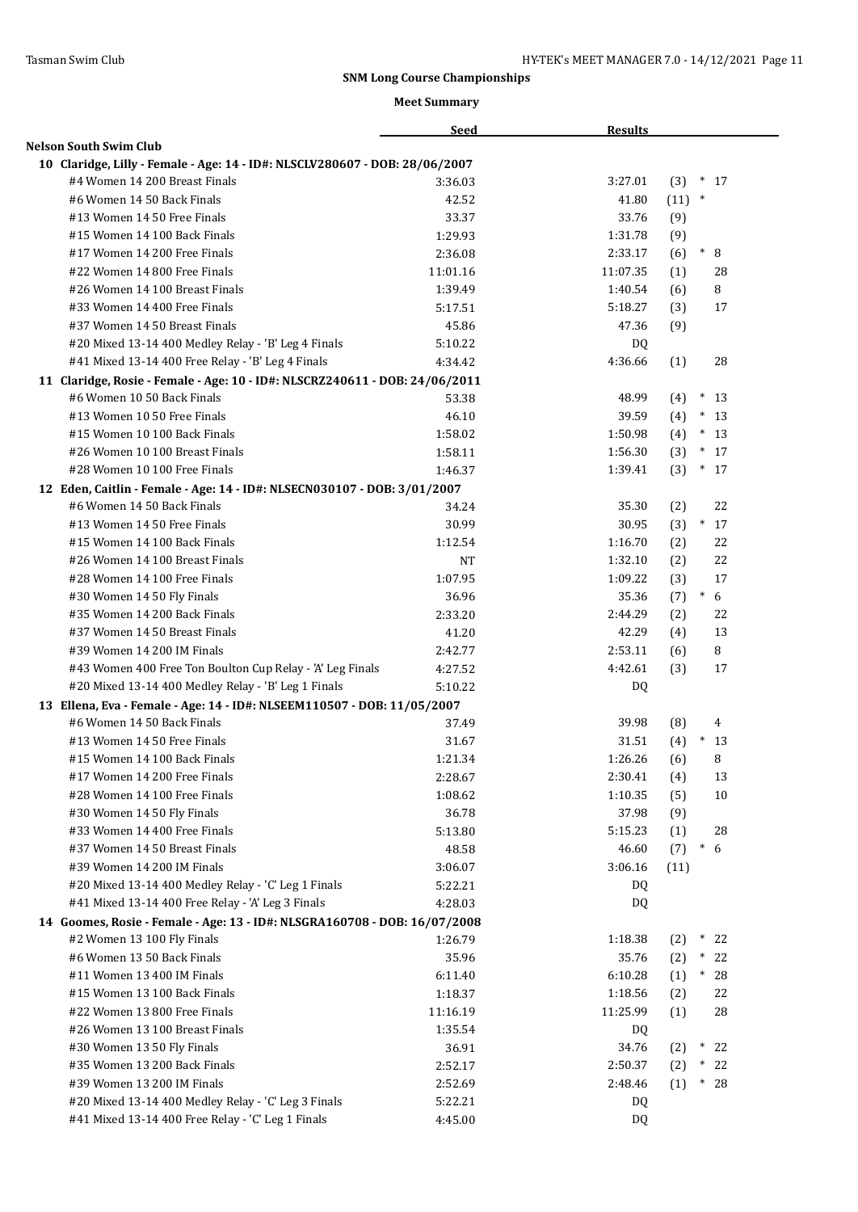## SNM Long Course Championships

### Meet Summary

**Nelson South Swim Club**

| | Seed | Results | | |
|---|---|---|---|---|
| **10 Claridge, Lilly - Female - Age: 14 - ID#: NLSCLV280607 - DOB: 28/06/2007** | | | | |
| #4 Women 14 200 Breast Finals | 3:36.03 | 3:27.01 | (3) | * 17 |
| #6 Women 14 50 Back Finals | 42.52 | 41.80 | (11) | * |
| #13 Women 14 50 Free Finals | 33.37 | 33.76 | (9) | |
| #15 Women 14 100 Back Finals | 1:29.93 | 1:31.78 | (9) | |
| #17 Women 14 200 Free Finals | 2:36.08 | 2:33.17 | (6) | * 8 |
| #22 Women 14 800 Free Finals | 11:01.16 | 11:07.35 | (1) | 28 |
| #26 Women 14 100 Breast Finals | 1:39.49 | 1:40.54 | (6) | 8 |
| #33 Women 14 400 Free Finals | 5:17.51 | 5:18.27 | (3) | 17 |
| #37 Women 14 50 Breast Finals | 45.86 | 47.36 | (9) | |
| #20 Mixed 13-14 400 Medley Relay - 'B' Leg 4 Finals | 5:10.22 | DQ | | |
| #41 Mixed 13-14 400 Free Relay - 'B' Leg 4 Finals | 4:34.42 | 4:36.66 | (1) | 28 |
| **11 Claridge, Rosie - Female - Age: 10 - ID#: NLSCRZ240611 - DOB: 24/06/2011** | | | | |
| #6 Women 10 50 Back Finals | 53.38 | 48.99 | (4) | * 13 |
| #13 Women 10 50 Free Finals | 46.10 | 39.59 | (4) | * 13 |
| #15 Women 10 100 Back Finals | 1:58.02 | 1:50.98 | (4) | * 13 |
| #26 Women 10 100 Breast Finals | 1:58.11 | 1:56.30 | (3) | * 17 |
| #28 Women 10 100 Free Finals | 1:46.37 | 1:39.41 | (3) | * 17 |
| **12 Eden, Caitlin - Female - Age: 14 - ID#: NLSECN030107 - DOB: 3/01/2007** | | | | |
| #6 Women 14 50 Back Finals | 34.24 | 35.30 | (2) | 22 |
| #13 Women 14 50 Free Finals | 30.99 | 30.95 | (3) | * 17 |
| #15 Women 14 100 Back Finals | 1:12.54 | 1:16.70 | (2) | 22 |
| #26 Women 14 100 Breast Finals | NT | 1:32.10 | (2) | 22 |
| #28 Women 14 100 Free Finals | 1:07.95 | 1:09.22 | (3) | 17 |
| #30 Women 14 50 Fly Finals | 36.96 | 35.36 | (7) | * 6 |
| #35 Women 14 200 Back Finals | 2:33.20 | 2:44.29 | (2) | 22 |
| #37 Women 14 50 Breast Finals | 41.20 | 42.29 | (4) | 13 |
| #39 Women 14 200 IM Finals | 2:42.77 | 2:53.11 | (6) | 8 |
| #43 Women 400 Free Ton Boulton Cup Relay - 'A' Leg Finals | 4:27.52 | 4:42.61 | (3) | 17 |
| #20 Mixed 13-14 400 Medley Relay - 'B' Leg 1 Finals | 5:10.22 | DQ | | |
| **13 Ellena, Eva - Female - Age: 14 - ID#: NLSEEM110507 - DOB: 11/05/2007** | | | | |
| #6 Women 14 50 Back Finals | 37.49 | 39.98 | (8) | 4 |
| #13 Women 14 50 Free Finals | 31.67 | 31.51 | (4) | * 13 |
| #15 Women 14 100 Back Finals | 1:21.34 | 1:26.26 | (6) | 8 |
| #17 Women 14 200 Free Finals | 2:28.67 | 2:30.41 | (4) | 13 |
| #28 Women 14 100 Free Finals | 1:08.62 | 1:10.35 | (5) | 10 |
| #30 Women 14 50 Fly Finals | 36.78 | 37.98 | (9) | |
| #33 Women 14 400 Free Finals | 5:13.80 | 5:15.23 | (1) | 28 |
| #37 Women 14 50 Breast Finals | 48.58 | 46.60 | (7) | * 6 |
| #39 Women 14 200 IM Finals | 3:06.07 | 3:06.16 | (11) | |
| #20 Mixed 13-14 400 Medley Relay - 'C' Leg 1 Finals | 5:22.21 | DQ | | |
| #41 Mixed 13-14 400 Free Relay - 'A' Leg 3 Finals | 4:28.03 | DQ | | |
| **14 Goomes, Rosie - Female - Age: 13 - ID#: NLSGRA160708 - DOB: 16/07/2008** | | | | |
| #2 Women 13 100 Fly Finals | 1:26.79 | 1:18.38 | (2) | * 22 |
| #6 Women 13 50 Back Finals | 35.96 | 35.76 | (2) | * 22 |
| #11 Women 13 400 IM Finals | 6:11.40 | 6:10.28 | (1) | * 28 |
| #15 Women 13 100 Back Finals | 1:18.37 | 1:18.56 | (2) | 22 |
| #22 Women 13 800 Free Finals | 11:16.19 | 11:25.99 | (1) | 28 |
| #26 Women 13 100 Breast Finals | 1:35.54 | DQ | | |
| #30 Women 13 50 Fly Finals | 36.91 | 34.76 | (2) | * 22 |
| #35 Women 13 200 Back Finals | 2:52.17 | 2:50.37 | (2) | * 22 |
| #39 Women 13 200 IM Finals | 2:52.69 | 2:48.46 | (1) | * 28 |
| #20 Mixed 13-14 400 Medley Relay - 'C' Leg 3 Finals | 5:22.21 | DQ | | |
| #41 Mixed 13-14 400 Free Relay - 'C' Leg 1 Finals | 4:45.00 | DQ | | |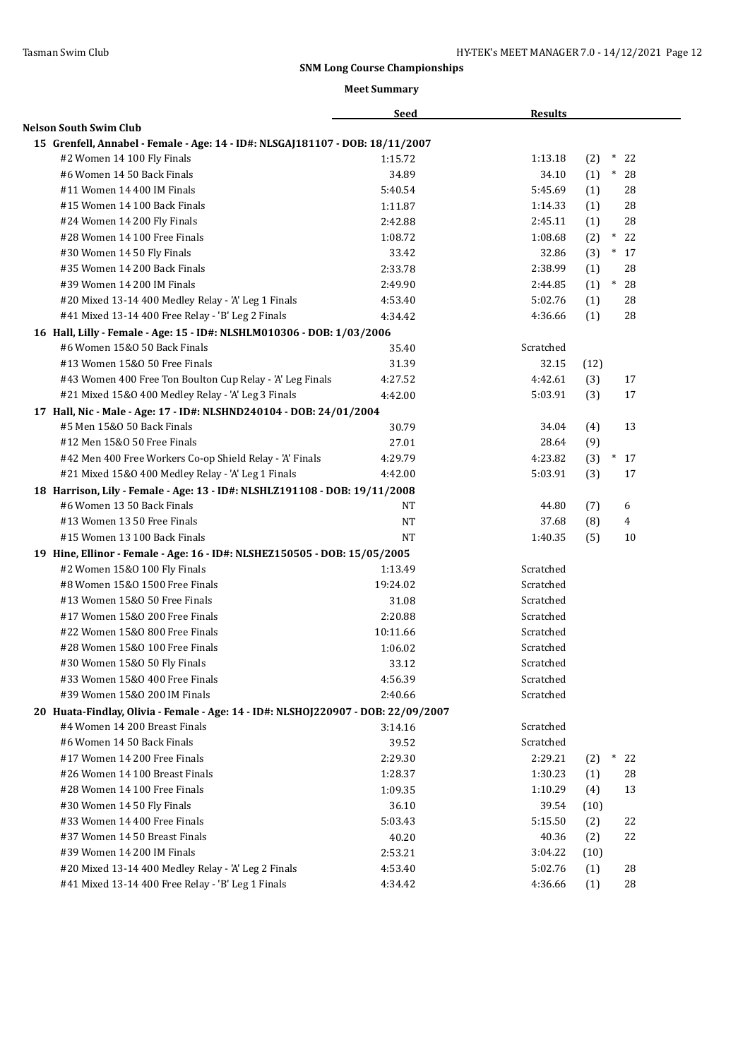## SNM Long Course Championships

### Meet Summary

| | Seed | Results | | |
|---|---|---|---|---|
| **Nelson South Swim Club** | | | | |
| **15 Grenfell, Annabel - Female - Age: 14 - ID#: NLSGAJ181107 - DOB: 18/11/2007** | | | | |
| #2 Women 14 100 Fly Finals | 1:15.72 | 1:13.18 | (2) | * 22 |
| #6 Women 14 50 Back Finals | 34.89 | 34.10 | (1) | * 28 |
| #11 Women 14 400 IM Finals | 5:40.54 | 5:45.69 | (1) | 28 |
| #15 Women 14 100 Back Finals | 1:11.87 | 1:14.33 | (1) | 28 |
| #24 Women 14 200 Fly Finals | 2:42.88 | 2:45.11 | (1) | 28 |
| #28 Women 14 100 Free Finals | 1:08.72 | 1:08.68 | (2) | * 22 |
| #30 Women 14 50 Fly Finals | 33.42 | 32.86 | (3) | * 17 |
| #35 Women 14 200 Back Finals | 2:33.78 | 2:38.99 | (1) | 28 |
| #39 Women 14 200 IM Finals | 2:49.90 | 2:44.85 | (1) | * 28 |
| #20 Mixed 13-14 400 Medley Relay - 'A' Leg 1 Finals | 4:53.40 | 5:02.76 | (1) | 28 |
| #41 Mixed 13-14 400 Free Relay - 'B' Leg 2 Finals | 4:34.42 | 4:36.66 | (1) | 28 |
| **16 Hall, Lilly - Female - Age: 15 - ID#: NLSHLM010306 - DOB: 1/03/2006** | | | | |
| #6 Women 15&O 50 Back Finals | 35.40 | Scratched | | |
| #13 Women 15&O 50 Free Finals | 31.39 | 32.15 | (12) | |
| #43 Women 400 Free Ton Boulton Cup Relay - 'A' Leg Finals | 4:27.52 | 4:42.61 | (3) | 17 |
| #21 Mixed 15&O 400 Medley Relay - 'A' Leg 3 Finals | 4:42.00 | 5:03.91 | (3) | 17 |
| **17 Hall, Nic - Male - Age: 17 - ID#: NLSHND240104 - DOB: 24/01/2004** | | | | |
| #5 Men 15&O 50 Back Finals | 30.79 | 34.04 | (4) | 13 |
| #12 Men 15&O 50 Free Finals | 27.01 | 28.64 | (9) | |
| #42 Men 400 Free Workers Co-op Shield Relay - 'A' Finals | 4:29.79 | 4:23.82 | (3) | * 17 |
| #21 Mixed 15&O 400 Medley Relay - 'A' Leg 1 Finals | 4:42.00 | 5:03.91 | (3) | 17 |
| **18 Harrison, Lily - Female - Age: 13 - ID#: NLSHLZ191108 - DOB: 19/11/2008** | | | | |
| #6 Women 13 50 Back Finals | NT | 44.80 | (7) | 6 |
| #13 Women 13 50 Free Finals | NT | 37.68 | (8) | 4 |
| #15 Women 13 100 Back Finals | NT | 1:40.35 | (5) | 10 |
| **19 Hine, Ellinor - Female - Age: 16 - ID#: NLSHEZ150505 - DOB: 15/05/2005** | | | | |
| #2 Women 15&O 100 Fly Finals | 1:13.49 | Scratched | | |
| #8 Women 15&O 1500 Free Finals | 19:24.02 | Scratched | | |
| #13 Women 15&O 50 Free Finals | 31.08 | Scratched | | |
| #17 Women 15&O 200 Free Finals | 2:20.88 | Scratched | | |
| #22 Women 15&O 800 Free Finals | 10:11.66 | Scratched | | |
| #28 Women 15&O 100 Free Finals | 1:06.02 | Scratched | | |
| #30 Women 15&O 50 Fly Finals | 33.12 | Scratched | | |
| #33 Women 15&O 400 Free Finals | 4:56.39 | Scratched | | |
| #39 Women 15&O 200 IM Finals | 2:40.66 | Scratched | | |
| **20 Huata-Findlay, Olivia - Female - Age: 14 - ID#: NLSHOJ220907 - DOB: 22/09/2007** | | | | |
| #4 Women 14 200 Breast Finals | 3:14.16 | Scratched | | |
| #6 Women 14 50 Back Finals | 39.52 | Scratched | | |
| #17 Women 14 200 Free Finals | 2:29.30 | 2:29.21 | (2) | * 22 |
| #26 Women 14 100 Breast Finals | 1:28.37 | 1:30.23 | (1) | 28 |
| #28 Women 14 100 Free Finals | 1:09.35 | 1:10.29 | (4) | 13 |
| #30 Women 14 50 Fly Finals | 36.10 | 39.54 | (10) | |
| #33 Women 14 400 Free Finals | 5:03.43 | 5:15.50 | (2) | 22 |
| #37 Women 14 50 Breast Finals | 40.20 | 40.36 | (2) | 22 |
| #39 Women 14 200 IM Finals | 2:53.21 | 3:04.22 | (10) | |
| #20 Mixed 13-14 400 Medley Relay - 'A' Leg 2 Finals | 4:53.40 | 5:02.76 | (1) | 28 |
| #41 Mixed 13-14 400 Free Relay - 'B' Leg 1 Finals | 4:34.42 | 4:36.66 | (1) | 28 |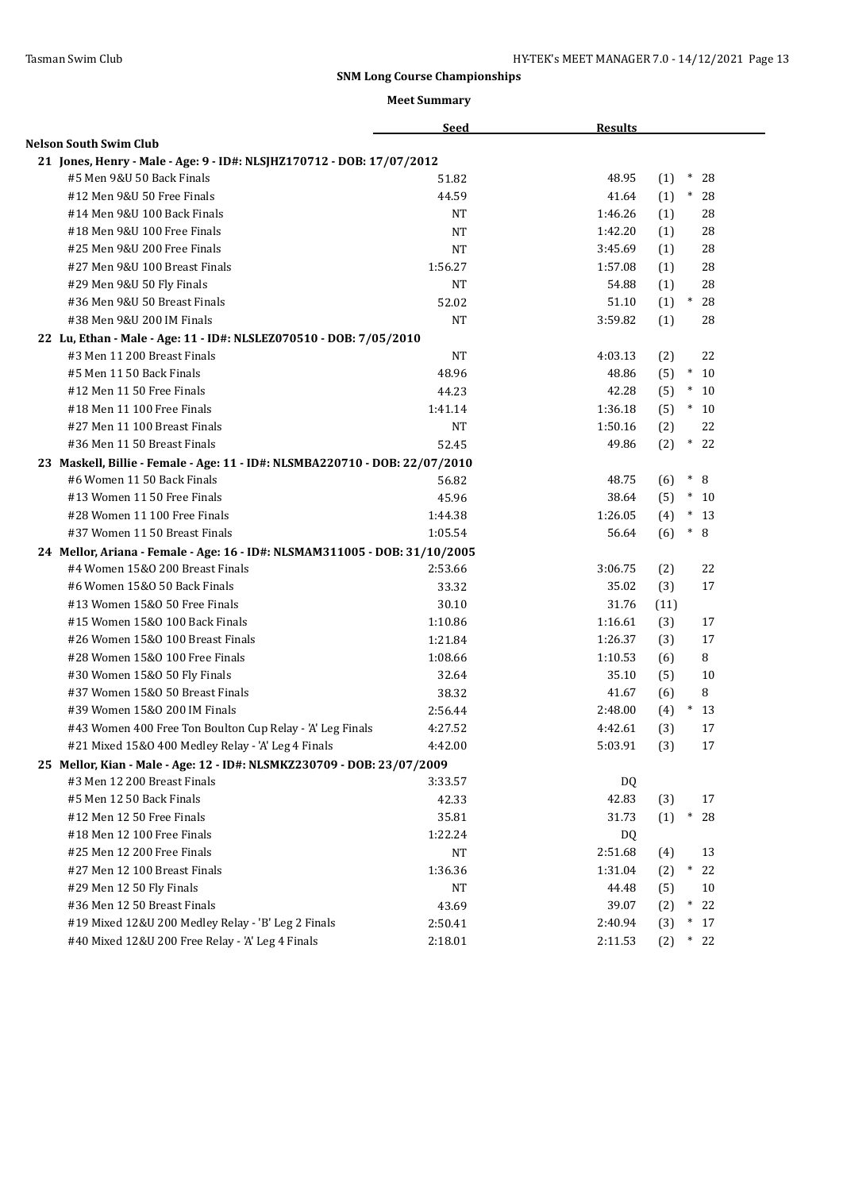## SNM Long Course Championships

### Meet Summary

| | Seed | Results | | | |
|---|---|---|---|---|---|
| **Nelson South Swim Club** | | | | | |
| **21 Jones, Henry - Male - Age: 9 - ID#: NLSJHZ170712 - DOB: 17/07/2012** | | | | | |
| #5 Men 9&U 50 Back Finals | 51.82 | 48.95 | (1) | * | 28 |
| #12 Men 9&U 50 Free Finals | 44.59 | 41.64 | (1) | * | 28 |
| #14 Men 9&U 100 Back Finals | NT | 1:46.26 | (1) | | 28 |
| #18 Men 9&U 100 Free Finals | NT | 1:42.20 | (1) | | 28 |
| #25 Men 9&U 200 Free Finals | NT | 3:45.69 | (1) | | 28 |
| #27 Men 9&U 100 Breast Finals | 1:56.27 | 1:57.08 | (1) | | 28 |
| #29 Men 9&U 50 Fly Finals | NT | 54.88 | (1) | | 28 |
| #36 Men 9&U 50 Breast Finals | 52.02 | 51.10 | (1) | * | 28 |
| #38 Men 9&U 200 IM Finals | NT | 3:59.82 | (1) | | 28 |
| **22 Lu, Ethan - Male - Age: 11 - ID#: NLSLEZ070510 - DOB: 7/05/2010** | | | | | |
| #3 Men 11 200 Breast Finals | NT | 4:03.13 | (2) | | 22 |
| #5 Men 11 50 Back Finals | 48.96 | 48.86 | (5) | * | 10 |
| #12 Men 11 50 Free Finals | 44.23 | 42.28 | (5) | * | 10 |
| #18 Men 11 100 Free Finals | 1:41.14 | 1:36.18 | (5) | * | 10 |
| #27 Men 11 100 Breast Finals | NT | 1:50.16 | (2) | | 22 |
| #36 Men 11 50 Breast Finals | 52.45 | 49.86 | (2) | * | 22 |
| **23 Maskell, Billie - Female - Age: 11 - ID#: NLSMBA220710 - DOB: 22/07/2010** | | | | | |
| #6 Women 11 50 Back Finals | 56.82 | 48.75 | (6) | * | 8 |
| #13 Women 11 50 Free Finals | 45.96 | 38.64 | (5) | * | 10 |
| #28 Women 11 100 Free Finals | 1:44.38 | 1:26.05 | (4) | * | 13 |
| #37 Women 11 50 Breast Finals | 1:05.54 | 56.64 | (6) | * | 8 |
| **24 Mellor, Ariana - Female - Age: 16 - ID#: NLSMAM311005 - DOB: 31/10/2005** | | | | | |
| #4 Women 15&O 200 Breast Finals | 2:53.66 | 3:06.75 | (2) | | 22 |
| #6 Women 15&O 50 Back Finals | 33.32 | 35.02 | (3) | | 17 |
| #13 Women 15&O 50 Free Finals | 30.10 | 31.76 | (11) | | |
| #15 Women 15&O 100 Back Finals | 1:10.86 | 1:16.61 | (3) | | 17 |
| #26 Women 15&O 100 Breast Finals | 1:21.84 | 1:26.37 | (3) | | 17 |
| #28 Women 15&O 100 Free Finals | 1:08.66 | 1:10.53 | (6) | | 8 |
| #30 Women 15&O 50 Fly Finals | 32.64 | 35.10 | (5) | | 10 |
| #37 Women 15&O 50 Breast Finals | 38.32 | 41.67 | (6) | | 8 |
| #39 Women 15&O 200 IM Finals | 2:56.44 | 2:48.00 | (4) | * | 13 |
| #43 Women 400 Free Ton Boulton Cup Relay - 'A' Leg Finals | 4:27.52 | 4:42.61 | (3) | | 17 |
| #21 Mixed 15&O 400 Medley Relay - 'A' Leg 4 Finals | 4:42.00 | 5:03.91 | (3) | | 17 |
| **25 Mellor, Kian - Male - Age: 12 - ID#: NLSMKZ230709 - DOB: 23/07/2009** | | | | | |
| #3 Men 12 200 Breast Finals | 3:33.57 | DQ | | | |
| #5 Men 12 50 Back Finals | 42.33 | 42.83 | (3) | | 17 |
| #12 Men 12 50 Free Finals | 35.81 | 31.73 | (1) | * | 28 |
| #18 Men 12 100 Free Finals | 1:22.24 | DQ | | | |
| #25 Men 12 200 Free Finals | NT | 2:51.68 | (4) | | 13 |
| #27 Men 12 100 Breast Finals | 1:36.36 | 1:31.04 | (2) | * | 22 |
| #29 Men 12 50 Fly Finals | NT | 44.48 | (5) | | 10 |
| #36 Men 12 50 Breast Finals | 43.69 | 39.07 | (2) | * | 22 |
| #19 Mixed 12&U 200 Medley Relay - 'B' Leg 2 Finals | 2:50.41 | 2:40.94 | (3) | * | 17 |
| #40 Mixed 12&U 200 Free Relay - 'A' Leg 4 Finals | 2:18.01 | 2:11.53 | (2) | * | 22 |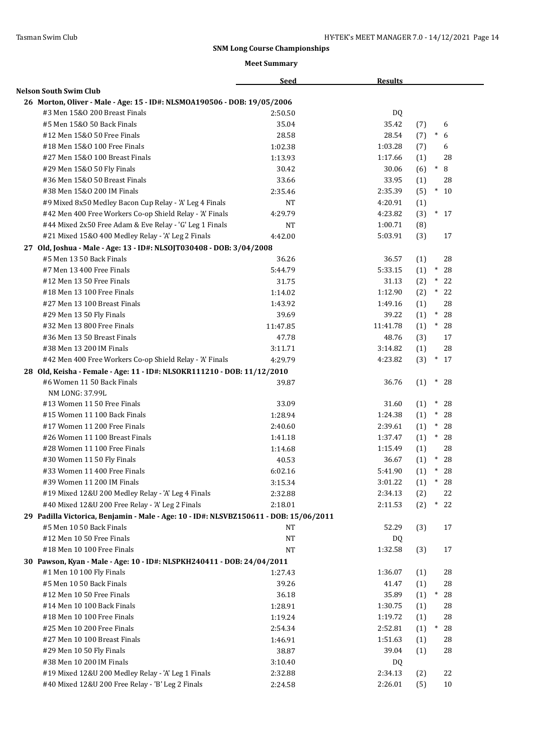## SNM Long Course Championships

### Meet Summary

| | Seed | Results | | |
|---|---|---|---|---|
| **Nelson South Swim Club** | | | | |
| **26 Morton, Oliver - Male - Age: 15 - ID#: NLSMOA190506 - DOB: 19/05/2006** | | | | |
| #3 Men 15&O 200 Breast Finals | 2:50.50 | DQ | | |
| #5 Men 15&O 50 Back Finals | 35.04 | 35.42 | (7) | 6 |
| #12 Men 15&O 50 Free Finals | 28.58 | 28.54 | (7) | * 6 |
| #18 Men 15&O 100 Free Finals | 1:02.38 | 1:03.28 | (7) | 6 |
| #27 Men 15&O 100 Breast Finals | 1:13.93 | 1:17.66 | (1) | 28 |
| #29 Men 15&O 50 Fly Finals | 30.42 | 30.06 | (6) | * 8 |
| #36 Men 15&O 50 Breast Finals | 33.66 | 33.95 | (1) | 28 |
| #38 Men 15&O 200 IM Finals | 2:35.46 | 2:35.39 | (5) | * 10 |
| #9 Mixed 8x50 Medley Bacon Cup Relay - 'A' Leg 4 Finals | NT | 4:20.91 | (1) | |
| #42 Men 400 Free Workers Co-op Shield Relay - 'A' Finals | 4:29.79 | 4:23.82 | (3) | * 17 |
| #44 Mixed 2x50 Free Adam & Eve Relay - 'G' Leg 1 Finals | NT | 1:00.71 | (8) | |
| #21 Mixed 15&O 400 Medley Relay - 'A' Leg 2 Finals | 4:42.00 | 5:03.91 | (3) | 17 |
| **27 Old, Joshua - Male - Age: 13 - ID#: NLSOJT030408 - DOB: 3/04/2008** | | | | |
| #5 Men 13 50 Back Finals | 36.26 | 36.57 | (1) | 28 |
| #7 Men 13 400 Free Finals | 5:44.79 | 5:33.15 | (1) | * 28 |
| #12 Men 13 50 Free Finals | 31.75 | 31.13 | (2) | * 22 |
| #18 Men 13 100 Free Finals | 1:14.02 | 1:12.90 | (2) | * 22 |
| #27 Men 13 100 Breast Finals | 1:43.92 | 1:49.16 | (1) | 28 |
| #29 Men 13 50 Fly Finals | 39.69 | 39.22 | (1) | * 28 |
| #32 Men 13 800 Free Finals | 11:47.85 | 11:41.78 | (1) | * 28 |
| #36 Men 13 50 Breast Finals | 47.78 | 48.76 | (3) | 17 |
| #38 Men 13 200 IM Finals | 3:11.71 | 3:14.82 | (1) | 28 |
| #42 Men 400 Free Workers Co-op Shield Relay - 'A' Finals | 4:29.79 | 4:23.82 | (3) | * 17 |
| **28 Old, Keisha - Female - Age: 11 - ID#: NLSOKR111210 - DOB: 11/12/2010** | | | | |
| #6 Women 11 50 Back Finals<br>NM LONG: 37.99L | 39.87 | 36.76 | (1) | * 28 |
| #13 Women 11 50 Free Finals | 33.09 | 31.60 | (1) | * 28 |
| #15 Women 11 100 Back Finals | 1:28.94 | 1:24.38 | (1) | * 28 |
| #17 Women 11 200 Free Finals | 2:40.60 | 2:39.61 | (1) | * 28 |
| #26 Women 11 100 Breast Finals | 1:41.18 | 1:37.47 | (1) | * 28 |
| #28 Women 11 100 Free Finals | 1:14.68 | 1:15.49 | (1) | 28 |
| #30 Women 11 50 Fly Finals | 40.53 | 36.67 | (1) | * 28 |
| #33 Women 11 400 Free Finals | 6:02.16 | 5:41.90 | (1) | * 28 |
| #39 Women 11 200 IM Finals | 3:15.34 | 3:01.22 | (1) | * 28 |
| #19 Mixed 12&U 200 Medley Relay - 'A' Leg 4 Finals | 2:32.88 | 2:34.13 | (2) | 22 |
| #40 Mixed 12&U 200 Free Relay - 'A' Leg 2 Finals | 2:18.01 | 2:11.53 | (2) | * 22 |
| **29 Padilla Victorica, Benjamin - Male - Age: 10 - ID#: NLSVBZ150611 - DOB: 15/06/2011** | | | | |
| #5 Men 10 50 Back Finals | NT | 52.29 | (3) | 17 |
| #12 Men 10 50 Free Finals | NT | DQ | | |
| #18 Men 10 100 Free Finals | NT | 1:32.58 | (3) | 17 |
| **30 Pawson, Kyan - Male - Age: 10 - ID#: NLSPKH240411 - DOB: 24/04/2011** | | | | |
| #1 Men 10 100 Fly Finals | 1:27.43 | 1:36.07 | (1) | 28 |
| #5 Men 10 50 Back Finals | 39.26 | 41.47 | (1) | 28 |
| #12 Men 10 50 Free Finals | 36.18 | 35.89 | (1) | * 28 |
| #14 Men 10 100 Back Finals | 1:28.91 | 1:30.75 | (1) | 28 |
| #18 Men 10 100 Free Finals | 1:19.24 | 1:19.72 | (1) | 28 |
| #25 Men 10 200 Free Finals | 2:54.34 | 2:52.81 | (1) | * 28 |
| #27 Men 10 100 Breast Finals | 1:46.91 | 1:51.63 | (1) | 28 |
| #29 Men 10 50 Fly Finals | 38.87 | 39.04 | (1) | 28 |
| #38 Men 10 200 IM Finals | 3:10.40 | DQ | | |
| #19 Mixed 12&U 200 Medley Relay - 'A' Leg 1 Finals | 2:32.88 | 2:34.13 | (2) | 22 |
| #40 Mixed 12&U 200 Free Relay - 'B' Leg 2 Finals | 2:24.58 | 2:26.01 | (5) | 10 |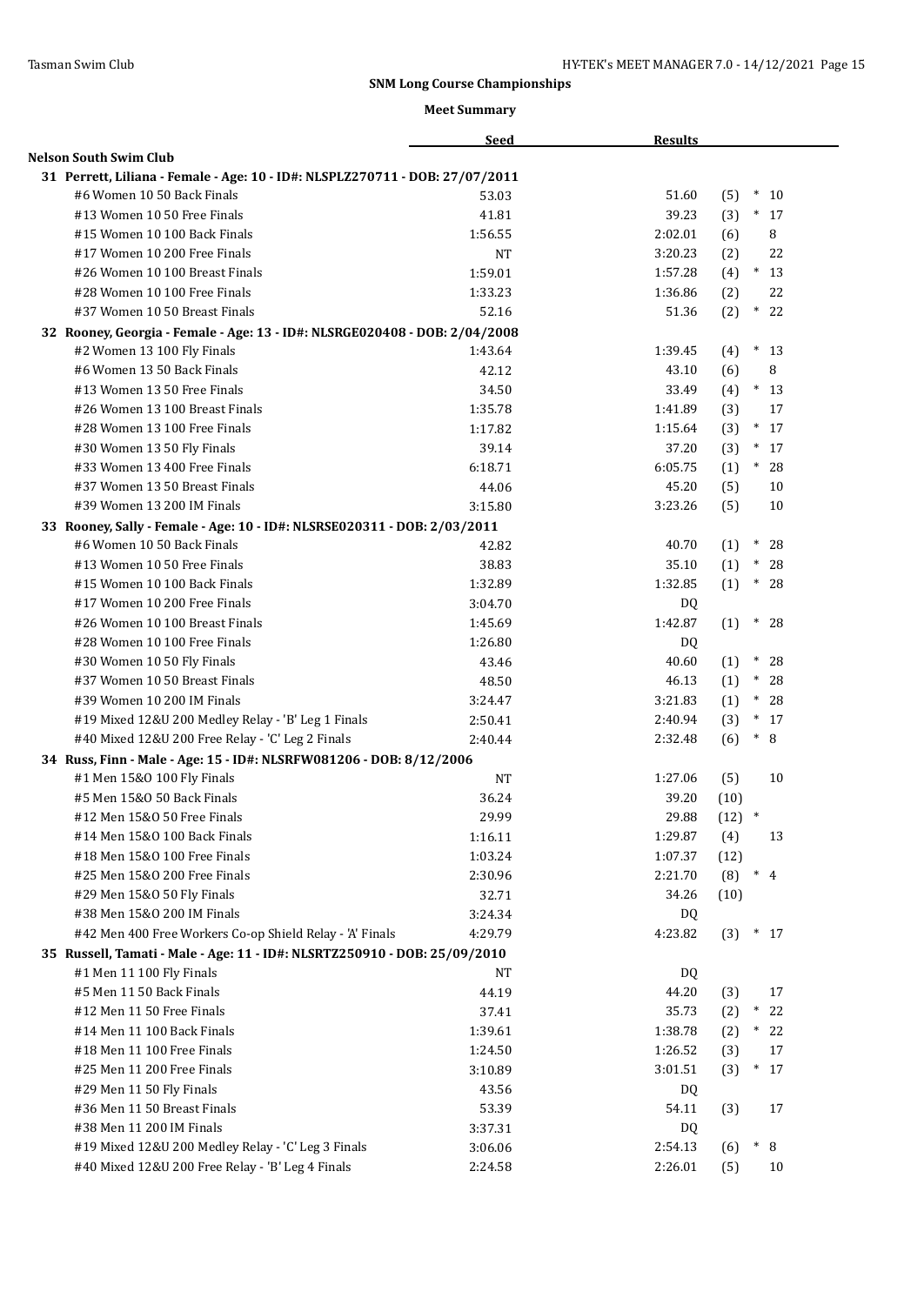## SNM Long Course Championships

### Meet Summary

| | Seed | Results | | |
|---|---|---|---|---|
| **Nelson South Swim Club** | | | | |
| **31 Perrett, Liliana - Female - Age: 10 - ID#: NLSPLZ270711 - DOB: 27/07/2011** | | | | |
| #6 Women 10 50 Back Finals | 53.03 | 51.60 | (5) | * 10 |
| #13 Women 10 50 Free Finals | 41.81 | 39.23 | (3) | * 17 |
| #15 Women 10 100 Back Finals | 1:56.55 | 2:02.01 | (6) | 8 |
| #17 Women 10 200 Free Finals | NT | 3:20.23 | (2) | 22 |
| #26 Women 10 100 Breast Finals | 1:59.01 | 1:57.28 | (4) | * 13 |
| #28 Women 10 100 Free Finals | 1:33.23 | 1:36.86 | (2) | 22 |
| #37 Women 10 50 Breast Finals | 52.16 | 51.36 | (2) | * 22 |
| **32 Rooney, Georgia - Female - Age: 13 - ID#: NLSRGE020408 - DOB: 2/04/2008** | | | | |
| #2 Women 13 100 Fly Finals | 1:43.64 | 1:39.45 | (4) | * 13 |
| #6 Women 13 50 Back Finals | 42.12 | 43.10 | (6) | 8 |
| #13 Women 13 50 Free Finals | 34.50 | 33.49 | (4) | * 13 |
| #26 Women 13 100 Breast Finals | 1:35.78 | 1:41.89 | (3) | 17 |
| #28 Women 13 100 Free Finals | 1:17.82 | 1:15.64 | (3) | * 17 |
| #30 Women 13 50 Fly Finals | 39.14 | 37.20 | (3) | * 17 |
| #33 Women 13 400 Free Finals | 6:18.71 | 6:05.75 | (1) | * 28 |
| #37 Women 13 50 Breast Finals | 44.06 | 45.20 | (5) | 10 |
| #39 Women 13 200 IM Finals | 3:15.80 | 3:23.26 | (5) | 10 |
| **33 Rooney, Sally - Female - Age: 10 - ID#: NLSRSE020311 - DOB: 2/03/2011** | | | | |
| #6 Women 10 50 Back Finals | 42.82 | 40.70 | (1) | * 28 |
| #13 Women 10 50 Free Finals | 38.83 | 35.10 | (1) | * 28 |
| #15 Women 10 100 Back Finals | 1:32.89 | 1:32.85 | (1) | * 28 |
| #17 Women 10 200 Free Finals | 3:04.70 | DQ | | |
| #26 Women 10 100 Breast Finals | 1:45.69 | 1:42.87 | (1) | * 28 |
| #28 Women 10 100 Free Finals | 1:26.80 | DQ | | |
| #30 Women 10 50 Fly Finals | 43.46 | 40.60 | (1) | * 28 |
| #37 Women 10 50 Breast Finals | 48.50 | 46.13 | (1) | * 28 |
| #39 Women 10 200 IM Finals | 3:24.47 | 3:21.83 | (1) | * 28 |
| #19 Mixed 12&U 200 Medley Relay - 'B' Leg 1 Finals | 2:50.41 | 2:40.94 | (3) | * 17 |
| #40 Mixed 12&U 200 Free Relay - 'C' Leg 2 Finals | 2:40.44 | 2:32.48 | (6) | * 8 |
| **34 Russ, Finn - Male - Age: 15 - ID#: NLSRFW081206 - DOB: 8/12/2006** | | | | |
| #1 Men 15&O 100 Fly Finals | NT | 1:27.06 | (5) | 10 |
| #5 Men 15&O 50 Back Finals | 36.24 | 39.20 | (10) | |
| #12 Men 15&O 50 Free Finals | 29.99 | 29.88 | (12) | * |
| #14 Men 15&O 100 Back Finals | 1:16.11 | 1:29.87 | (4) | 13 |
| #18 Men 15&O 100 Free Finals | 1:03.24 | 1:07.37 | (12) | |
| #25 Men 15&O 200 Free Finals | 2:30.96 | 2:21.70 | (8) | * 4 |
| #29 Men 15&O 50 Fly Finals | 32.71 | 34.26 | (10) | |
| #38 Men 15&O 200 IM Finals | 3:24.34 | DQ | | |
| #42 Men 400 Free Workers Co-op Shield Relay - 'A' Finals | 4:29.79 | 4:23.82 | (3) | * 17 |
| **35 Russell, Tamati - Male - Age: 11 - ID#: NLSRTZ250910 - DOB: 25/09/2010** | | | | |
| #1 Men 11 100 Fly Finals | NT | DQ | | |
| #5 Men 11 50 Back Finals | 44.19 | 44.20 | (3) | 17 |
| #12 Men 11 50 Free Finals | 37.41 | 35.73 | (2) | * 22 |
| #14 Men 11 100 Back Finals | 1:39.61 | 1:38.78 | (2) | * 22 |
| #18 Men 11 100 Free Finals | 1:24.50 | 1:26.52 | (3) | 17 |
| #25 Men 11 200 Free Finals | 3:10.89 | 3:01.51 | (3) | * 17 |
| #29 Men 11 50 Fly Finals | 43.56 | DQ | | |
| #36 Men 11 50 Breast Finals | 53.39 | 54.11 | (3) | 17 |
| #38 Men 11 200 IM Finals | 3:37.31 | DQ | | |
| #19 Mixed 12&U 200 Medley Relay - 'C' Leg 3 Finals | 3:06.06 | 2:54.13 | (6) | * 8 |
| #40 Mixed 12&U 200 Free Relay - 'B' Leg 4 Finals | 2:24.58 | 2:26.01 | (5) | 10 |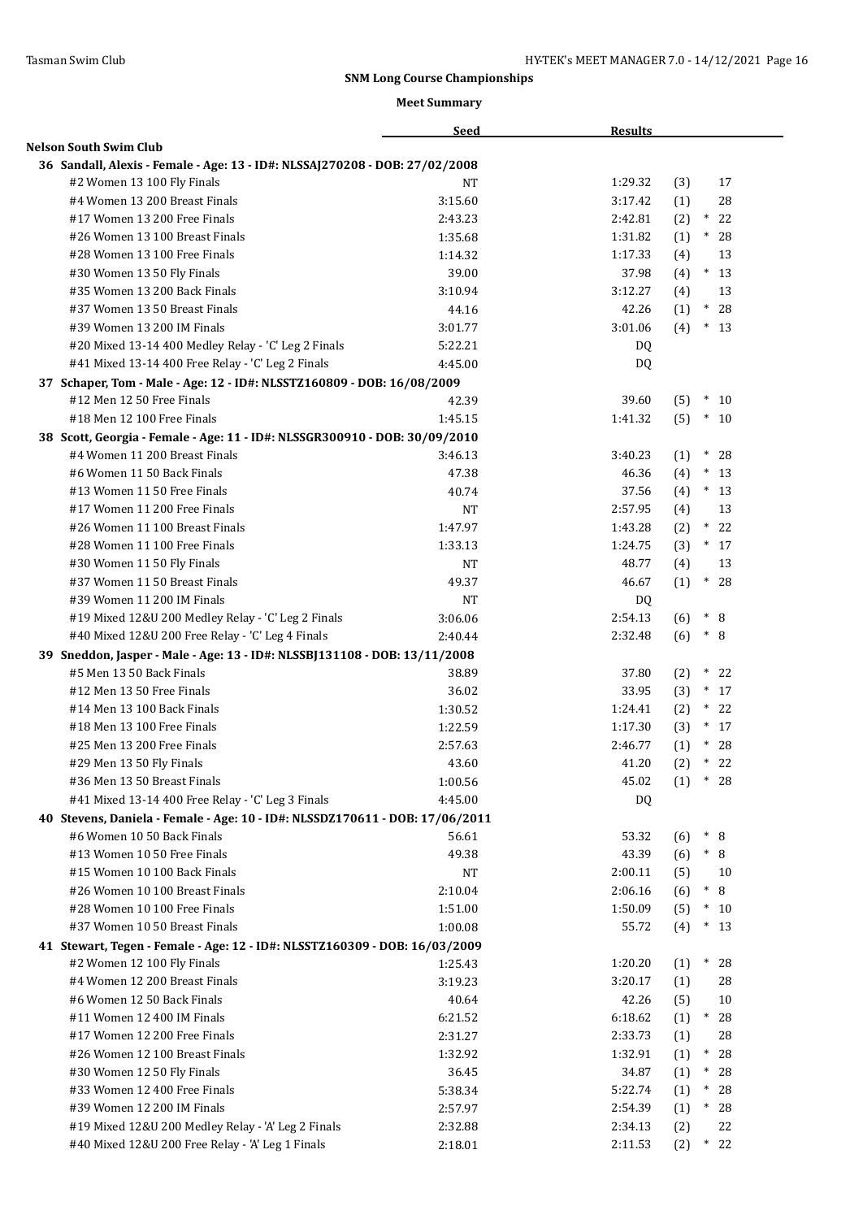## SNM Long Course Championships

### Meet Summary

| | Seed | Results | | |
|---|---|---|---|---|
| **Nelson South Swim Club** | | | | |
| **36 Sandall, Alexis - Female - Age: 13 - ID#: NLSSAJ270208 - DOB: 27/02/2008** | | | | |
| #2 Women 13 100 Fly Finals | NT | 1:29.32 | (3) | 17 |
| #4 Women 13 200 Breast Finals | 3:15.60 | 3:17.42 | (1) | 28 |
| #17 Women 13 200 Free Finals | 2:43.23 | 2:42.81 | (2) | * 22 |
| #26 Women 13 100 Breast Finals | 1:35.68 | 1:31.82 | (1) | * 28 |
| #28 Women 13 100 Free Finals | 1:14.32 | 1:17.33 | (4) | 13 |
| #30 Women 13 50 Fly Finals | 39.00 | 37.98 | (4) | * 13 |
| #35 Women 13 200 Back Finals | 3:10.94 | 3:12.27 | (4) | 13 |
| #37 Women 13 50 Breast Finals | 44.16 | 42.26 | (1) | * 28 |
| #39 Women 13 200 IM Finals | 3:01.77 | 3:01.06 | (4) | * 13 |
| #20 Mixed 13-14 400 Medley Relay - 'C' Leg 2 Finals | 5:22.21 | DQ | | |
| #41 Mixed 13-14 400 Free Relay - 'C' Leg 2 Finals | 4:45.00 | DQ | | |
| **37 Schaper, Tom - Male - Age: 12 - ID#: NLSSTZ160809 - DOB: 16/08/2009** | | | | |
| #12 Men 12 50 Free Finals | 42.39 | 39.60 | (5) | * 10 |
| #18 Men 12 100 Free Finals | 1:45.15 | 1:41.32 | (5) | * 10 |
| **38 Scott, Georgia - Female - Age: 11 - ID#: NLSSGR300910 - DOB: 30/09/2010** | | | | |
| #4 Women 11 200 Breast Finals | 3:46.13 | 3:40.23 | (1) | * 28 |
| #6 Women 11 50 Back Finals | 47.38 | 46.36 | (4) | * 13 |
| #13 Women 11 50 Free Finals | 40.74 | 37.56 | (4) | * 13 |
| #17 Women 11 200 Free Finals | NT | 2:57.95 | (4) | 13 |
| #26 Women 11 100 Breast Finals | 1:47.97 | 1:43.28 | (2) | * 22 |
| #28 Women 11 100 Free Finals | 1:33.13 | 1:24.75 | (3) | * 17 |
| #30 Women 11 50 Fly Finals | NT | 48.77 | (4) | 13 |
| #37 Women 11 50 Breast Finals | 49.37 | 46.67 | (1) | * 28 |
| #39 Women 11 200 IM Finals | NT | DQ | | |
| #19 Mixed 12&U 200 Medley Relay - 'C' Leg 2 Finals | 3:06.06 | 2:54.13 | (6) | * 8 |
| #40 Mixed 12&U 200 Free Relay - 'C' Leg 4 Finals | 2:40.44 | 2:32.48 | (6) | * 8 |
| **39 Sneddon, Jasper - Male - Age: 13 - ID#: NLSSBJ131108 - DOB: 13/11/2008** | | | | |
| #5 Men 13 50 Back Finals | 38.89 | 37.80 | (2) | * 22 |
| #12 Men 13 50 Free Finals | 36.02 | 33.95 | (3) | * 17 |
| #14 Men 13 100 Back Finals | 1:30.52 | 1:24.41 | (2) | * 22 |
| #18 Men 13 100 Free Finals | 1:22.59 | 1:17.30 | (3) | * 17 |
| #25 Men 13 200 Free Finals | 2:57.63 | 2:46.77 | (1) | * 28 |
| #29 Men 13 50 Fly Finals | 43.60 | 41.20 | (2) | * 22 |
| #36 Men 13 50 Breast Finals | 1:00.56 | 45.02 | (1) | * 28 |
| #41 Mixed 13-14 400 Free Relay - 'C' Leg 3 Finals | 4:45.00 | DQ | | |
| **40 Stevens, Daniela - Female - Age: 10 - ID#: NLSSDZ170611 - DOB: 17/06/2011** | | | | |
| #6 Women 10 50 Back Finals | 56.61 | 53.32 | (6) | * 8 |
| #13 Women 10 50 Free Finals | 49.38 | 43.39 | (6) | * 8 |
| #15 Women 10 100 Back Finals | NT | 2:00.11 | (5) | 10 |
| #26 Women 10 100 Breast Finals | 2:10.04 | 2:06.16 | (6) | * 8 |
| #28 Women 10 100 Free Finals | 1:51.00 | 1:50.09 | (5) | * 10 |
| #37 Women 10 50 Breast Finals | 1:00.08 | 55.72 | (4) | * 13 |
| **41 Stewart, Tegen - Female - Age: 12 - ID#: NLSSTZ160309 - DOB: 16/03/2009** | | | | |
| #2 Women 12 100 Fly Finals | 1:25.43 | 1:20.20 | (1) | * 28 |
| #4 Women 12 200 Breast Finals | 3:19.23 | 3:20.17 | (1) | 28 |
| #6 Women 12 50 Back Finals | 40.64 | 42.26 | (5) | 10 |
| #11 Women 12 400 IM Finals | 6:21.52 | 6:18.62 | (1) | * 28 |
| #17 Women 12 200 Free Finals | 2:31.27 | 2:33.73 | (1) | 28 |
| #26 Women 12 100 Breast Finals | 1:32.92 | 1:32.91 | (1) | * 28 |
| #30 Women 12 50 Fly Finals | 36.45 | 34.87 | (1) | * 28 |
| #33 Women 12 400 Free Finals | 5:38.34 | 5:22.74 | (1) | * 28 |
| #39 Women 12 200 IM Finals | 2:57.97 | 2:54.39 | (1) | * 28 |
| #19 Mixed 12&U 200 Medley Relay - 'A' Leg 2 Finals | 2:32.88 | 2:34.13 | (2) | 22 |
| #40 Mixed 12&U 200 Free Relay - 'A' Leg 1 Finals | 2:18.01 | 2:11.53 | (2) | * 22 |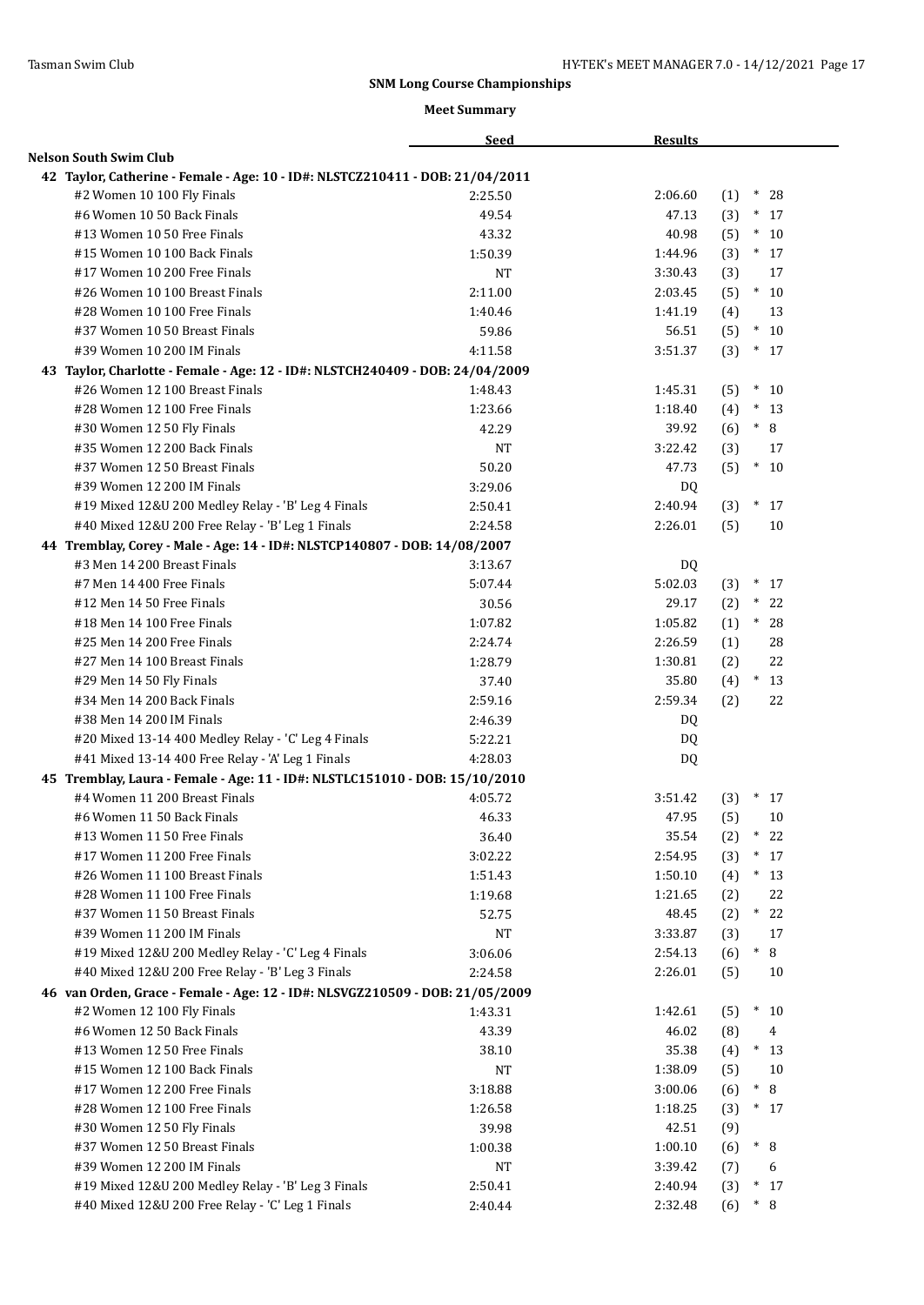## SNM Long Course Championships

### Meet Summary

| | Seed | Results | | |
|---|---|---|---|---|
| **Nelson South Swim Club** | | | | |
| **42 Taylor, Catherine - Female - Age: 10 - ID#: NLSTCZ210411 - DOB: 21/04/2011** | | | | |
| #2 Women 10 100 Fly Finals | 2:25.50 | 2:06.60 | (1) | * 28 |
| #6 Women 10 50 Back Finals | 49.54 | 47.13 | (3) | * 17 |
| #13 Women 10 50 Free Finals | 43.32 | 40.98 | (5) | * 10 |
| #15 Women 10 100 Back Finals | 1:50.39 | 1:44.96 | (3) | * 17 |
| #17 Women 10 200 Free Finals | NT | 3:30.43 | (3) | 17 |
| #26 Women 10 100 Breast Finals | 2:11.00 | 2:03.45 | (5) | * 10 |
| #28 Women 10 100 Free Finals | 1:40.46 | 1:41.19 | (4) | 13 |
| #37 Women 10 50 Breast Finals | 59.86 | 56.51 | (5) | * 10 |
| #39 Women 10 200 IM Finals | 4:11.58 | 3:51.37 | (3) | * 17 |
| **43 Taylor, Charlotte - Female - Age: 12 - ID#: NLSTCH240409 - DOB: 24/04/2009** | | | | |
| #26 Women 12 100 Breast Finals | 1:48.43 | 1:45.31 | (5) | * 10 |
| #28 Women 12 100 Free Finals | 1:23.66 | 1:18.40 | (4) | * 13 |
| #30 Women 12 50 Fly Finals | 42.29 | 39.92 | (6) | * 8 |
| #35 Women 12 200 Back Finals | NT | 3:22.42 | (3) | 17 |
| #37 Women 12 50 Breast Finals | 50.20 | 47.73 | (5) | * 10 |
| #39 Women 12 200 IM Finals | 3:29.06 | DQ | | |
| #19 Mixed 12&U 200 Medley Relay - 'B' Leg 4 Finals | 2:50.41 | 2:40.94 | (3) | * 17 |
| #40 Mixed 12&U 200 Free Relay - 'B' Leg 1 Finals | 2:24.58 | 2:26.01 | (5) | 10 |
| **44 Tremblay, Corey - Male - Age: 14 - ID#: NLSTCP140807 - DOB: 14/08/2007** | | | | |
| #3 Men 14 200 Breast Finals | 3:13.67 | DQ | | |
| #7 Men 14 400 Free Finals | 5:07.44 | 5:02.03 | (3) | * 17 |
| #12 Men 14 50 Free Finals | 30.56 | 29.17 | (2) | * 22 |
| #18 Men 14 100 Free Finals | 1:07.82 | 1:05.82 | (1) | * 28 |
| #25 Men 14 200 Free Finals | 2:24.74 | 2:26.59 | (1) | 28 |
| #27 Men 14 100 Breast Finals | 1:28.79 | 1:30.81 | (2) | 22 |
| #29 Men 14 50 Fly Finals | 37.40 | 35.80 | (4) | * 13 |
| #34 Men 14 200 Back Finals | 2:59.16 | 2:59.34 | (2) | 22 |
| #38 Men 14 200 IM Finals | 2:46.39 | DQ | | |
| #20 Mixed 13-14 400 Medley Relay - 'C' Leg 4 Finals | 5:22.21 | DQ | | |
| #41 Mixed 13-14 400 Free Relay - 'A' Leg 1 Finals | 4:28.03 | DQ | | |
| **45 Tremblay, Laura - Female - Age: 11 - ID#: NLSTLC151010 - DOB: 15/10/2010** | | | | |
| #4 Women 11 200 Breast Finals | 4:05.72 | 3:51.42 | (3) | * 17 |
| #6 Women 11 50 Back Finals | 46.33 | 47.95 | (5) | 10 |
| #13 Women 11 50 Free Finals | 36.40 | 35.54 | (2) | * 22 |
| #17 Women 11 200 Free Finals | 3:02.22 | 2:54.95 | (3) | * 17 |
| #26 Women 11 100 Breast Finals | 1:51.43 | 1:50.10 | (4) | * 13 |
| #28 Women 11 100 Free Finals | 1:19.68 | 1:21.65 | (2) | 22 |
| #37 Women 11 50 Breast Finals | 52.75 | 48.45 | (2) | * 22 |
| #39 Women 11 200 IM Finals | NT | 3:33.87 | (3) | 17 |
| #19 Mixed 12&U 200 Medley Relay - 'C' Leg 4 Finals | 3:06.06 | 2:54.13 | (6) | * 8 |
| #40 Mixed 12&U 200 Free Relay - 'B' Leg 3 Finals | 2:24.58 | 2:26.01 | (5) | 10 |
| **46 van Orden, Grace - Female - Age: 12 - ID#: NLSVGZ210509 - DOB: 21/05/2009** | | | | |
| #2 Women 12 100 Fly Finals | 1:43.31 | 1:42.61 | (5) | * 10 |
| #6 Women 12 50 Back Finals | 43.39 | 46.02 | (8) | 4 |
| #13 Women 12 50 Free Finals | 38.10 | 35.38 | (4) | * 13 |
| #15 Women 12 100 Back Finals | NT | 1:38.09 | (5) | 10 |
| #17 Women 12 200 Free Finals | 3:18.88 | 3:00.06 | (6) | * 8 |
| #28 Women 12 100 Free Finals | 1:26.58 | 1:18.25 | (3) | * 17 |
| #30 Women 12 50 Fly Finals | 39.98 | 42.51 | (9) | |
| #37 Women 12 50 Breast Finals | 1:00.38 | 1:00.10 | (6) | * 8 |
| #39 Women 12 200 IM Finals | NT | 3:39.42 | (7) | 6 |
| #19 Mixed 12&U 200 Medley Relay - 'B' Leg 3 Finals | 2:50.41 | 2:40.94 | (3) | * 17 |
| #40 Mixed 12&U 200 Free Relay - 'C' Leg 1 Finals | 2:40.44 | 2:32.48 | (6) | * 8 |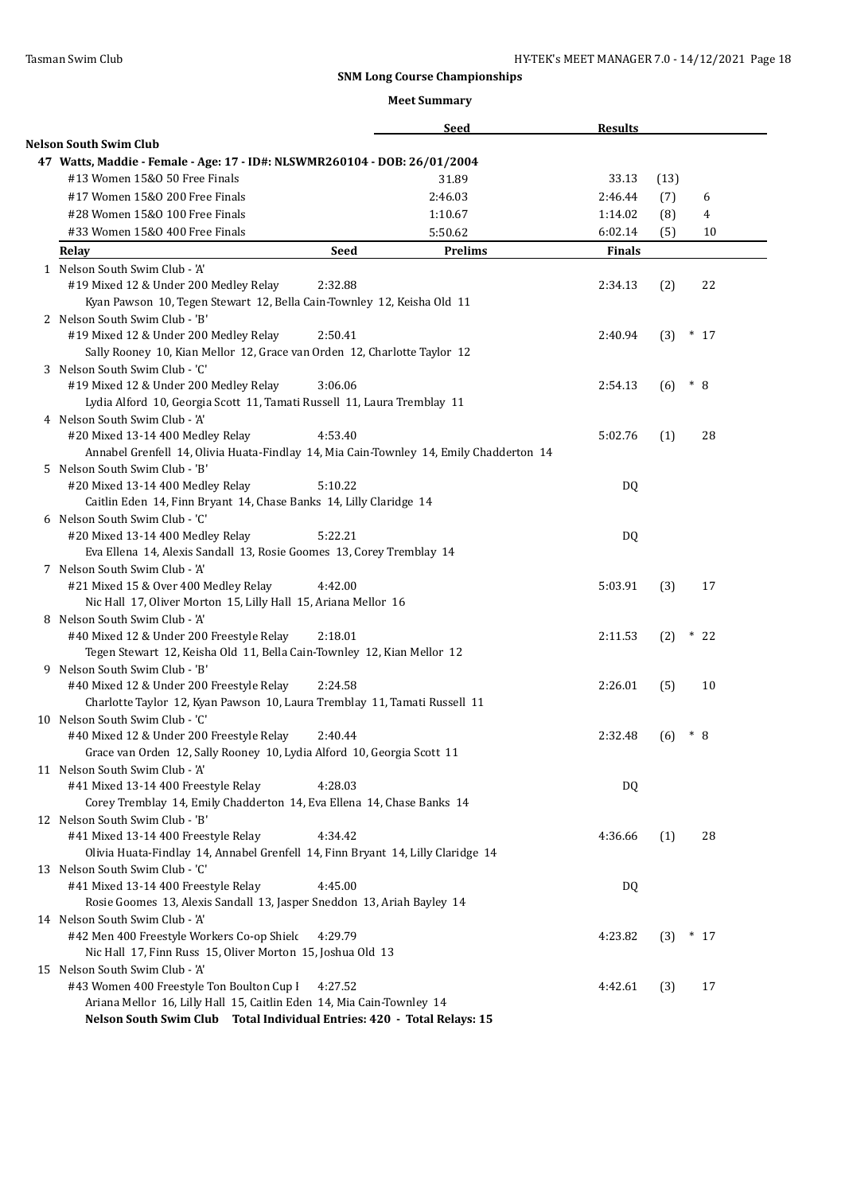**SNM Long Course Championships**

**Meet Summary**

**Nelson South Swim Club**

**47 Watts, Maddie - Female - Age: 17 - ID#: NLSWMR260104 - DOB: 26/01/2004**

| Event | Seed | Results | Place | Points |
|---|---|---|---|---|
| #13 Women 15&O 50 Free Finals | 31.89 | 33.13 | (13) | |
| #17 Women 15&O 200 Free Finals | 2:46.03 | 2:46.44 | (7) | 6 |
| #28 Women 15&O 100 Free Finals | 1:10.67 | 1:14.02 | (8) | 4 |
| #33 Women 15&O 400 Free Finals | 5:50.62 | 6:02.14 | (5) | 10 |

| Relay | Seed | Prelims | Finals | Place | Points |
|---|---|---|---|---|---|
| 1 Nelson South Swim Club - 'A'<br>#19 Mixed 12 & Under 200 Medley Relay<br>Kyan Pawson 10, Tegen Stewart 12, Bella Cain-Townley 12, Keisha Old 11 | 2:32.88 | | 2:34.13 | (2) | 22 |
| 2 Nelson South Swim Club - 'B'<br>#19 Mixed 12 & Under 200 Medley Relay<br>Sally Rooney 10, Kian Mellor 12, Grace van Orden 12, Charlotte Taylor 12 | 2:50.41 | | 2:40.94 | (3) | * 17 |
| 3 Nelson South Swim Club - 'C'<br>#19 Mixed 12 & Under 200 Medley Relay<br>Lydia Alford 10, Georgia Scott 11, Tamati Russell 11, Laura Tremblay 11 | 3:06.06 | | 2:54.13 | (6) | * 8 |
| 4 Nelson South Swim Club - 'A'<br>#20 Mixed 13-14 400 Medley Relay<br>Annabel Grenfell 14, Olivia Huata-Findlay 14, Mia Cain-Townley 14, Emily Chadderton 14 | 4:53.40 | | 5:02.76 | (1) | 28 |
| 5 Nelson South Swim Club - 'B'<br>#20 Mixed 13-14 400 Medley Relay<br>Caitlin Eden 14, Finn Bryant 14, Chase Banks 14, Lilly Claridge 14 | 5:10.22 | | DQ | | |
| 6 Nelson South Swim Club - 'C'<br>#20 Mixed 13-14 400 Medley Relay<br>Eva Ellena 14, Alexis Sandall 13, Rosie Goomes 13, Corey Tremblay 14 | 5:22.21 | | DQ | | |
| 7 Nelson South Swim Club - 'A'<br>#21 Mixed 15 & Over 400 Medley Relay<br>Nic Hall 17, Oliver Morton 15, Lilly Hall 15, Ariana Mellor 16 | 4:42.00 | | 5:03.91 | (3) | 17 |
| 8 Nelson South Swim Club - 'A'<br>#40 Mixed 12 & Under 200 Freestyle Relay<br>Tegen Stewart 12, Keisha Old 11, Bella Cain-Townley 12, Kian Mellor 12 | 2:18.01 | | 2:11.53 | (2) | * 22 |
| 9 Nelson South Swim Club - 'B'<br>#40 Mixed 12 & Under 200 Freestyle Relay<br>Charlotte Taylor 12, Kyan Pawson 10, Laura Tremblay 11, Tamati Russell 11 | 2:24.58 | | 2:26.01 | (5) | 10 |
| 10 Nelson South Swim Club - 'C'<br>#40 Mixed 12 & Under 200 Freestyle Relay<br>Grace van Orden 12, Sally Rooney 10, Lydia Alford 10, Georgia Scott 11 | 2:40.44 | | 2:32.48 | (6) | * 8 |
| 11 Nelson South Swim Club - 'A'<br>#41 Mixed 13-14 400 Freestyle Relay<br>Corey Tremblay 14, Emily Chadderton 14, Eva Ellena 14, Chase Banks 14 | 4:28.03 | | DQ | | |
| 12 Nelson South Swim Club - 'B'<br>#41 Mixed 13-14 400 Freestyle Relay<br>Olivia Huata-Findlay 14, Annabel Grenfell 14, Finn Bryant 14, Lilly Claridge 14 | 4:34.42 | | 4:36.66 | (1) | 28 |
| 13 Nelson South Swim Club - 'C'<br>#41 Mixed 13-14 400 Freestyle Relay<br>Rosie Goomes 13, Alexis Sandall 13, Jasper Sneddon 13, Ariah Bayley 14 | 4:45.00 | | DQ | | |
| 14 Nelson South Swim Club - 'A'<br>#42 Men 400 Freestyle Workers Co-op Shielc<br>Nic Hall 17, Finn Russ 15, Oliver Morton 15, Joshua Old 13 | 4:29.79 | | 4:23.82 | (3) | * 17 |
| 15 Nelson South Swim Club - 'A'<br>#43 Women 400 Freestyle Ton Boulton Cup I<br>Ariana Mellor 16, Lilly Hall 15, Caitlin Eden 14, Mia Cain-Townley 14 | 4:27.52 | | 4:42.61 | (3) | 17 |

**Nelson South Swim Club Total Individual Entries: 420 - Total Relays: 15**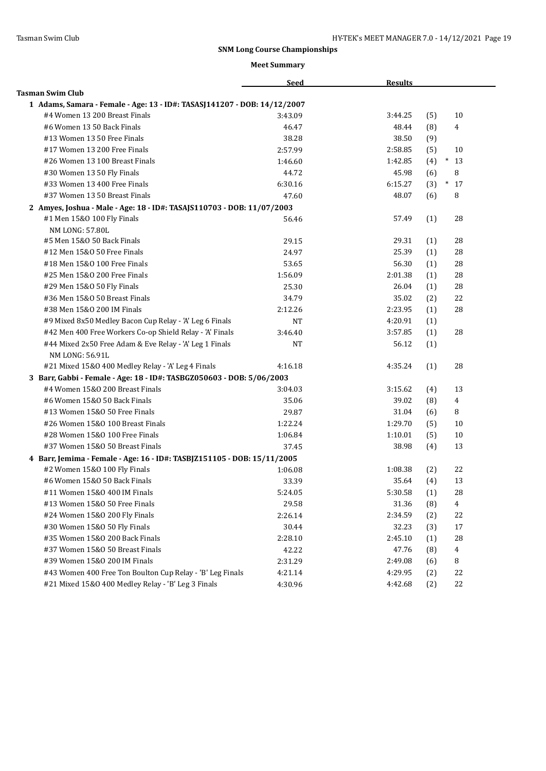## SNM Long Course Championships

### Meet Summary

| | Seed | Results | | |
|---|---|---|---|---|
| **Tasman Swim Club** | | | | |
| **1 Adams, Samara - Female - Age: 13 - ID#: TASASJ141207 - DOB: 14/12/2007** | | | | |
| #4 Women 13 200 Breast Finals | 3:43.09 | 3:44.25 | (5) | 10 |
| #6 Women 13 50 Back Finals | 46.47 | 48.44 | (8) | 4 |
| #13 Women 13 50 Free Finals | 38.28 | 38.50 | (9) | |
| #17 Women 13 200 Free Finals | 2:57.99 | 2:58.85 | (5) | 10 |
| #26 Women 13 100 Breast Finals | 1:46.60 | 1:42.85 | (4) | * 13 |
| #30 Women 13 50 Fly Finals | 44.72 | 45.98 | (6) | 8 |
| #33 Women 13 400 Free Finals | 6:30.16 | 6:15.27 | (3) | * 17 |
| #37 Women 13 50 Breast Finals | 47.60 | 48.07 | (6) | 8 |
| **2 Amyes, Joshua - Male - Age: 18 - ID#: TASAJS110703 - DOB: 11/07/2003** | | | | |
| #1 Men 15&O 100 Fly Finals<br>NM LONG: 57.80L | 56.46 | 57.49 | (1) | 28 |
| #5 Men 15&O 50 Back Finals | 29.15 | 29.31 | (1) | 28 |
| #12 Men 15&O 50 Free Finals | 24.97 | 25.39 | (1) | 28 |
| #18 Men 15&O 100 Free Finals | 53.65 | 56.30 | (1) | 28 |
| #25 Men 15&O 200 Free Finals | 1:56.09 | 2:01.38 | (1) | 28 |
| #29 Men 15&O 50 Fly Finals | 25.30 | 26.04 | (1) | 28 |
| #36 Men 15&O 50 Breast Finals | 34.79 | 35.02 | (2) | 22 |
| #38 Men 15&O 200 IM Finals | 2:12.26 | 2:23.95 | (1) | 28 |
| #9 Mixed 8x50 Medley Bacon Cup Relay - 'A' Leg 6 Finals | NT | 4:20.91 | (1) | |
| #42 Men 400 Free Workers Co-op Shield Relay - 'A' Finals | 3:46.40 | 3:57.85 | (1) | 28 |
| #44 Mixed 2x50 Free Adam & Eve Relay - 'A' Leg 1 Finals<br>NM LONG: 56.91L | NT | 56.12 | (1) | |
| #21 Mixed 15&O 400 Medley Relay - 'A' Leg 4 Finals | 4:16.18 | 4:35.24 | (1) | 28 |
| **3 Barr, Gabbi - Female - Age: 18 - ID#: TASBGZ050603 - DOB: 5/06/2003** | | | | |
| #4 Women 15&O 200 Breast Finals | 3:04.03 | 3:15.62 | (4) | 13 |
| #6 Women 15&O 50 Back Finals | 35.06 | 39.02 | (8) | 4 |
| #13 Women 15&O 50 Free Finals | 29.87 | 31.04 | (6) | 8 |
| #26 Women 15&O 100 Breast Finals | 1:22.24 | 1:29.70 | (5) | 10 |
| #28 Women 15&O 100 Free Finals | 1:06.84 | 1:10.01 | (5) | 10 |
| #37 Women 15&O 50 Breast Finals | 37.45 | 38.98 | (4) | 13 |
| **4 Barr, Jemima - Female - Age: 16 - ID#: TASBJZ151105 - DOB: 15/11/2005** | | | | |
| #2 Women 15&O 100 Fly Finals | 1:06.08 | 1:08.38 | (2) | 22 |
| #6 Women 15&O 50 Back Finals | 33.39 | 35.64 | (4) | 13 |
| #11 Women 15&O 400 IM Finals | 5:24.05 | 5:30.58 | (1) | 28 |
| #13 Women 15&O 50 Free Finals | 29.58 | 31.36 | (8) | 4 |
| #24 Women 15&O 200 Fly Finals | 2:26.14 | 2:34.59 | (2) | 22 |
| #30 Women 15&O 50 Fly Finals | 30.44 | 32.23 | (3) | 17 |
| #35 Women 15&O 200 Back Finals | 2:28.10 | 2:45.10 | (1) | 28 |
| #37 Women 15&O 50 Breast Finals | 42.22 | 47.76 | (8) | 4 |
| #39 Women 15&O 200 IM Finals | 2:31.29 | 2:49.08 | (6) | 8 |
| #43 Women 400 Free Ton Boulton Cup Relay - 'B' Leg Finals | 4:21.14 | 4:29.95 | (2) | 22 |
| #21 Mixed 15&O 400 Medley Relay - 'B' Leg 3 Finals | 4:30.96 | 4:42.68 | (2) | 22 |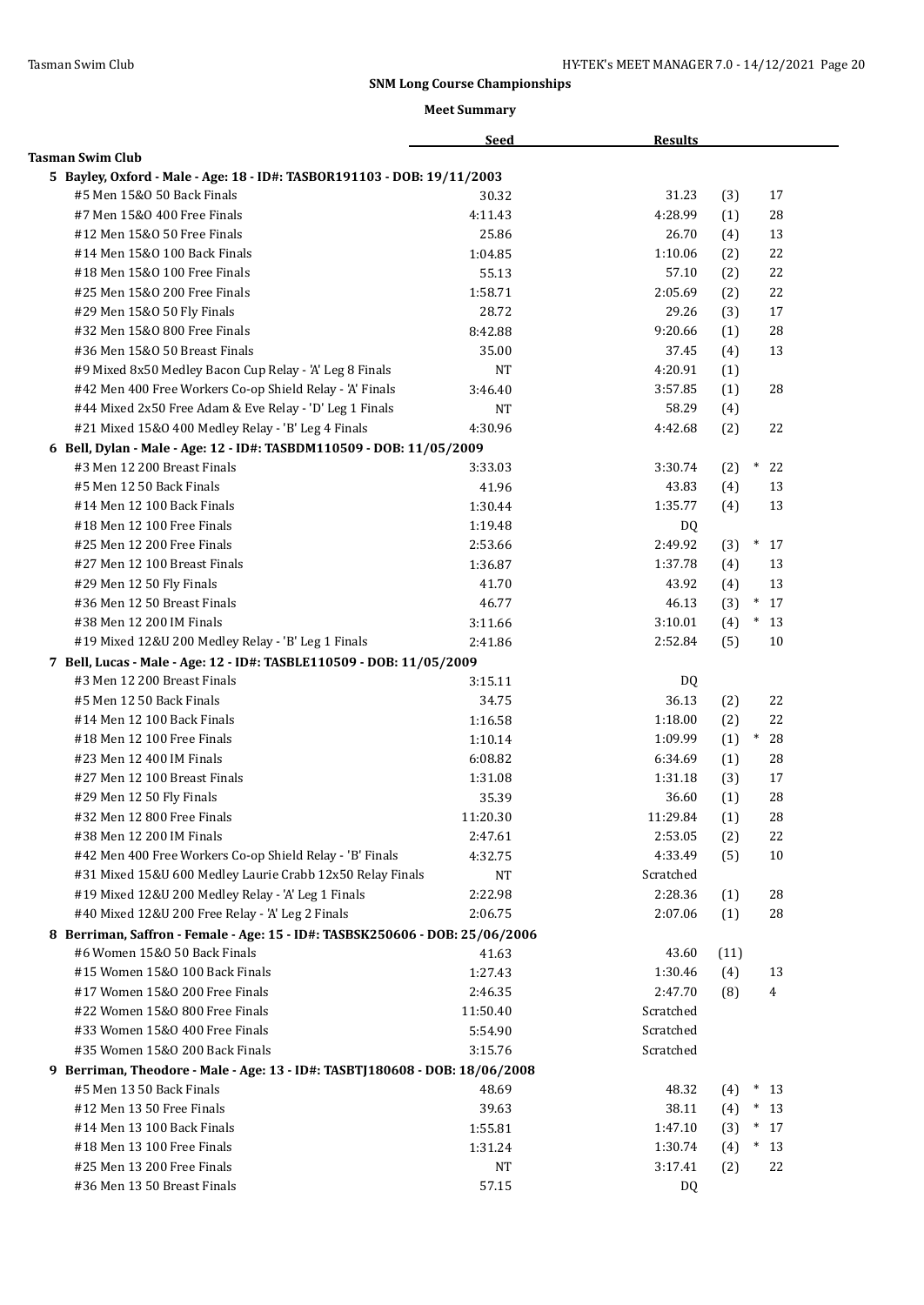## SNM Long Course Championships

### Meet Summary

| | Seed | Results | | |
|---|---|---|---|---|
| **Tasman Swim Club** | | | | |
| **5 Bayley, Oxford - Male - Age: 18 - ID#: TASBOR191103 - DOB: 19/11/2003** | | | | |
| #5 Men 15&O 50 Back Finals | 30.32 | 31.23 | (3) | 17 |
| #7 Men 15&O 400 Free Finals | 4:11.43 | 4:28.99 | (1) | 28 |
| #12 Men 15&O 50 Free Finals | 25.86 | 26.70 | (4) | 13 |
| #14 Men 15&O 100 Back Finals | 1:04.85 | 1:10.06 | (2) | 22 |
| #18 Men 15&O 100 Free Finals | 55.13 | 57.10 | (2) | 22 |
| #25 Men 15&O 200 Free Finals | 1:58.71 | 2:05.69 | (2) | 22 |
| #29 Men 15&O 50 Fly Finals | 28.72 | 29.26 | (3) | 17 |
| #32 Men 15&O 800 Free Finals | 8:42.88 | 9:20.66 | (1) | 28 |
| #36 Men 15&O 50 Breast Finals | 35.00 | 37.45 | (4) | 13 |
| #9 Mixed 8x50 Medley Bacon Cup Relay - 'A' Leg 8 Finals | NT | 4:20.91 | (1) | |
| #42 Men 400 Free Workers Co-op Shield Relay - 'A' Finals | 3:46.40 | 3:57.85 | (1) | 28 |
| #44 Mixed 2x50 Free Adam & Eve Relay - 'D' Leg 1 Finals | NT | 58.29 | (4) | |
| #21 Mixed 15&O 400 Medley Relay - 'B' Leg 4 Finals | 4:30.96 | 4:42.68 | (2) | 22 |
| **6 Bell, Dylan - Male - Age: 12 - ID#: TASBDM110509 - DOB: 11/05/2009** | | | | |
| #3 Men 12 200 Breast Finals | 3:33.03 | 3:30.74 | (2) | * 22 |
| #5 Men 12 50 Back Finals | 41.96 | 43.83 | (4) | 13 |
| #14 Men 12 100 Back Finals | 1:30.44 | 1:35.77 | (4) | 13 |
| #18 Men 12 100 Free Finals | 1:19.48 | DQ | | |
| #25 Men 12 200 Free Finals | 2:53.66 | 2:49.92 | (3) | * 17 |
| #27 Men 12 100 Breast Finals | 1:36.87 | 1:37.78 | (4) | 13 |
| #29 Men 12 50 Fly Finals | 41.70 | 43.92 | (4) | 13 |
| #36 Men 12 50 Breast Finals | 46.77 | 46.13 | (3) | * 17 |
| #38 Men 12 200 IM Finals | 3:11.66 | 3:10.01 | (4) | * 13 |
| #19 Mixed 12&U 200 Medley Relay - 'B' Leg 1 Finals | 2:41.86 | 2:52.84 | (5) | 10 |
| **7 Bell, Lucas - Male - Age: 12 - ID#: TASBLE110509 - DOB: 11/05/2009** | | | | |
| #3 Men 12 200 Breast Finals | 3:15.11 | DQ | | |
| #5 Men 12 50 Back Finals | 34.75 | 36.13 | (2) | 22 |
| #14 Men 12 100 Back Finals | 1:16.58 | 1:18.00 | (2) | 22 |
| #18 Men 12 100 Free Finals | 1:10.14 | 1:09.99 | (1) | * 28 |
| #23 Men 12 400 IM Finals | 6:08.82 | 6:34.69 | (1) | 28 |
| #27 Men 12 100 Breast Finals | 1:31.08 | 1:31.18 | (3) | 17 |
| #29 Men 12 50 Fly Finals | 35.39 | 36.60 | (1) | 28 |
| #32 Men 12 800 Free Finals | 11:20.30 | 11:29.84 | (1) | 28 |
| #38 Men 12 200 IM Finals | 2:47.61 | 2:53.05 | (2) | 22 |
| #42 Men 400 Free Workers Co-op Shield Relay - 'B' Finals | 4:32.75 | 4:33.49 | (5) | 10 |
| #31 Mixed 15&U 600 Medley Laurie Crabb 12x50 Relay Finals | NT | Scratched | | |
| #19 Mixed 12&U 200 Medley Relay - 'A' Leg 1 Finals | 2:22.98 | 2:28.36 | (1) | 28 |
| #40 Mixed 12&U 200 Free Relay - 'A' Leg 2 Finals | 2:06.75 | 2:07.06 | (1) | 28 |
| **8 Berriman, Saffron - Female - Age: 15 - ID#: TASBSK250606 - DOB: 25/06/2006** | | | | |
| #6 Women 15&O 50 Back Finals | 41.63 | 43.60 | (11) | |
| #15 Women 15&O 100 Back Finals | 1:27.43 | 1:30.46 | (4) | 13 |
| #17 Women 15&O 200 Free Finals | 2:46.35 | 2:47.70 | (8) | 4 |
| #22 Women 15&O 800 Free Finals | 11:50.40 | Scratched | | |
| #33 Women 15&O 400 Free Finals | 5:54.90 | Scratched | | |
| #35 Women 15&O 200 Back Finals | 3:15.76 | Scratched | | |
| **9 Berriman, Theodore - Male - Age: 13 - ID#: TASBTJ180608 - DOB: 18/06/2008** | | | | |
| #5 Men 13 50 Back Finals | 48.69 | 48.32 | (4) | * 13 |
| #12 Men 13 50 Free Finals | 39.63 | 38.11 | (4) | * 13 |
| #14 Men 13 100 Back Finals | 1:55.81 | 1:47.10 | (3) | * 17 |
| #18 Men 13 100 Free Finals | 1:31.24 | 1:30.74 | (4) | * 13 |
| #25 Men 13 200 Free Finals | NT | 3:17.41 | (2) | 22 |
| #36 Men 13 50 Breast Finals | 57.15 | DQ | | |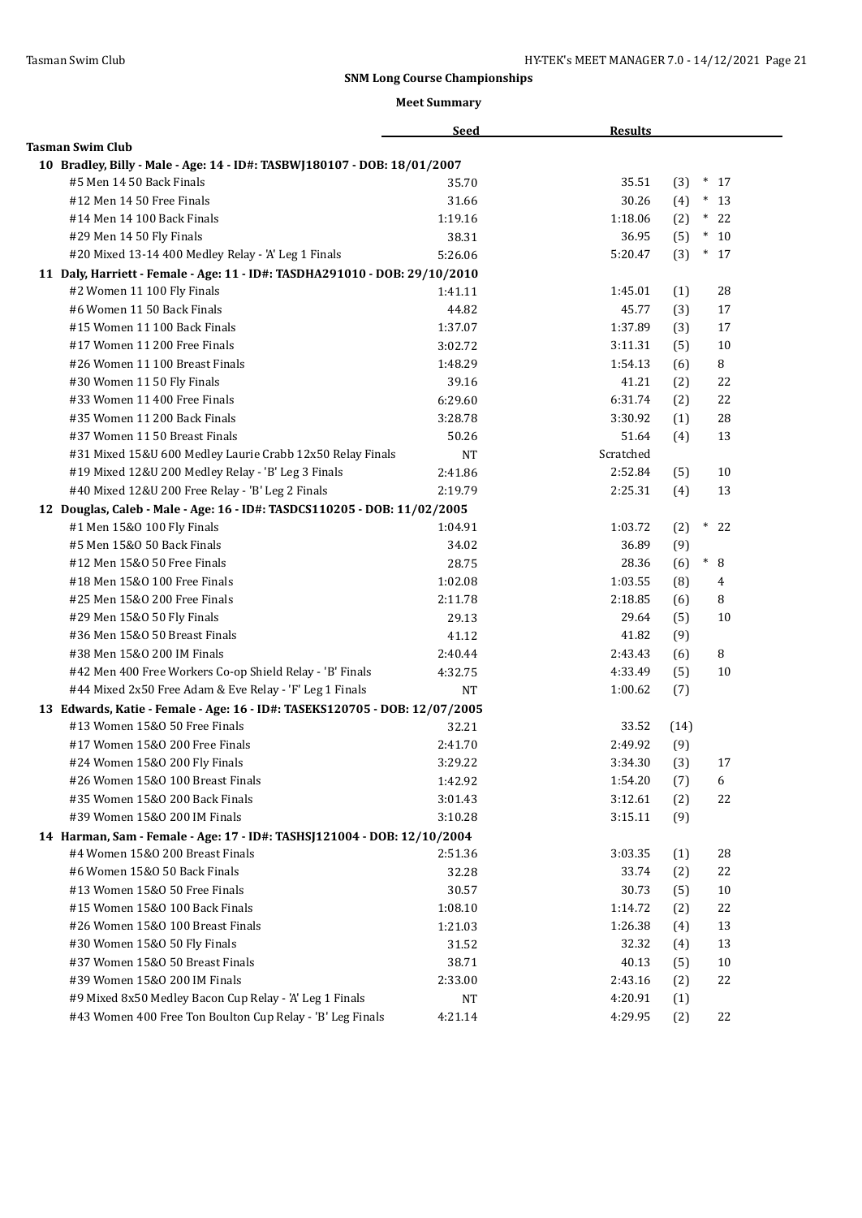## SNM Long Course Championships

### Meet Summary

| | Seed | Results | | |
|---|---|---|---|---|
| **Tasman Swim Club** | | | | |
| **10 Bradley, Billy - Male - Age: 14 - ID#: TASBWJ180107 - DOB: 18/01/2007** | | | | |
| #5 Men 14 50 Back Finals | 35.70 | 35.51 | (3) | * 17 |
| #12 Men 14 50 Free Finals | 31.66 | 30.26 | (4) | * 13 |
| #14 Men 14 100 Back Finals | 1:19.16 | 1:18.06 | (2) | * 22 |
| #29 Men 14 50 Fly Finals | 38.31 | 36.95 | (5) | * 10 |
| #20 Mixed 13-14 400 Medley Relay - 'A' Leg 1 Finals | 5:26.06 | 5:20.47 | (3) | * 17 |
| **11 Daly, Harriett - Female - Age: 11 - ID#: TASDHA291010 - DOB: 29/10/2010** | | | | |
| #2 Women 11 100 Fly Finals | 1:41.11 | 1:45.01 | (1) | 28 |
| #6 Women 11 50 Back Finals | 44.82 | 45.77 | (3) | 17 |
| #15 Women 11 100 Back Finals | 1:37.07 | 1:37.89 | (3) | 17 |
| #17 Women 11 200 Free Finals | 3:02.72 | 3:11.31 | (5) | 10 |
| #26 Women 11 100 Breast Finals | 1:48.29 | 1:54.13 | (6) | 8 |
| #30 Women 11 50 Fly Finals | 39.16 | 41.21 | (2) | 22 |
| #33 Women 11 400 Free Finals | 6:29.60 | 6:31.74 | (2) | 22 |
| #35 Women 11 200 Back Finals | 3:28.78 | 3:30.92 | (1) | 28 |
| #37 Women 11 50 Breast Finals | 50.26 | 51.64 | (4) | 13 |
| #31 Mixed 15&U 600 Medley Laurie Crabb 12x50 Relay Finals | NT | Scratched | | |
| #19 Mixed 12&U 200 Medley Relay - 'B' Leg 3 Finals | 2:41.86 | 2:52.84 | (5) | 10 |
| #40 Mixed 12&U 200 Free Relay - 'B' Leg 2 Finals | 2:19.79 | 2:25.31 | (4) | 13 |
| **12 Douglas, Caleb - Male - Age: 16 - ID#: TASDCS110205 - DOB: 11/02/2005** | | | | |
| #1 Men 15&O 100 Fly Finals | 1:04.91 | 1:03.72 | (2) | * 22 |
| #5 Men 15&O 50 Back Finals | 34.02 | 36.89 | (9) | |
| #12 Men 15&O 50 Free Finals | 28.75 | 28.36 | (6) | * 8 |
| #18 Men 15&O 100 Free Finals | 1:02.08 | 1:03.55 | (8) | 4 |
| #25 Men 15&O 200 Free Finals | 2:11.78 | 2:18.85 | (6) | 8 |
| #29 Men 15&O 50 Fly Finals | 29.13 | 29.64 | (5) | 10 |
| #36 Men 15&O 50 Breast Finals | 41.12 | 41.82 | (9) | |
| #38 Men 15&O 200 IM Finals | 2:40.44 | 2:43.43 | (6) | 8 |
| #42 Men 400 Free Workers Co-op Shield Relay - 'B' Finals | 4:32.75 | 4:33.49 | (5) | 10 |
| #44 Mixed 2x50 Free Adam & Eve Relay - 'F' Leg 1 Finals | NT | 1:00.62 | (7) | |
| **13 Edwards, Katie - Female - Age: 16 - ID#: TASEKS120705 - DOB: 12/07/2005** | | | | |
| #13 Women 15&O 50 Free Finals | 32.21 | 33.52 | (14) | |
| #17 Women 15&O 200 Free Finals | 2:41.70 | 2:49.92 | (9) | |
| #24 Women 15&O 200 Fly Finals | 3:29.22 | 3:34.30 | (3) | 17 |
| #26 Women 15&O 100 Breast Finals | 1:42.92 | 1:54.20 | (7) | 6 |
| #35 Women 15&O 200 Back Finals | 3:01.43 | 3:12.61 | (2) | 22 |
| #39 Women 15&O 200 IM Finals | 3:10.28 | 3:15.11 | (9) | |
| **14 Harman, Sam - Female - Age: 17 - ID#: TASHSJ121004 - DOB: 12/10/2004** | | | | |
| #4 Women 15&O 200 Breast Finals | 2:51.36 | 3:03.35 | (1) | 28 |
| #6 Women 15&O 50 Back Finals | 32.28 | 33.74 | (2) | 22 |
| #13 Women 15&O 50 Free Finals | 30.57 | 30.73 | (5) | 10 |
| #15 Women 15&O 100 Back Finals | 1:08.10 | 1:14.72 | (2) | 22 |
| #26 Women 15&O 100 Breast Finals | 1:21.03 | 1:26.38 | (4) | 13 |
| #30 Women 15&O 50 Fly Finals | 31.52 | 32.32 | (4) | 13 |
| #37 Women 15&O 50 Breast Finals | 38.71 | 40.13 | (5) | 10 |
| #39 Women 15&O 200 IM Finals | 2:33.00 | 2:43.16 | (2) | 22 |
| #9 Mixed 8x50 Medley Bacon Cup Relay - 'A' Leg 1 Finals | NT | 4:20.91 | (1) | |
| #43 Women 400 Free Ton Boulton Cup Relay - 'B' Leg Finals | 4:21.14 | 4:29.95 | (2) | 22 |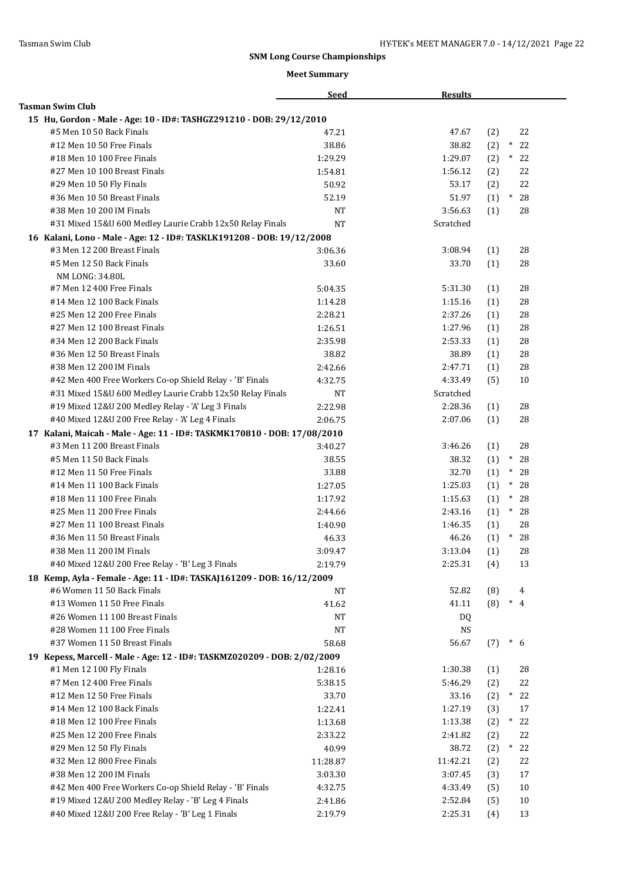## SNM Long Course Championships

### Meet Summary

| | Seed | Results | | |
|---|---|---|---|---|
| **Tasman Swim Club** | | | | |
| **15 Hu, Gordon - Male - Age: 10 - ID#: TASHGZ291210 - DOB: 29/12/2010** | | | | |
| #5 Men 10 50 Back Finals | 47.21 | 47.67 | (2) | 22 |
| #12 Men 10 50 Free Finals | 38.86 | 38.82 | (2) | * 22 |
| #18 Men 10 100 Free Finals | 1:29.29 | 1:29.07 | (2) | * 22 |
| #27 Men 10 100 Breast Finals | 1:54.81 | 1:56.12 | (2) | 22 |
| #29 Men 10 50 Fly Finals | 50.92 | 53.17 | (2) | 22 |
| #36 Men 10 50 Breast Finals | 52.19 | 51.97 | (1) | * 28 |
| #38 Men 10 200 IM Finals | NT | 3:56.63 | (1) | 28 |
| #31 Mixed 15&U 600 Medley Laurie Crabb 12x50 Relay Finals | NT | Scratched | | |
| **16 Kalani, Lono - Male - Age: 12 - ID#: TASKLK191208 - DOB: 19/12/2008** | | | | |
| #3 Men 12 200 Breast Finals | 3:06.36 | 3:08.94 | (1) | 28 |
| #5 Men 12 50 Back Finals | 33.60 | 33.70 | (1) | 28 |
| NM LONG: 34.80L | | | | |
| #7 Men 12 400 Free Finals | 5:04.35 | 5:31.30 | (1) | 28 |
| #14 Men 12 100 Back Finals | 1:14.28 | 1:15.16 | (1) | 28 |
| #25 Men 12 200 Free Finals | 2:28.21 | 2:37.26 | (1) | 28 |
| #27 Men 12 100 Breast Finals | 1:26.51 | 1:27.96 | (1) | 28 |
| #34 Men 12 200 Back Finals | 2:35.98 | 2:53.33 | (1) | 28 |
| #36 Men 12 50 Breast Finals | 38.82 | 38.89 | (1) | 28 |
| #38 Men 12 200 IM Finals | 2:42.66 | 2:47.71 | (1) | 28 |
| #42 Men 400 Free Workers Co-op Shield Relay - 'B' Finals | 4:32.75 | 4:33.49 | (5) | 10 |
| #31 Mixed 15&U 600 Medley Laurie Crabb 12x50 Relay Finals | NT | Scratched | | |
| #19 Mixed 12&U 200 Medley Relay - 'A' Leg 3 Finals | 2:22.98 | 2:28.36 | (1) | 28 |
| #40 Mixed 12&U 200 Free Relay - 'A' Leg 4 Finals | 2:06.75 | 2:07.06 | (1) | 28 |
| **17 Kalani, Maicah - Male - Age: 11 - ID#: TASKMK170810 - DOB: 17/08/2010** | | | | |
| #3 Men 11 200 Breast Finals | 3:40.27 | 3:46.26 | (1) | 28 |
| #5 Men 11 50 Back Finals | 38.55 | 38.32 | (1) | * 28 |
| #12 Men 11 50 Free Finals | 33.88 | 32.70 | (1) | * 28 |
| #14 Men 11 100 Back Finals | 1:27.05 | 1:25.03 | (1) | * 28 |
| #18 Men 11 100 Free Finals | 1:17.92 | 1:15.63 | (1) | * 28 |
| #25 Men 11 200 Free Finals | 2:44.66 | 2:43.16 | (1) | * 28 |
| #27 Men 11 100 Breast Finals | 1:40.90 | 1:46.35 | (1) | 28 |
| #36 Men 11 50 Breast Finals | 46.33 | 46.26 | (1) | * 28 |
| #38 Men 11 200 IM Finals | 3:09.47 | 3:13.04 | (1) | 28 |
| #40 Mixed 12&U 200 Free Relay - 'B' Leg 3 Finals | 2:19.79 | 2:25.31 | (4) | 13 |
| **18 Kemp, Ayla - Female - Age: 11 - ID#: TASKAJ161209 - DOB: 16/12/2009** | | | | |
| #6 Women 11 50 Back Finals | NT | 52.82 | (8) | 4 |
| #13 Women 11 50 Free Finals | 41.62 | 41.11 | (8) | * 4 |
| #26 Women 11 100 Breast Finals | NT | DQ | | |
| #28 Women 11 100 Free Finals | NT | NS | | |
| #37 Women 11 50 Breast Finals | 58.68 | 56.67 | (7) | * 6 |
| **19 Kepess, Marcell - Male - Age: 12 - ID#: TASKMZ020209 - DOB: 2/02/2009** | | | | |
| #1 Men 12 100 Fly Finals | 1:28.16 | 1:30.38 | (1) | 28 |
| #7 Men 12 400 Free Finals | 5:38.15 | 5:46.29 | (2) | 22 |
| #12 Men 12 50 Free Finals | 33.70 | 33.16 | (2) | * 22 |
| #14 Men 12 100 Back Finals | 1:22.41 | 1:27.19 | (3) | 17 |
| #18 Men 12 100 Free Finals | 1:13.68 | 1:13.38 | (2) | * 22 |
| #25 Men 12 200 Free Finals | 2:33.22 | 2:41.82 | (2) | 22 |
| #29 Men 12 50 Fly Finals | 40.99 | 38.72 | (2) | * 22 |
| #32 Men 12 800 Free Finals | 11:28.87 | 11:42.21 | (2) | 22 |
| #38 Men 12 200 IM Finals | 3:03.30 | 3:07.45 | (3) | 17 |
| #42 Men 400 Free Workers Co-op Shield Relay - 'B' Finals | 4:32.75 | 4:33.49 | (5) | 10 |
| #19 Mixed 12&U 200 Medley Relay - 'B' Leg 4 Finals | 2:41.86 | 2:52.84 | (5) | 10 |
| #40 Mixed 12&U 200 Free Relay - 'B' Leg 1 Finals | 2:19.79 | 2:25.31 | (4) | 13 |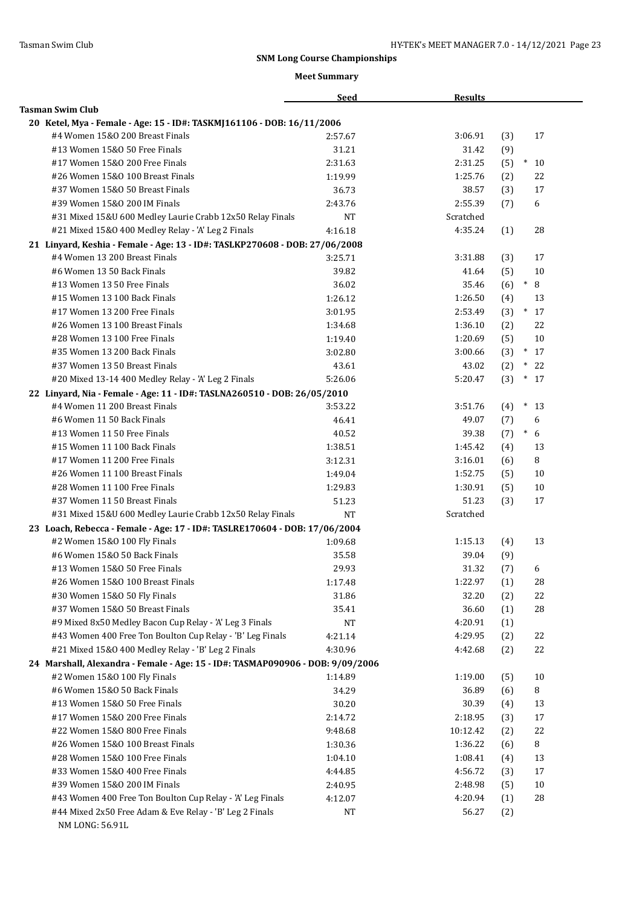## SNM Long Course Championships

### Meet Summary

| | Seed | Results | | |
|---|---|---|---|---|
| **Tasman Swim Club** | | | | |
| **20 Ketel, Mya - Female - Age: 15 - ID#: TASKMJ161106 - DOB: 16/11/2006** | | | | |
| #4 Women 15&O 200 Breast Finals | 2:57.67 | 3:06.91 | (3) | 17 |
| #13 Women 15&O 50 Free Finals | 31.21 | 31.42 | (9) | |
| #17 Women 15&O 200 Free Finals | 2:31.63 | 2:31.25 | (5) | * 10 |
| #26 Women 15&O 100 Breast Finals | 1:19.99 | 1:25.76 | (2) | 22 |
| #37 Women 15&O 50 Breast Finals | 36.73 | 38.57 | (3) | 17 |
| #39 Women 15&O 200 IM Finals | 2:43.76 | 2:55.39 | (7) | 6 |
| #31 Mixed 15&U 600 Medley Laurie Crabb 12x50 Relay Finals | NT | Scratched | | |
| #21 Mixed 15&O 400 Medley Relay - 'A' Leg 2 Finals | 4:16.18 | 4:35.24 | (1) | 28 |
| **21 Linyard, Keshia - Female - Age: 13 - ID#: TASLKP270608 - DOB: 27/06/2008** | | | | |
| #4 Women 13 200 Breast Finals | 3:25.71 | 3:31.88 | (3) | 17 |
| #6 Women 13 50 Back Finals | 39.82 | 41.64 | (5) | 10 |
| #13 Women 13 50 Free Finals | 36.02 | 35.46 | (6) | * 8 |
| #15 Women 13 100 Back Finals | 1:26.12 | 1:26.50 | (4) | 13 |
| #17 Women 13 200 Free Finals | 3:01.95 | 2:53.49 | (3) | * 17 |
| #26 Women 13 100 Breast Finals | 1:34.68 | 1:36.10 | (2) | 22 |
| #28 Women 13 100 Free Finals | 1:19.40 | 1:20.69 | (5) | 10 |
| #35 Women 13 200 Back Finals | 3:02.80 | 3:00.66 | (3) | * 17 |
| #37 Women 13 50 Breast Finals | 43.61 | 43.02 | (2) | * 22 |
| #20 Mixed 13-14 400 Medley Relay - 'A' Leg 2 Finals | 5:26.06 | 5:20.47 | (3) | * 17 |
| **22 Linyard, Nia - Female - Age: 11 - ID#: TASLNA260510 - DOB: 26/05/2010** | | | | |
| #4 Women 11 200 Breast Finals | 3:53.22 | 3:51.76 | (4) | * 13 |
| #6 Women 11 50 Back Finals | 46.41 | 49.07 | (7) | 6 |
| #13 Women 11 50 Free Finals | 40.52 | 39.38 | (7) | * 6 |
| #15 Women 11 100 Back Finals | 1:38.51 | 1:45.42 | (4) | 13 |
| #17 Women 11 200 Free Finals | 3:12.31 | 3:16.01 | (6) | 8 |
| #26 Women 11 100 Breast Finals | 1:49.04 | 1:52.75 | (5) | 10 |
| #28 Women 11 100 Free Finals | 1:29.83 | 1:30.91 | (5) | 10 |
| #37 Women 11 50 Breast Finals | 51.23 | 51.23 | (3) | 17 |
| #31 Mixed 15&U 600 Medley Laurie Crabb 12x50 Relay Finals | NT | Scratched | | |
| **23 Loach, Rebecca - Female - Age: 17 - ID#: TASLRE170604 - DOB: 17/06/2004** | | | | |
| #2 Women 15&O 100 Fly Finals | 1:09.68 | 1:15.13 | (4) | 13 |
| #6 Women 15&O 50 Back Finals | 35.58 | 39.04 | (9) | |
| #13 Women 15&O 50 Free Finals | 29.93 | 31.32 | (7) | 6 |
| #26 Women 15&O 100 Breast Finals | 1:17.48 | 1:22.97 | (1) | 28 |
| #30 Women 15&O 50 Fly Finals | 31.86 | 32.20 | (2) | 22 |
| #37 Women 15&O 50 Breast Finals | 35.41 | 36.60 | (1) | 28 |
| #9 Mixed 8x50 Medley Bacon Cup Relay - 'A' Leg 3 Finals | NT | 4:20.91 | (1) | |
| #43 Women 400 Free Ton Boulton Cup Relay - 'B' Leg Finals | 4:21.14 | 4:29.95 | (2) | 22 |
| #21 Mixed 15&O 400 Medley Relay - 'B' Leg 2 Finals | 4:30.96 | 4:42.68 | (2) | 22 |
| **24 Marshall, Alexandra - Female - Age: 15 - ID#: TASMAP090906 - DOB: 9/09/2006** | | | | |
| #2 Women 15&O 100 Fly Finals | 1:14.89 | 1:19.00 | (5) | 10 |
| #6 Women 15&O 50 Back Finals | 34.29 | 36.89 | (6) | 8 |
| #13 Women 15&O 50 Free Finals | 30.20 | 30.39 | (4) | 13 |
| #17 Women 15&O 200 Free Finals | 2:14.72 | 2:18.95 | (3) | 17 |
| #22 Women 15&O 800 Free Finals | 9:48.68 | 10:12.42 | (2) | 22 |
| #26 Women 15&O 100 Breast Finals | 1:30.36 | 1:36.22 | (6) | 8 |
| #28 Women 15&O 100 Free Finals | 1:04.10 | 1:08.41 | (4) | 13 |
| #33 Women 15&O 400 Free Finals | 4:44.85 | 4:56.72 | (3) | 17 |
| #39 Women 15&O 200 IM Finals | 2:40.95 | 2:48.98 | (5) | 10 |
| #43 Women 400 Free Ton Boulton Cup Relay - 'A' Leg Finals | 4:12.07 | 4:20.94 | (1) | 28 |
| #44 Mixed 2x50 Free Adam & Eve Relay - 'B' Leg 2 Finals<br>NM LONG: 56.91L | NT | 56.27 | (2) | |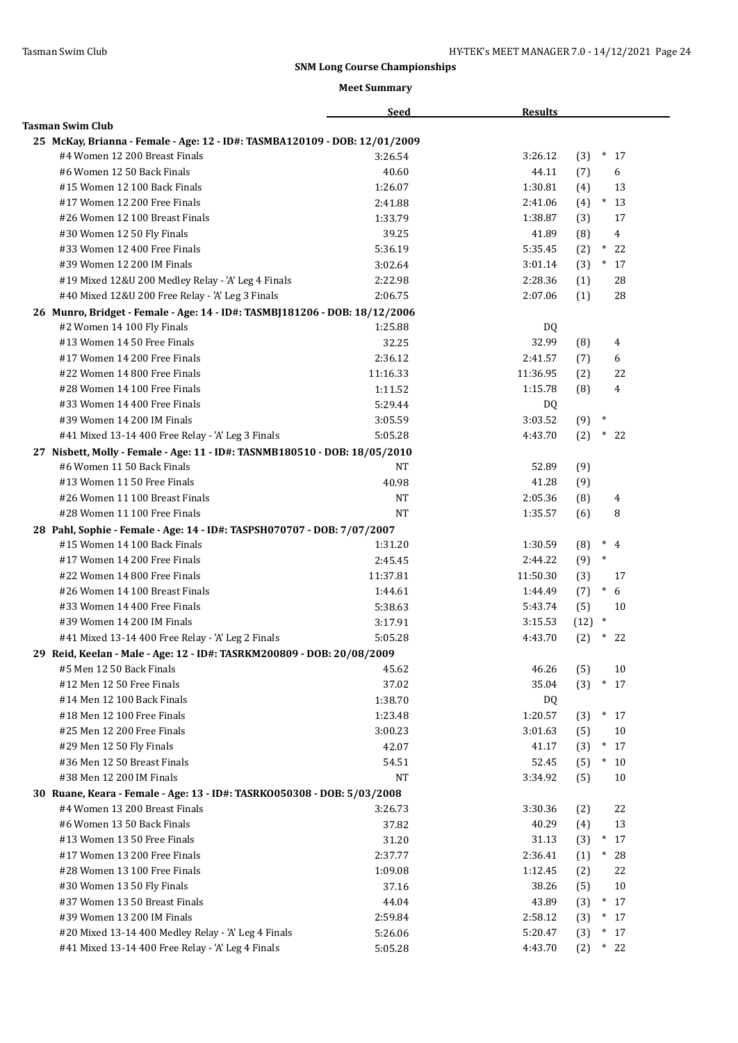## SNM Long Course Championships

### Meet Summary

| | Seed | Results | | | |
|---|---|---|---|---|---|
| **Tasman Swim Club** | | | | | |
| **25 McKay, Brianna - Female - Age: 12 - ID#: TASMBA120109 - DOB: 12/01/2009** | | | | | |
| #4 Women 12 200 Breast Finals | 3:26.54 | 3:26.12 | (3) | * | 17 |
| #6 Women 12 50 Back Finals | 40.60 | 44.11 | (7) | | 6 |
| #15 Women 12 100 Back Finals | 1:26.07 | 1:30.81 | (4) | | 13 |
| #17 Women 12 200 Free Finals | 2:41.88 | 2:41.06 | (4) | * | 13 |
| #26 Women 12 100 Breast Finals | 1:33.79 | 1:38.87 | (3) | | 17 |
| #30 Women 12 50 Fly Finals | 39.25 | 41.89 | (8) | | 4 |
| #33 Women 12 400 Free Finals | 5:36.19 | 5:35.45 | (2) | * | 22 |
| #39 Women 12 200 IM Finals | 3:02.64 | 3:01.14 | (3) | * | 17 |
| #19 Mixed 12&U 200 Medley Relay - 'A' Leg 4 Finals | 2:22.98 | 2:28.36 | (1) | | 28 |
| #40 Mixed 12&U 200 Free Relay - 'A' Leg 3 Finals | 2:06.75 | 2:07.06 | (1) | | 28 |
| **26 Munro, Bridget - Female - Age: 14 - ID#: TASMBJ181206 - DOB: 18/12/2006** | | | | | |
| #2 Women 14 100 Fly Finals | 1:25.88 | DQ | | | |
| #13 Women 14 50 Free Finals | 32.25 | 32.99 | (8) | | 4 |
| #17 Women 14 200 Free Finals | 2:36.12 | 2:41.57 | (7) | | 6 |
| #22 Women 14 800 Free Finals | 11:16.33 | 11:36.95 | (2) | | 22 |
| #28 Women 14 100 Free Finals | 1:11.52 | 1:15.78 | (8) | | 4 |
| #33 Women 14 400 Free Finals | 5:29.44 | DQ | | | |
| #39 Women 14 200 IM Finals | 3:05.59 | 3:03.52 | (9) | * | |
| #41 Mixed 13-14 400 Free Relay - 'A' Leg 3 Finals | 5:05.28 | 4:43.70 | (2) | * | 22 |
| **27 Nisbett, Molly - Female - Age: 11 - ID#: TASNMB180510 - DOB: 18/05/2010** | | | | | |
| #6 Women 11 50 Back Finals | NT | 52.89 | (9) | | |
| #13 Women 11 50 Free Finals | 40.98 | 41.28 | (9) | | |
| #26 Women 11 100 Breast Finals | NT | 2:05.36 | (8) | | 4 |
| #28 Women 11 100 Free Finals | NT | 1:35.57 | (6) | | 8 |
| **28 Pahl, Sophie - Female - Age: 14 - ID#: TASPSH070707 - DOB: 7/07/2007** | | | | | |
| #15 Women 14 100 Back Finals | 1:31.20 | 1:30.59 | (8) | * | 4 |
| #17 Women 14 200 Free Finals | 2:45.45 | 2:44.22 | (9) | * | |
| #22 Women 14 800 Free Finals | 11:37.81 | 11:50.30 | (3) | | 17 |
| #26 Women 14 100 Breast Finals | 1:44.61 | 1:44.49 | (7) | * | 6 |
| #33 Women 14 400 Free Finals | 5:38.63 | 5:43.74 | (5) | | 10 |
| #39 Women 14 200 IM Finals | 3:17.91 | 3:15.53 | (12) | * | |
| #41 Mixed 13-14 400 Free Relay - 'A' Leg 2 Finals | 5:05.28 | 4:43.70 | (2) | * | 22 |
| **29 Reid, Keelan - Male - Age: 12 - ID#: TASRKM200809 - DOB: 20/08/2009** | | | | | |
| #5 Men 12 50 Back Finals | 45.62 | 46.26 | (5) | | 10 |
| #12 Men 12 50 Free Finals | 37.02 | 35.04 | (3) | * | 17 |
| #14 Men 12 100 Back Finals | 1:38.70 | DQ | | | |
| #18 Men 12 100 Free Finals | 1:23.48 | 1:20.57 | (3) | * | 17 |
| #25 Men 12 200 Free Finals | 3:00.23 | 3:01.63 | (5) | | 10 |
| #29 Men 12 50 Fly Finals | 42.07 | 41.17 | (3) | * | 17 |
| #36 Men 12 50 Breast Finals | 54.51 | 52.45 | (5) | * | 10 |
| #38 Men 12 200 IM Finals | NT | 3:34.92 | (5) | | 10 |
| **30 Ruane, Keara - Female - Age: 13 - ID#: TASRKO050308 - DOB: 5/03/2008** | | | | | |
| #4 Women 13 200 Breast Finals | 3:26.73 | 3:30.36 | (2) | | 22 |
| #6 Women 13 50 Back Finals | 37.82 | 40.29 | (4) | | 13 |
| #13 Women 13 50 Free Finals | 31.20 | 31.13 | (3) | * | 17 |
| #17 Women 13 200 Free Finals | 2:37.77 | 2:36.41 | (1) | * | 28 |
| #28 Women 13 100 Free Finals | 1:09.08 | 1:12.45 | (2) | | 22 |
| #30 Women 13 50 Fly Finals | 37.16 | 38.26 | (5) | | 10 |
| #37 Women 13 50 Breast Finals | 44.04 | 43.89 | (3) | * | 17 |
| #39 Women 13 200 IM Finals | 2:59.84 | 2:58.12 | (3) | * | 17 |
| #20 Mixed 13-14 400 Medley Relay - 'A' Leg 4 Finals | 5:26.06 | 5:20.47 | (3) | * | 17 |
| #41 Mixed 13-14 400 Free Relay - 'A' Leg 4 Finals | 5:05.28 | 4:43.70 | (2) | * | 22 |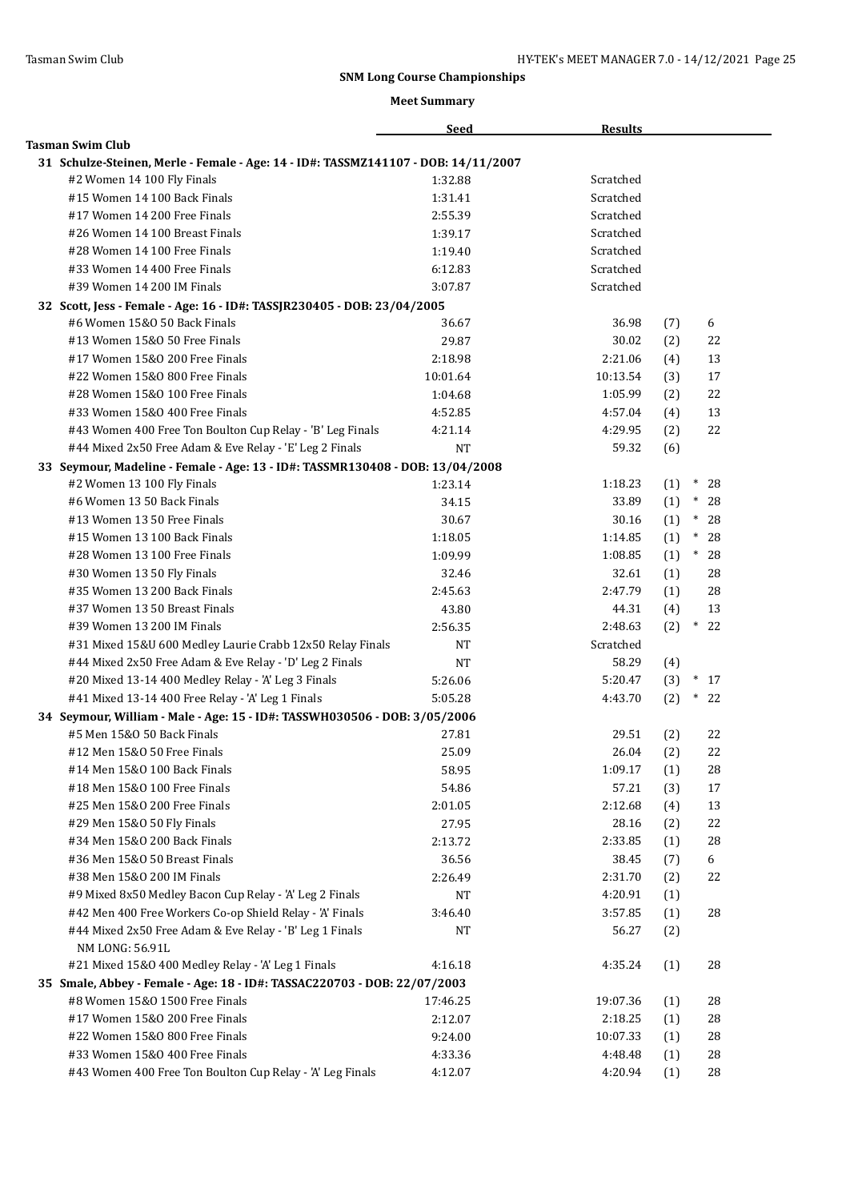## SNM Long Course Championships

### Meet Summary

| | Seed | Results | | |
|---|---|---|---|---|
| **Tasman Swim Club** | | | | |
| **31 Schulze-Steinen, Merle - Female - Age: 14 - ID#: TASSMZ141107 - DOB: 14/11/2007** | | | | |
| #2 Women 14 100 Fly Finals | 1:32.88 | Scratched | | |
| #15 Women 14 100 Back Finals | 1:31.41 | Scratched | | |
| #17 Women 14 200 Free Finals | 2:55.39 | Scratched | | |
| #26 Women 14 100 Breast Finals | 1:39.17 | Scratched | | |
| #28 Women 14 100 Free Finals | 1:19.40 | Scratched | | |
| #33 Women 14 400 Free Finals | 6:12.83 | Scratched | | |
| #39 Women 14 200 IM Finals | 3:07.87 | Scratched | | |
| **32 Scott, Jess - Female - Age: 16 - ID#: TASSJR230405 - DOB: 23/04/2005** | | | | |
| #6 Women 15&O 50 Back Finals | 36.67 | 36.98 | (7) | 6 |
| #13 Women 15&O 50 Free Finals | 29.87 | 30.02 | (2) | 22 |
| #17 Women 15&O 200 Free Finals | 2:18.98 | 2:21.06 | (4) | 13 |
| #22 Women 15&O 800 Free Finals | 10:01.64 | 10:13.54 | (3) | 17 |
| #28 Women 15&O 100 Free Finals | 1:04.68 | 1:05.99 | (2) | 22 |
| #33 Women 15&O 400 Free Finals | 4:52.85 | 4:57.04 | (4) | 13 |
| #43 Women 400 Free Ton Boulton Cup Relay - 'B' Leg Finals | 4:21.14 | 4:29.95 | (2) | 22 |
| #44 Mixed 2x50 Free Adam & Eve Relay - 'E' Leg 2 Finals | NT | 59.32 | (6) | |
| **33 Seymour, Madeline - Female - Age: 13 - ID#: TASSMR130408 - DOB: 13/04/2008** | | | | |
| #2 Women 13 100 Fly Finals | 1:23.14 | 1:18.23 | (1) | * 28 |
| #6 Women 13 50 Back Finals | 34.15 | 33.89 | (1) | * 28 |
| #13 Women 13 50 Free Finals | 30.67 | 30.16 | (1) | * 28 |
| #15 Women 13 100 Back Finals | 1:18.05 | 1:14.85 | (1) | * 28 |
| #28 Women 13 100 Free Finals | 1:09.99 | 1:08.85 | (1) | * 28 |
| #30 Women 13 50 Fly Finals | 32.46 | 32.61 | (1) | 28 |
| #35 Women 13 200 Back Finals | 2:45.63 | 2:47.79 | (1) | 28 |
| #37 Women 13 50 Breast Finals | 43.80 | 44.31 | (4) | 13 |
| #39 Women 13 200 IM Finals | 2:56.35 | 2:48.63 | (2) | * 22 |
| #31 Mixed 15&U 600 Medley Laurie Crabb 12x50 Relay Finals | NT | Scratched | | |
| #44 Mixed 2x50 Free Adam & Eve Relay - 'D' Leg 2 Finals | NT | 58.29 | (4) | |
| #20 Mixed 13-14 400 Medley Relay - 'A' Leg 3 Finals | 5:26.06 | 5:20.47 | (3) | * 17 |
| #41 Mixed 13-14 400 Free Relay - 'A' Leg 1 Finals | 5:05.28 | 4:43.70 | (2) | * 22 |
| **34 Seymour, William - Male - Age: 15 - ID#: TASSWH030506 - DOB: 3/05/2006** | | | | |
| #5 Men 15&O 50 Back Finals | 27.81 | 29.51 | (2) | 22 |
| #12 Men 15&O 50 Free Finals | 25.09 | 26.04 | (2) | 22 |
| #14 Men 15&O 100 Back Finals | 58.95 | 1:09.17 | (1) | 28 |
| #18 Men 15&O 100 Free Finals | 54.86 | 57.21 | (3) | 17 |
| #25 Men 15&O 200 Free Finals | 2:01.05 | 2:12.68 | (4) | 13 |
| #29 Men 15&O 50 Fly Finals | 27.95 | 28.16 | (2) | 22 |
| #34 Men 15&O 200 Back Finals | 2:13.72 | 2:33.85 | (1) | 28 |
| #36 Men 15&O 50 Breast Finals | 36.56 | 38.45 | (7) | 6 |
| #38 Men 15&O 200 IM Finals | 2:26.49 | 2:31.70 | (2) | 22 |
| #9 Mixed 8x50 Medley Bacon Cup Relay - 'A' Leg 2 Finals | NT | 4:20.91 | (1) | |
| #42 Men 400 Free Workers Co-op Shield Relay - 'A' Finals | 3:46.40 | 3:57.85 | (1) | 28 |
| #44 Mixed 2x50 Free Adam & Eve Relay - 'B' Leg 1 Finals<br>NM LONG: 56.91L | NT | 56.27 | (2) | |
| #21 Mixed 15&O 400 Medley Relay - 'A' Leg 1 Finals | 4:16.18 | 4:35.24 | (1) | 28 |
| **35 Smale, Abbey - Female - Age: 18 - ID#: TASSAC220703 - DOB: 22/07/2003** | | | | |
| #8 Women 15&O 1500 Free Finals | 17:46.25 | 19:07.36 | (1) | 28 |
| #17 Women 15&O 200 Free Finals | 2:12.07 | 2:18.25 | (1) | 28 |
| #22 Women 15&O 800 Free Finals | 9:24.00 | 10:07.33 | (1) | 28 |
| #33 Women 15&O 400 Free Finals | 4:33.36 | 4:48.48 | (1) | 28 |
| #43 Women 400 Free Ton Boulton Cup Relay - 'A' Leg Finals | 4:12.07 | 4:20.94 | (1) | 28 |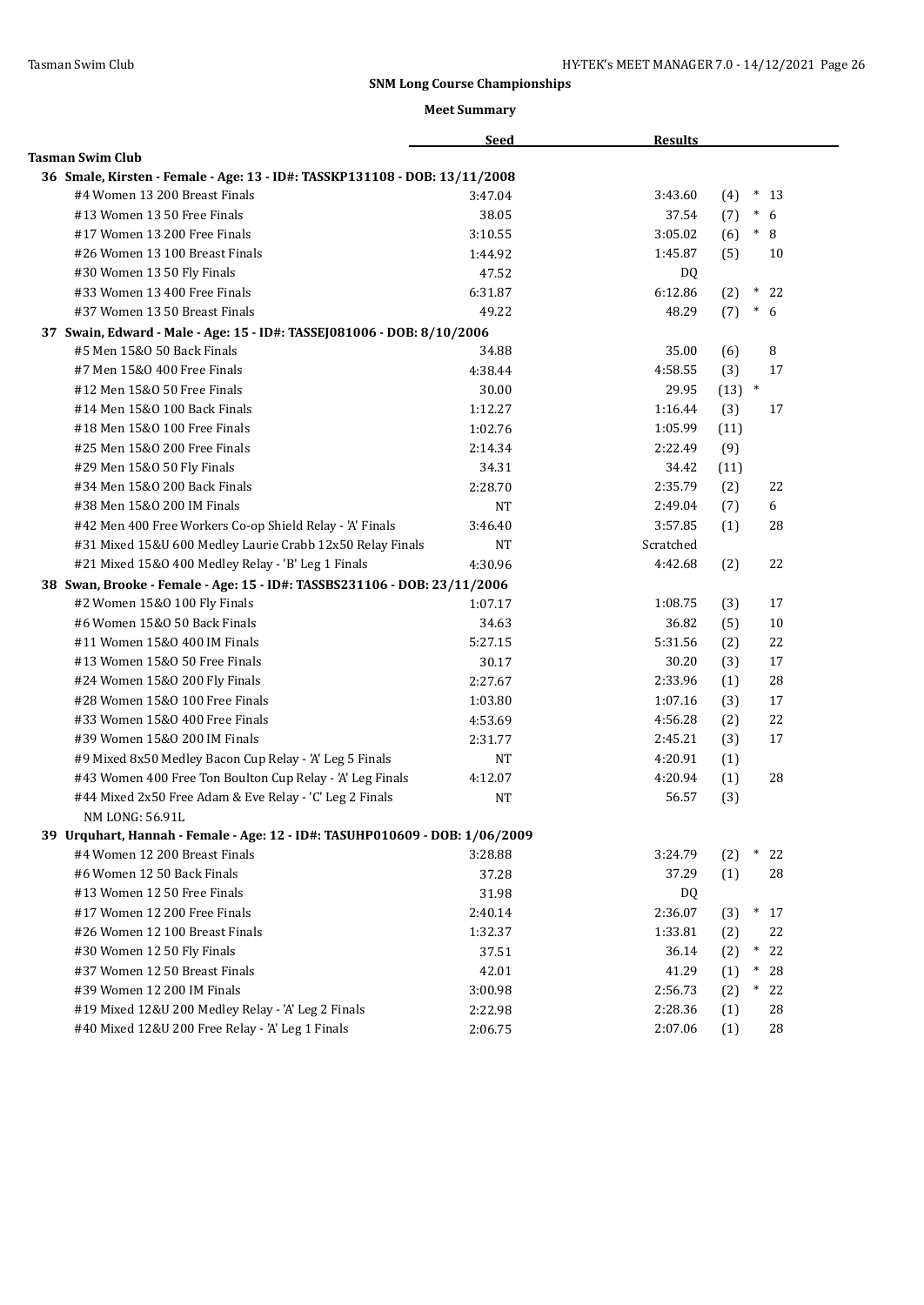## SNM Long Course Championships

### Meet Summary

| | Seed | Results | | |
|---|---|---|---|---|
| **Tasman Swim Club** | | | | |
| **36 Smale, Kirsten - Female - Age: 13 - ID#: TASSKP131108 - DOB: 13/11/2008** | | | | |
| #4 Women 13 200 Breast Finals | 3:47.04 | 3:43.60 | (4) * | 13 |
| #13 Women 13 50 Free Finals | 38.05 | 37.54 | (7) * | 6 |
| #17 Women 13 200 Free Finals | 3:10.55 | 3:05.02 | (6) * | 8 |
| #26 Women 13 100 Breast Finals | 1:44.92 | 1:45.87 | (5) | 10 |
| #30 Women 13 50 Fly Finals | 47.52 | DQ | | |
| #33 Women 13 400 Free Finals | 6:31.87 | 6:12.86 | (2) * | 22 |
| #37 Women 13 50 Breast Finals | 49.22 | 48.29 | (7) * | 6 |
| **37 Swain, Edward - Male - Age: 15 - ID#: TASSEJ081006 - DOB: 8/10/2006** | | | | |
| #5 Men 15&O 50 Back Finals | 34.88 | 35.00 | (6) | 8 |
| #7 Men 15&O 400 Free Finals | 4:38.44 | 4:58.55 | (3) | 17 |
| #12 Men 15&O 50 Free Finals | 30.00 | 29.95 | (13) * | |
| #14 Men 15&O 100 Back Finals | 1:12.27 | 1:16.44 | (3) | 17 |
| #18 Men 15&O 100 Free Finals | 1:02.76 | 1:05.99 | (11) | |
| #25 Men 15&O 200 Free Finals | 2:14.34 | 2:22.49 | (9) | |
| #29 Men 15&O 50 Fly Finals | 34.31 | 34.42 | (11) | |
| #34 Men 15&O 200 Back Finals | 2:28.70 | 2:35.79 | (2) | 22 |
| #38 Men 15&O 200 IM Finals | NT | 2:49.04 | (7) | 6 |
| #42 Men 400 Free Workers Co-op Shield Relay - 'A' Finals | 3:46.40 | 3:57.85 | (1) | 28 |
| #31 Mixed 15&U 600 Medley Laurie Crabb 12x50 Relay Finals | NT | Scratched | | |
| #21 Mixed 15&O 400 Medley Relay - 'B' Leg 1 Finals | 4:30.96 | 4:42.68 | (2) | 22 |
| **38 Swan, Brooke - Female - Age: 15 - ID#: TASSBS231106 - DOB: 23/11/2006** | | | | |
| #2 Women 15&O 100 Fly Finals | 1:07.17 | 1:08.75 | (3) | 17 |
| #6 Women 15&O 50 Back Finals | 34.63 | 36.82 | (5) | 10 |
| #11 Women 15&O 400 IM Finals | 5:27.15 | 5:31.56 | (2) | 22 |
| #13 Women 15&O 50 Free Finals | 30.17 | 30.20 | (3) | 17 |
| #24 Women 15&O 200 Fly Finals | 2:27.67 | 2:33.96 | (1) | 28 |
| #28 Women 15&O 100 Free Finals | 1:03.80 | 1:07.16 | (3) | 17 |
| #33 Women 15&O 400 Free Finals | 4:53.69 | 4:56.28 | (2) | 22 |
| #39 Women 15&O 200 IM Finals | 2:31.77 | 2:45.21 | (3) | 17 |
| #9 Mixed 8x50 Medley Bacon Cup Relay - 'A' Leg 5 Finals | NT | 4:20.91 | (1) | |
| #43 Women 400 Free Ton Boulton Cup Relay - 'A' Leg Finals | 4:12.07 | 4:20.94 | (1) | 28 |
| #44 Mixed 2x50 Free Adam & Eve Relay - 'C' Leg 2 Finals | NT | 56.57 | (3) | |
| NM LONG: 56.91L | | | | |
| **39 Urquhart, Hannah - Female - Age: 12 - ID#: TASUHP010609 - DOB: 1/06/2009** | | | | |
| #4 Women 12 200 Breast Finals | 3:28.88 | 3:24.79 | (2) * | 22 |
| #6 Women 12 50 Back Finals | 37.28 | 37.29 | (1) | 28 |
| #13 Women 12 50 Free Finals | 31.98 | DQ | | |
| #17 Women 12 200 Free Finals | 2:40.14 | 2:36.07 | (3) * | 17 |
| #26 Women 12 100 Breast Finals | 1:32.37 | 1:33.81 | (2) | 22 |
| #30 Women 12 50 Fly Finals | 37.51 | 36.14 | (2) * | 22 |
| #37 Women 12 50 Breast Finals | 42.01 | 41.29 | (1) * | 28 |
| #39 Women 12 200 IM Finals | 3:00.98 | 2:56.73 | (2) * | 22 |
| #19 Mixed 12&U 200 Medley Relay - 'A' Leg 2 Finals | 2:22.98 | 2:28.36 | (1) | 28 |
| #40 Mixed 12&U 200 Free Relay - 'A' Leg 1 Finals | 2:06.75 | 2:07.06 | (1) | 28 |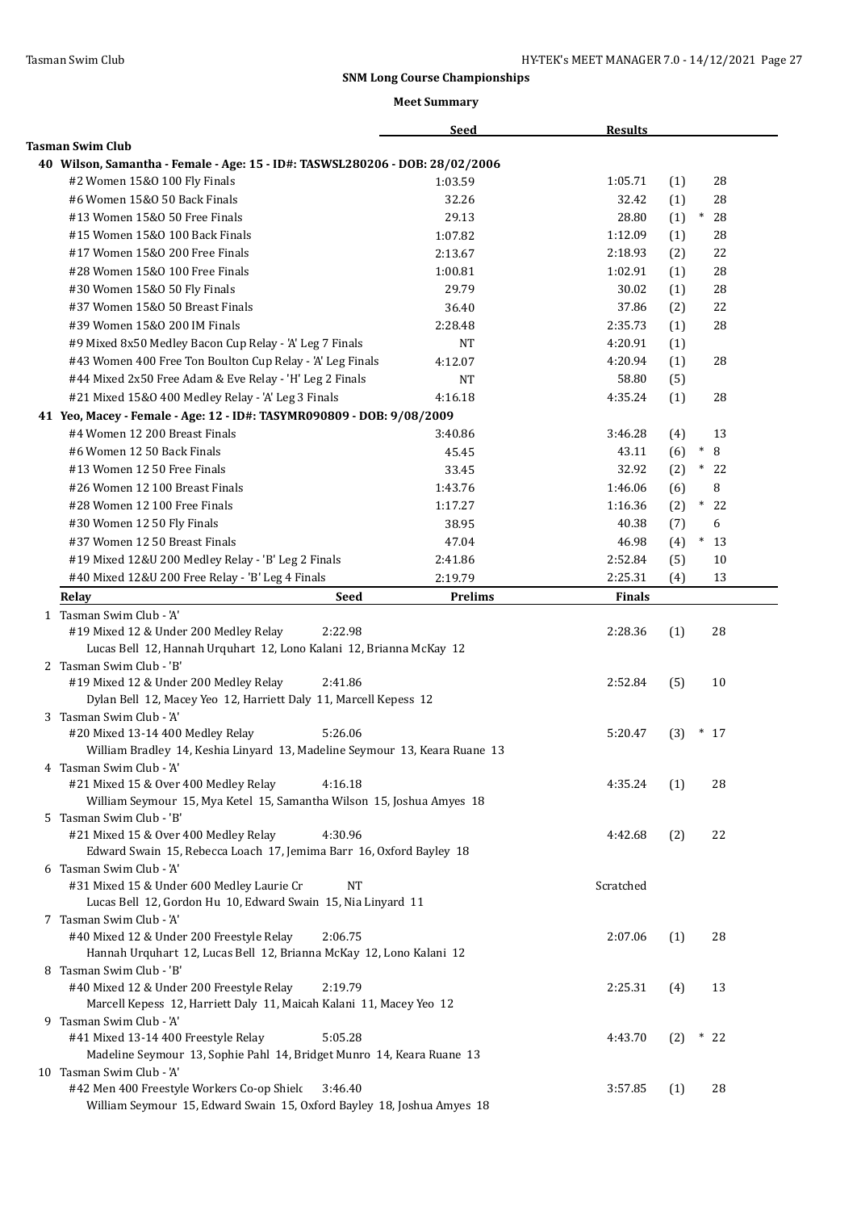## SNM Long Course Championships

### Meet Summary

| | Seed | Results | | |
|---|---|---|---|---|
| **Tasman Swim Club** | | | | |
| **40 Wilson, Samantha - Female - Age: 15 - ID#: TASWSL280206 - DOB: 28/02/2006** | | | | |
| #2 Women 15&O 100 Fly Finals | 1:03.59 | 1:05.71 | (1) | 28 |
| #6 Women 15&O 50 Back Finals | 32.26 | 32.42 | (1) | 28 |
| #13 Women 15&O 50 Free Finals | 29.13 | 28.80 | (1) | * 28 |
| #15 Women 15&O 100 Back Finals | 1:07.82 | 1:12.09 | (1) | 28 |
| #17 Women 15&O 200 Free Finals | 2:13.67 | 2:18.93 | (2) | 22 |
| #28 Women 15&O 100 Free Finals | 1:00.81 | 1:02.91 | (1) | 28 |
| #30 Women 15&O 50 Fly Finals | 29.79 | 30.02 | (1) | 28 |
| #37 Women 15&O 50 Breast Finals | 36.40 | 37.86 | (2) | 22 |
| #39 Women 15&O 200 IM Finals | 2:28.48 | 2:35.73 | (1) | 28 |
| #9 Mixed 8x50 Medley Bacon Cup Relay - 'A' Leg 7 Finals | NT | 4:20.91 | (1) | |
| #43 Women 400 Free Ton Boulton Cup Relay - 'A' Leg Finals | 4:12.07 | 4:20.94 | (1) | 28 |
| #44 Mixed 2x50 Free Adam & Eve Relay - 'H' Leg 2 Finals | NT | 58.80 | (5) | |
| #21 Mixed 15&O 400 Medley Relay - 'A' Leg 3 Finals | 4:16.18 | 4:35.24 | (1) | 28 |
| **41 Yeo, Macey - Female - Age: 12 - ID#: TASYMR090809 - DOB: 9/08/2009** | | | | |
| #4 Women 12 200 Breast Finals | 3:40.86 | 3:46.28 | (4) | 13 |
| #6 Women 12 50 Back Finals | 45.45 | 43.11 | (6) | * 8 |
| #13 Women 12 50 Free Finals | 33.45 | 32.92 | (2) | * 22 |
| #26 Women 12 100 Breast Finals | 1:43.76 | 1:46.06 | (6) | 8 |
| #28 Women 12 100 Free Finals | 1:17.27 | 1:16.36 | (2) | * 22 |
| #30 Women 12 50 Fly Finals | 38.95 | 40.38 | (7) | 6 |
| #37 Women 12 50 Breast Finals | 47.04 | 46.98 | (4) | * 13 |
| #19 Mixed 12&U 200 Medley Relay - 'B' Leg 2 Finals | 2:41.86 | 2:52.84 | (5) | 10 |
| #40 Mixed 12&U 200 Free Relay - 'B' Leg 4 Finals | 2:19.79 | 2:25.31 | (4) | 13 |

| Relay | Seed | Prelims | Finals | | |
|---|---|---|---|---|---|
| 1 Tasman Swim Club - 'A' | | | | | |
| #19 Mixed 12 & Under 200 Medley Relay | 2:22.98 | | 2:28.36 | (1) | 28 |
| Lucas Bell 12, Hannah Urquhart 12, Lono Kalani 12, Brianna McKay 12 | | | | | |
| 2 Tasman Swim Club - 'B' | | | | | |
| #19 Mixed 12 & Under 200 Medley Relay | 2:41.86 | | 2:52.84 | (5) | 10 |
| Dylan Bell 12, Macey Yeo 12, Harriett Daly 11, Marcell Kepess 12 | | | | | |
| 3 Tasman Swim Club - 'A' | | | | | |
| #20 Mixed 13-14 400 Medley Relay | 5:26.06 | | 5:20.47 | (3) | * 17 |
| William Bradley 14, Keshia Linyard 13, Madeline Seymour 13, Keara Ruane 13 | | | | | |
| 4 Tasman Swim Club - 'A' | | | | | |
| #21 Mixed 15 & Over 400 Medley Relay | 4:16.18 | | 4:35.24 | (1) | 28 |
| William Seymour 15, Mya Ketel 15, Samantha Wilson 15, Joshua Amyes 18 | | | | | |
| 5 Tasman Swim Club - 'B' | | | | | |
| #21 Mixed 15 & Over 400 Medley Relay | 4:30.96 | | 4:42.68 | (2) | 22 |
| Edward Swain 15, Rebecca Loach 17, Jemima Barr 16, Oxford Bayley 18 | | | | | |
| 6 Tasman Swim Club - 'A' | | | | | |
| #31 Mixed 15 & Under 600 Medley Laurie Cr | NT | | Scratched | | |
| Lucas Bell 12, Gordon Hu 10, Edward Swain 15, Nia Linyard 11 | | | | | |
| 7 Tasman Swim Club - 'A' | | | | | |
| #40 Mixed 12 & Under 200 Freestyle Relay | 2:06.75 | | 2:07.06 | (1) | 28 |
| Hannah Urquhart 12, Lucas Bell 12, Brianna McKay 12, Lono Kalani 12 | | | | | |
| 8 Tasman Swim Club - 'B' | | | | | |
| #40 Mixed 12 & Under 200 Freestyle Relay | 2:19.79 | | 2:25.31 | (4) | 13 |
| Marcell Kepess 12, Harriett Daly 11, Maicah Kalani 11, Macey Yeo 12 | | | | | |
| 9 Tasman Swim Club - 'A' | | | | | |
| #41 Mixed 13-14 400 Freestyle Relay | 5:05.28 | | 4:43.70 | (2) | * 22 |
| Madeline Seymour 13, Sophie Pahl 14, Bridget Munro 14, Keara Ruane 13 | | | | | |
| 10 Tasman Swim Club - 'A' | | | | | |
| #42 Men 400 Freestyle Workers Co-op Shielc | 3:46.40 | | 3:57.85 | (1) | 28 |
| William Seymour 15, Edward Swain 15, Oxford Bayley 18, Joshua Amyes 18 | | | | | |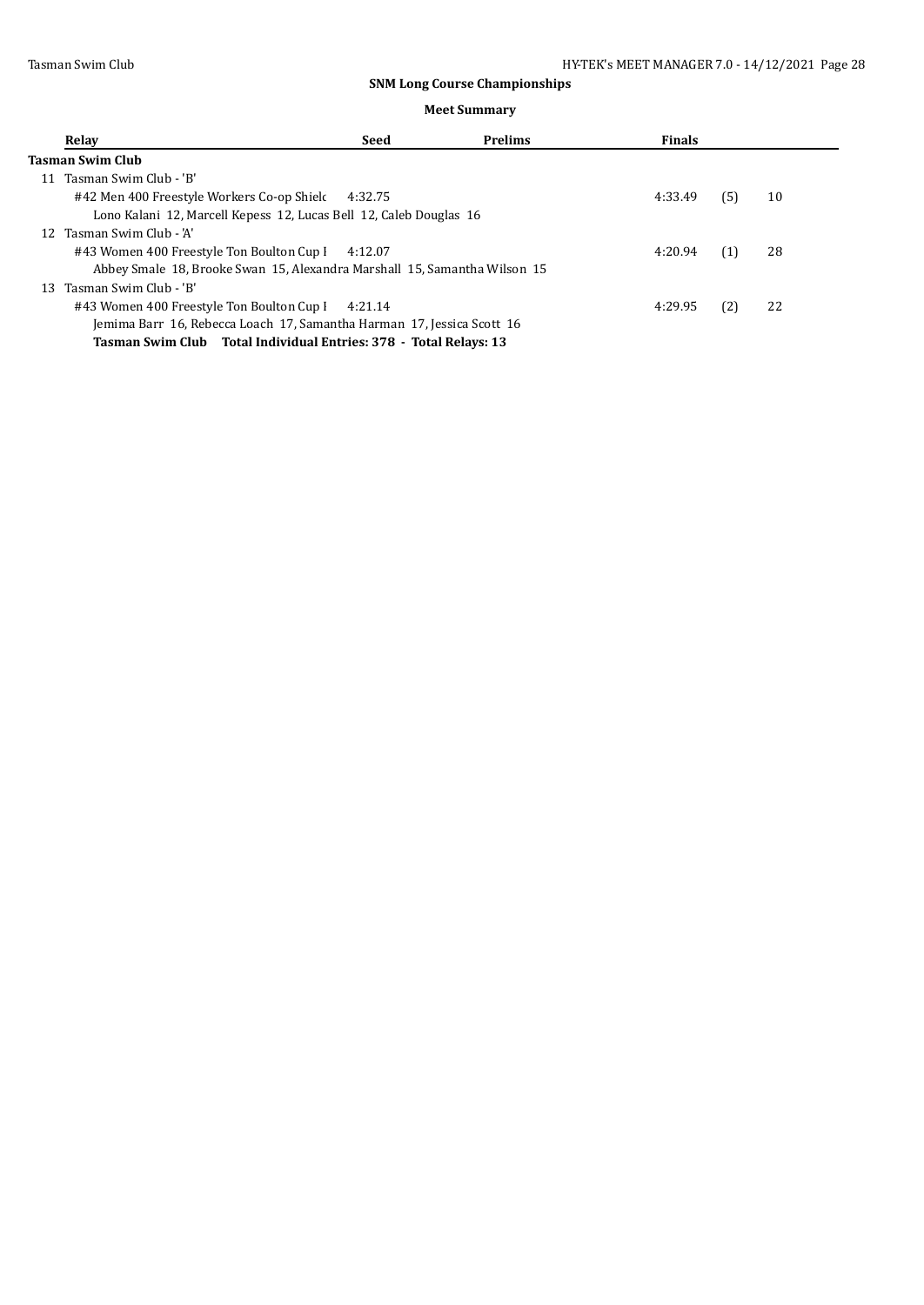## SNM Long Course Championships

### Meet Summary

| | Relay | Seed | Prelims | Finals | | |
|---|---|---|---|---|---|---|
| **Tasman Swim Club** | | | | | | |
| 11 | Tasman Swim Club - 'B' | | | | | |
| | #42 Men 400 Freestyle Workers Co-op Shielc | 4:32.75 | | 4:33.49 | (5) | 10 |
| | Lono Kalani 12, Marcell Kepess 12, Lucas Bell 12, Caleb Douglas 16 | | | | | |
| 12 | Tasman Swim Club - 'A' | | | | | |
| | #43 Women 400 Freestyle Ton Boulton Cup I | 4:12.07 | | 4:20.94 | (1) | 28 |
| | Abbey Smale 18, Brooke Swan 15, Alexandra Marshall 15, Samantha Wilson 15 | | | | | |
| 13 | Tasman Swim Club - 'B' | | | | | |
| | #43 Women 400 Freestyle Ton Boulton Cup I | 4:21.14 | | 4:29.95 | (2) | 22 |
| | Jemima Barr 16, Rebecca Loach 17, Samantha Harman 17, Jessica Scott 16 | | | | | |

**Tasman Swim Club Total Individual Entries: 378 - Total Relays: 13**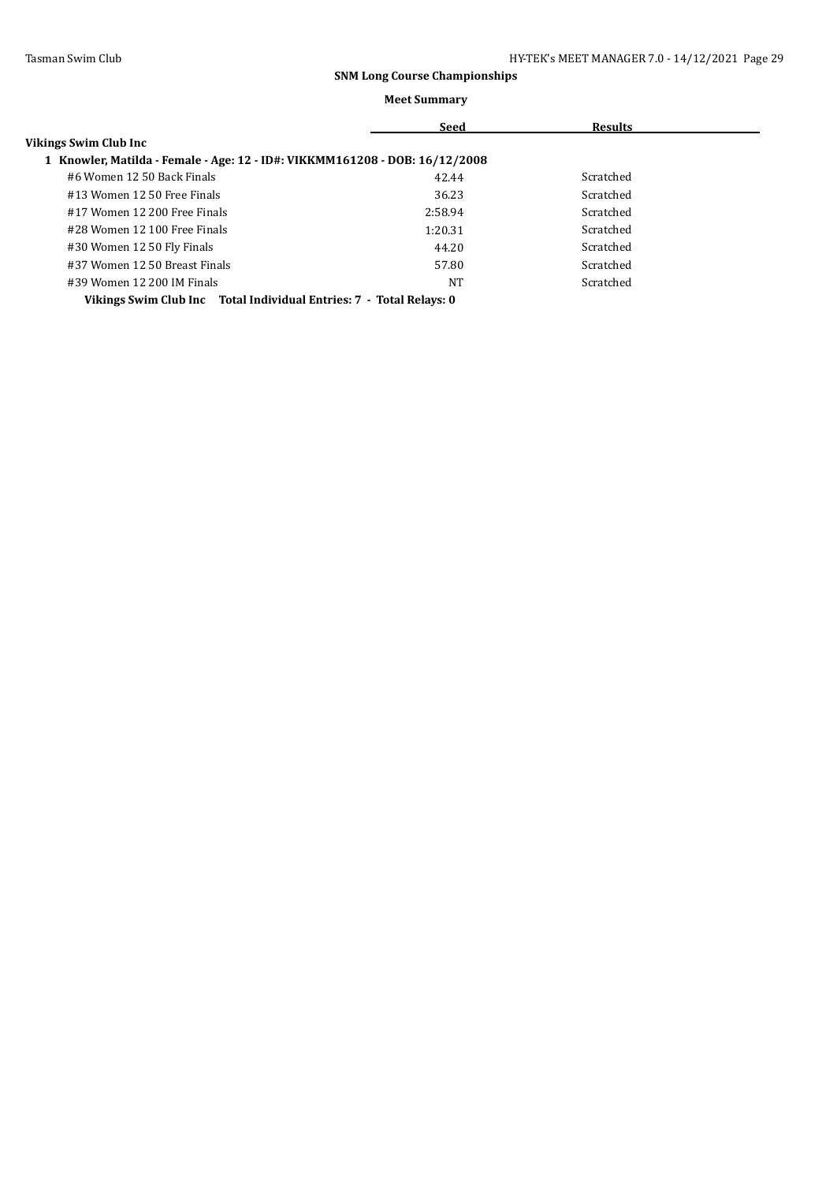## SNM Long Course Championships

### Meet Summary

| | Seed | Results |
|---|---|---|
| **Vikings Swim Club Inc** | | |
| **1 Knowler, Matilda - Female - Age: 12 - ID#: VIKKMM161208 - DOB: 16/12/2008** | | |
| #6 Women 12 50 Back Finals | 42.44 | Scratched |
| #13 Women 12 50 Free Finals | 36.23 | Scratched |
| #17 Women 12 200 Free Finals | 2:58.94 | Scratched |
| #28 Women 12 100 Free Finals | 1:20.31 | Scratched |
| #30 Women 12 50 Fly Finals | 44.20 | Scratched |
| #37 Women 12 50 Breast Finals | 57.80 | Scratched |
| #39 Women 12 200 IM Finals | NT | Scratched |
| **Vikings Swim Club Inc Total Individual Entries: 7 - Total Relays: 0** | | |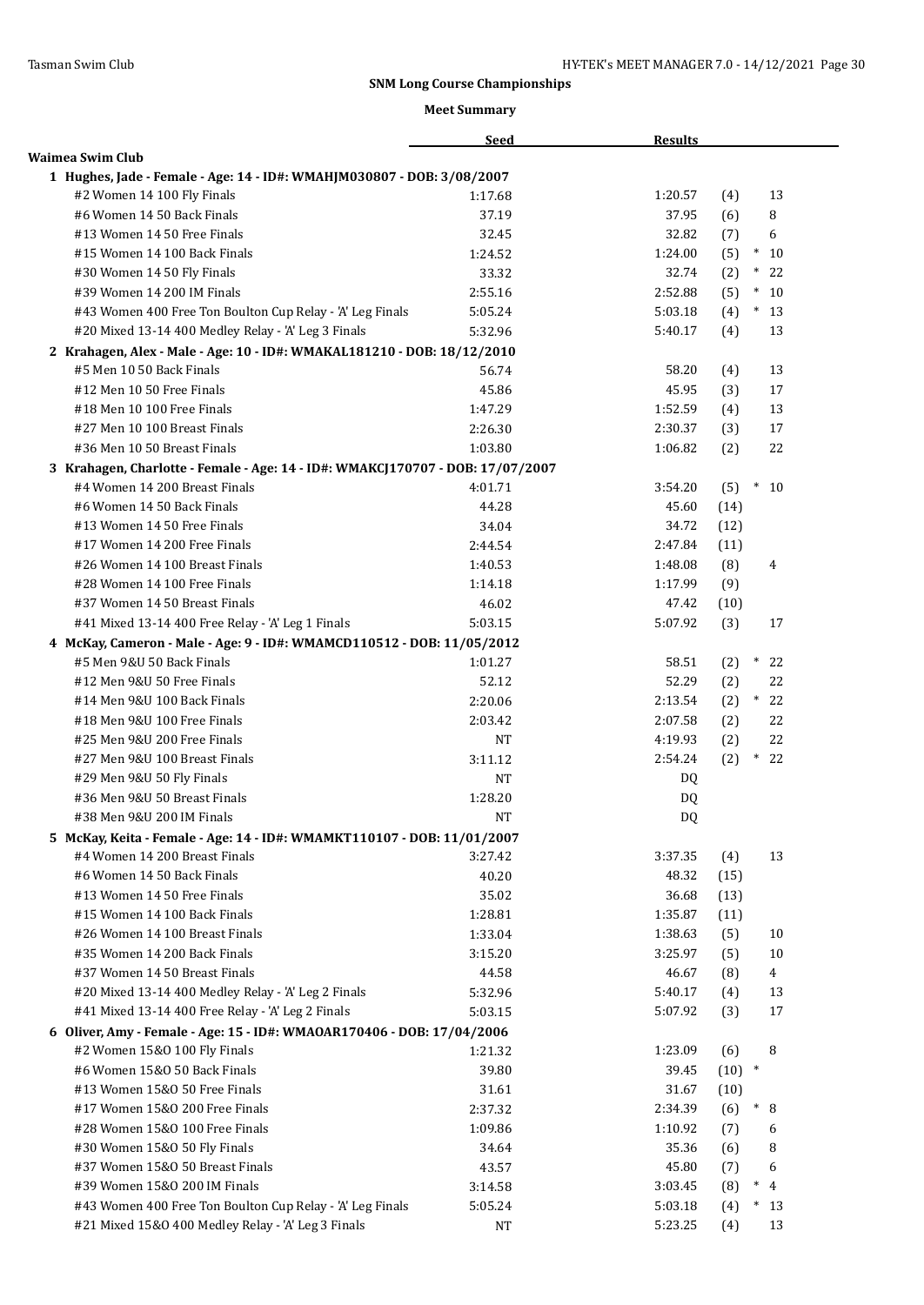## SNM Long Course Championships

### Meet Summary

| | Seed | Results | | | |
|---|---|---|---|---|---|
| **Waimea Swim Club** | | | | | |
| **1 Hughes, Jade - Female - Age: 14 - ID#: WMAHJM030807 - DOB: 3/08/2007** | | | | | |
| #2 Women 14 100 Fly Finals | 1:17.68 | 1:20.57 | (4) | | 13 |
| #6 Women 14 50 Back Finals | 37.19 | 37.95 | (6) | | 8 |
| #13 Women 14 50 Free Finals | 32.45 | 32.82 | (7) | | 6 |
| #15 Women 14 100 Back Finals | 1:24.52 | 1:24.00 | (5) | * | 10 |
| #30 Women 14 50 Fly Finals | 33.32 | 32.74 | (2) | * | 22 |
| #39 Women 14 200 IM Finals | 2:55.16 | 2:52.88 | (5) | * | 10 |
| #43 Women 400 Free Ton Boulton Cup Relay - 'A' Leg Finals | 5:05.24 | 5:03.18 | (4) | * | 13 |
| #20 Mixed 13-14 400 Medley Relay - 'A' Leg 3 Finals | 5:32.96 | 5:40.17 | (4) | | 13 |
| **2 Krahagen, Alex - Male - Age: 10 - ID#: WMAKAL181210 - DOB: 18/12/2010** | | | | | |
| #5 Men 10 50 Back Finals | 56.74 | 58.20 | (4) | | 13 |
| #12 Men 10 50 Free Finals | 45.86 | 45.95 | (3) | | 17 |
| #18 Men 10 100 Free Finals | 1:47.29 | 1:52.59 | (4) | | 13 |
| #27 Men 10 100 Breast Finals | 2:26.30 | 2:30.37 | (3) | | 17 |
| #36 Men 10 50 Breast Finals | 1:03.80 | 1:06.82 | (2) | | 22 |
| **3 Krahagen, Charlotte - Female - Age: 14 - ID#: WMAKCJ170707 - DOB: 17/07/2007** | | | | | |
| #4 Women 14 200 Breast Finals | 4:01.71 | 3:54.20 | (5) | * | 10 |
| #6 Women 14 50 Back Finals | 44.28 | 45.60 | (14) | | |
| #13 Women 14 50 Free Finals | 34.04 | 34.72 | (12) | | |
| #17 Women 14 200 Free Finals | 2:44.54 | 2:47.84 | (11) | | |
| #26 Women 14 100 Breast Finals | 1:40.53 | 1:48.08 | (8) | | 4 |
| #28 Women 14 100 Free Finals | 1:14.18 | 1:17.99 | (9) | | |
| #37 Women 14 50 Breast Finals | 46.02 | 47.42 | (10) | | |
| #41 Mixed 13-14 400 Free Relay - 'A' Leg 1 Finals | 5:03.15 | 5:07.92 | (3) | | 17 |
| **4 McKay, Cameron - Male - Age: 9 - ID#: WMAMCD110512 - DOB: 11/05/2012** | | | | | |
| #5 Men 9&U 50 Back Finals | 1:01.27 | 58.51 | (2) | * | 22 |
| #12 Men 9&U 50 Free Finals | 52.12 | 52.29 | (2) | | 22 |
| #14 Men 9&U 100 Back Finals | 2:20.06 | 2:13.54 | (2) | * | 22 |
| #18 Men 9&U 100 Free Finals | 2:03.42 | 2:07.58 | (2) | | 22 |
| #25 Men 9&U 200 Free Finals | NT | 4:19.93 | (2) | | 22 |
| #27 Men 9&U 100 Breast Finals | 3:11.12 | 2:54.24 | (2) | * | 22 |
| #29 Men 9&U 50 Fly Finals | NT | DQ | | | |
| #36 Men 9&U 50 Breast Finals | 1:28.20 | DQ | | | |
| #38 Men 9&U 200 IM Finals | NT | DQ | | | |
| **5 McKay, Keita - Female - Age: 14 - ID#: WMAMKT110107 - DOB: 11/01/2007** | | | | | |
| #4 Women 14 200 Breast Finals | 3:27.42 | 3:37.35 | (4) | | 13 |
| #6 Women 14 50 Back Finals | 40.20 | 48.32 | (15) | | |
| #13 Women 14 50 Free Finals | 35.02 | 36.68 | (13) | | |
| #15 Women 14 100 Back Finals | 1:28.81 | 1:35.87 | (11) | | |
| #26 Women 14 100 Breast Finals | 1:33.04 | 1:38.63 | (5) | | 10 |
| #35 Women 14 200 Back Finals | 3:15.20 | 3:25.97 | (5) | | 10 |
| #37 Women 14 50 Breast Finals | 44.58 | 46.67 | (8) | | 4 |
| #20 Mixed 13-14 400 Medley Relay - 'A' Leg 2 Finals | 5:32.96 | 5:40.17 | (4) | | 13 |
| #41 Mixed 13-14 400 Free Relay - 'A' Leg 2 Finals | 5:03.15 | 5:07.92 | (3) | | 17 |
| **6 Oliver, Amy - Female - Age: 15 - ID#: WMAOAR170406 - DOB: 17/04/2006** | | | | | |
| #2 Women 15&O 100 Fly Finals | 1:21.32 | 1:23.09 | (6) | | 8 |
| #6 Women 15&O 50 Back Finals | 39.80 | 39.45 | (10) | * | |
| #13 Women 15&O 50 Free Finals | 31.61 | 31.67 | (10) | | |
| #17 Women 15&O 200 Free Finals | 2:37.32 | 2:34.39 | (6) | * | 8 |
| #28 Women 15&O 100 Free Finals | 1:09.86 | 1:10.92 | (7) | | 6 |
| #30 Women 15&O 50 Fly Finals | 34.64 | 35.36 | (6) | | 8 |
| #37 Women 15&O 50 Breast Finals | 43.57 | 45.80 | (7) | | 6 |
| #39 Women 15&O 200 IM Finals | 3:14.58 | 3:03.45 | (8) | * | 4 |
| #43 Women 400 Free Ton Boulton Cup Relay - 'A' Leg Finals | 5:05.24 | 5:03.18 | (4) | * | 13 |
| #21 Mixed 15&O 400 Medley Relay - 'A' Leg 3 Finals | NT | 5:23.25 | (4) | | 13 |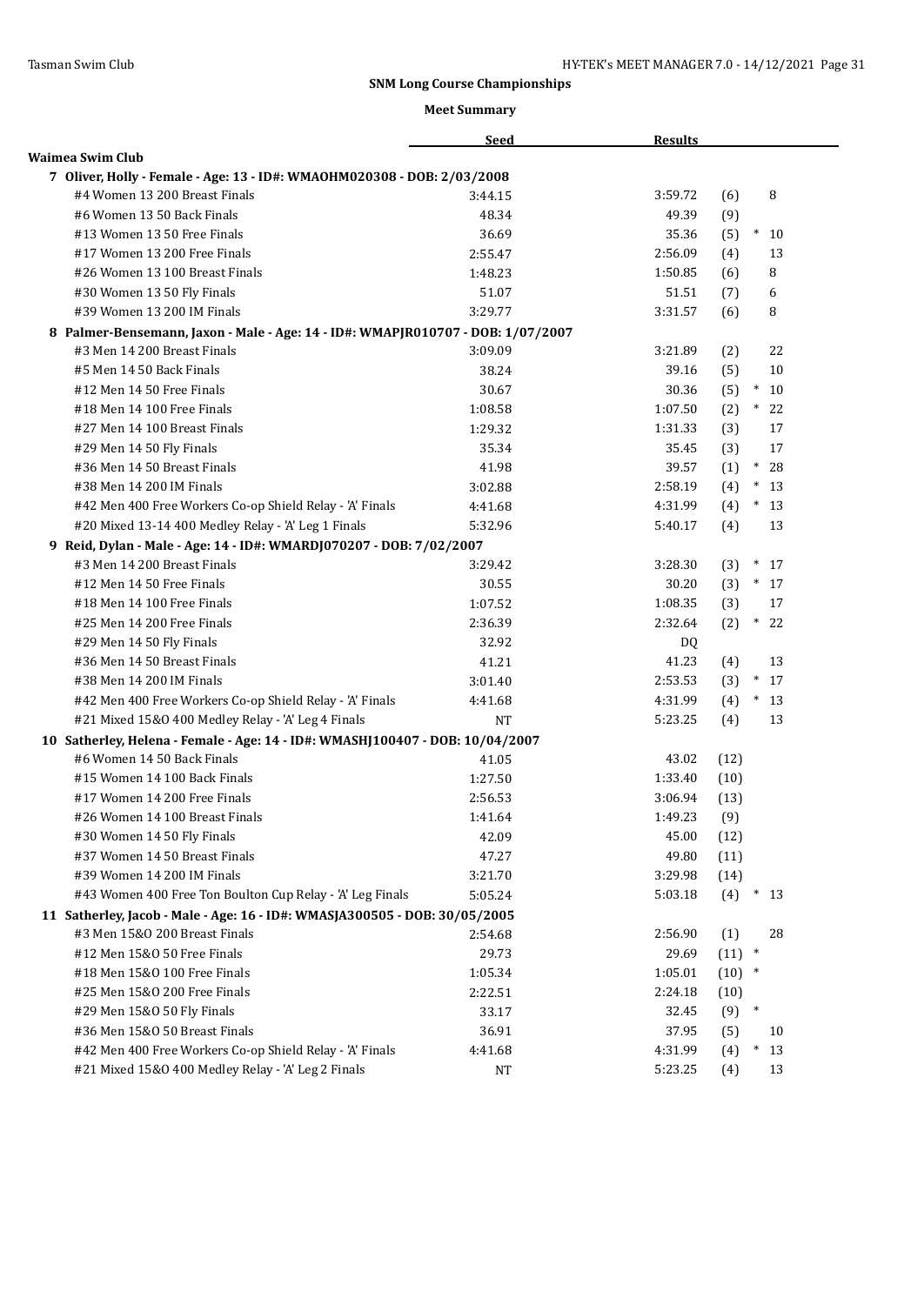## SNM Long Course Championships

### Meet Summary

| | Seed | Results | | | |
|---|---|---|---|---|---|
| **Waimea Swim Club** | | | | | |
| **7 Oliver, Holly - Female - Age: 13 - ID#: WMAOHM020308 - DOB: 2/03/2008** | | | | | |
| #4 Women 13 200 Breast Finals | 3:44.15 | 3:59.72 | (6) | | 8 |
| #6 Women 13 50 Back Finals | 48.34 | 49.39 | (9) | | |
| #13 Women 13 50 Free Finals | 36.69 | 35.36 | (5) | * | 10 |
| #17 Women 13 200 Free Finals | 2:55.47 | 2:56.09 | (4) | | 13 |
| #26 Women 13 100 Breast Finals | 1:48.23 | 1:50.85 | (6) | | 8 |
| #30 Women 13 50 Fly Finals | 51.07 | 51.51 | (7) | | 6 |
| #39 Women 13 200 IM Finals | 3:29.77 | 3:31.57 | (6) | | 8 |
| **8 Palmer-Bensemann, Jaxon - Male - Age: 14 - ID#: WMAPJR010707 - DOB: 1/07/2007** | | | | | |
| #3 Men 14 200 Breast Finals | 3:09.09 | 3:21.89 | (2) | | 22 |
| #5 Men 14 50 Back Finals | 38.24 | 39.16 | (5) | | 10 |
| #12 Men 14 50 Free Finals | 30.67 | 30.36 | (5) | * | 10 |
| #18 Men 14 100 Free Finals | 1:08.58 | 1:07.50 | (2) | * | 22 |
| #27 Men 14 100 Breast Finals | 1:29.32 | 1:31.33 | (3) | | 17 |
| #29 Men 14 50 Fly Finals | 35.34 | 35.45 | (3) | | 17 |
| #36 Men 14 50 Breast Finals | 41.98 | 39.57 | (1) | * | 28 |
| #38 Men 14 200 IM Finals | 3:02.88 | 2:58.19 | (4) | * | 13 |
| #42 Men 400 Free Workers Co-op Shield Relay - 'A' Finals | 4:41.68 | 4:31.99 | (4) | * | 13 |
| #20 Mixed 13-14 400 Medley Relay - 'A' Leg 1 Finals | 5:32.96 | 5:40.17 | (4) | | 13 |
| **9 Reid, Dylan - Male - Age: 14 - ID#: WMARDJ070207 - DOB: 7/02/2007** | | | | | |
| #3 Men 14 200 Breast Finals | 3:29.42 | 3:28.30 | (3) | * | 17 |
| #12 Men 14 50 Free Finals | 30.55 | 30.20 | (3) | * | 17 |
| #18 Men 14 100 Free Finals | 1:07.52 | 1:08.35 | (3) | | 17 |
| #25 Men 14 200 Free Finals | 2:36.39 | 2:32.64 | (2) | * | 22 |
| #29 Men 14 50 Fly Finals | 32.92 | DQ | | | |
| #36 Men 14 50 Breast Finals | 41.21 | 41.23 | (4) | | 13 |
| #38 Men 14 200 IM Finals | 3:01.40 | 2:53.53 | (3) | * | 17 |
| #42 Men 400 Free Workers Co-op Shield Relay - 'A' Finals | 4:41.68 | 4:31.99 | (4) | * | 13 |
| #21 Mixed 15&O 400 Medley Relay - 'A' Leg 4 Finals | NT | 5:23.25 | (4) | | 13 |
| **10 Satherley, Helena - Female - Age: 14 - ID#: WMASHJ100407 - DOB: 10/04/2007** | | | | | |
| #6 Women 14 50 Back Finals | 41.05 | 43.02 | (12) | | |
| #15 Women 14 100 Back Finals | 1:27.50 | 1:33.40 | (10) | | |
| #17 Women 14 200 Free Finals | 2:56.53 | 3:06.94 | (13) | | |
| #26 Women 14 100 Breast Finals | 1:41.64 | 1:49.23 | (9) | | |
| #30 Women 14 50 Fly Finals | 42.09 | 45.00 | (12) | | |
| #37 Women 14 50 Breast Finals | 47.27 | 49.80 | (11) | | |
| #39 Women 14 200 IM Finals | 3:21.70 | 3:29.98 | (14) | | |
| #43 Women 400 Free Ton Boulton Cup Relay - 'A' Leg Finals | 5:05.24 | 5:03.18 | (4) | * | 13 |
| **11 Satherley, Jacob - Male - Age: 16 - ID#: WMASJA300505 - DOB: 30/05/2005** | | | | | |
| #3 Men 15&O 200 Breast Finals | 2:54.68 | 2:56.90 | (1) | | 28 |
| #12 Men 15&O 50 Free Finals | 29.73 | 29.69 | (11) | * | |
| #18 Men 15&O 100 Free Finals | 1:05.34 | 1:05.01 | (10) | * | |
| #25 Men 15&O 200 Free Finals | 2:22.51 | 2:24.18 | (10) | | |
| #29 Men 15&O 50 Fly Finals | 33.17 | 32.45 | (9) | * | |
| #36 Men 15&O 50 Breast Finals | 36.91 | 37.95 | (5) | | 10 |
| #42 Men 400 Free Workers Co-op Shield Relay - 'A' Finals | 4:41.68 | 4:31.99 | (4) | * | 13 |
| #21 Mixed 15&O 400 Medley Relay - 'A' Leg 2 Finals | NT | 5:23.25 | (4) | | 13 |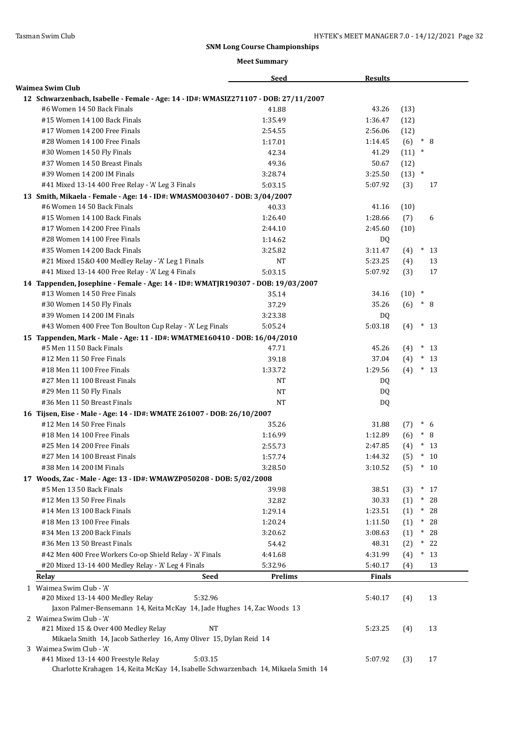## SNM Long Course Championships

### Meet Summary

**Waimea Swim Club**

| | Seed | Results | | |
|---|---|---|---|---|
| **12 Schwarzenbach, Isabelle - Female - Age: 14 - ID#: WMASIZ271107 - DOB: 27/11/2007** | | | | |
| #6 Women 14 50 Back Finals | 41.88 | 43.26 | (13) | |
| #15 Women 14 100 Back Finals | 1:35.49 | 1:36.47 | (12) | |
| #17 Women 14 200 Free Finals | 2:54.55 | 2:56.06 | (12) | |
| #28 Women 14 100 Free Finals | 1:17.01 | 1:14.45 | (6) * | 8 |
| #30 Women 14 50 Fly Finals | 42.34 | 41.29 | (11) * | |
| #37 Women 14 50 Breast Finals | 49.36 | 50.67 | (12) | |
| #39 Women 14 200 IM Finals | 3:28.74 | 3:25.50 | (13) * | |
| #41 Mixed 13-14 400 Free Relay - 'A' Leg 3 Finals | 5:03.15 | 5:07.92 | (3) | 17 |
| **13 Smith, Mikaela - Female - Age: 14 - ID#: WMASMO030407 - DOB: 3/04/2007** | | | | |
| #6 Women 14 50 Back Finals | 40.33 | 41.16 | (10) | |
| #15 Women 14 100 Back Finals | 1:26.40 | 1:28.66 | (7) | 6 |
| #17 Women 14 200 Free Finals | 2:44.10 | 2:45.60 | (10) | |
| #28 Women 14 100 Free Finals | 1:14.62 | DQ | | |
| #35 Women 14 200 Back Finals | 3:25.82 | 3:11.47 | (4) * | 13 |
| #21 Mixed 15&O 400 Medley Relay - 'A' Leg 1 Finals | NT | 5:23.25 | (4) | 13 |
| #41 Mixed 13-14 400 Free Relay - 'A' Leg 4 Finals | 5:03.15 | 5:07.92 | (3) | 17 |
| **14 Tappenden, Josephine - Female - Age: 14 - ID#: WMATJR190307 - DOB: 19/03/2007** | | | | |
| #13 Women 14 50 Free Finals | 35.14 | 34.16 | (10) * | |
| #30 Women 14 50 Fly Finals | 37.29 | 35.26 | (6) * | 8 |
| #39 Women 14 200 IM Finals | 3:23.38 | DQ | | |
| #43 Women 400 Free Ton Boulton Cup Relay - 'A' Leg Finals | 5:05.24 | 5:03.18 | (4) * | 13 |
| **15 Tappenden, Mark - Male - Age: 11 - ID#: WMATME160410 - DOB: 16/04/2010** | | | | |
| #5 Men 11 50 Back Finals | 47.71 | 45.26 | (4) * | 13 |
| #12 Men 11 50 Free Finals | 39.18 | 37.04 | (4) * | 13 |
| #18 Men 11 100 Free Finals | 1:33.72 | 1:29.56 | (4) * | 13 |
| #27 Men 11 100 Breast Finals | NT | DQ | | |
| #29 Men 11 50 Fly Finals | NT | DQ | | |
| #36 Men 11 50 Breast Finals | NT | DQ | | |
| **16 Tijsen, Eise - Male - Age: 14 - ID#: WMATE 261007 - DOB: 26/10/2007** | | | | |
| #12 Men 14 50 Free Finals | 35.26 | 31.88 | (7) * | 6 |
| #18 Men 14 100 Free Finals | 1:16.99 | 1:12.89 | (6) * | 8 |
| #25 Men 14 200 Free Finals | 2:55.73 | 2:47.85 | (4) * | 13 |
| #27 Men 14 100 Breast Finals | 1:57.74 | 1:44.32 | (5) * | 10 |
| #38 Men 14 200 IM Finals | 3:28.50 | 3:10.52 | (5) * | 10 |
| **17 Woods, Zac - Male - Age: 13 - ID#: WMAWZP050208 - DOB: 5/02/2008** | | | | |
| #5 Men 13 50 Back Finals | 39.98 | 38.51 | (3) * | 17 |
| #12 Men 13 50 Free Finals | 32.82 | 30.33 | (1) * | 28 |
| #14 Men 13 100 Back Finals | 1:29.14 | 1:23.51 | (1) * | 28 |
| #18 Men 13 100 Free Finals | 1:20.24 | 1:11.50 | (1) * | 28 |
| #34 Men 13 200 Back Finals | 3:20.62 | 3:08.63 | (1) * | 28 |
| #36 Men 13 50 Breast Finals | 54.42 | 48.31 | (2) * | 22 |
| #42 Men 400 Free Workers Co-op Shield Relay - 'A' Finals | 4:41.68 | 4:31.99 | (4) * | 13 |
| #20 Mixed 13-14 400 Medley Relay - 'A' Leg 4 Finals | 5:32.96 | 5:40.17 | (4) | 13 |

| Relay | Seed | Prelims | Finals | | |
|---|---|---|---|---|---|
| 1 Waimea Swim Club - 'A' | | | | | |
| #20 Mixed 13-14 400 Medley Relay | 5:32.96 | | 5:40.17 | (4) | 13 |
| Jaxon Palmer-Bensemann 14, Keita McKay 14, Jade Hughes 14, Zac Woods 13 | | | | | |
| 2 Waimea Swim Club - 'A' | | | | | |
| #21 Mixed 15 & Over 400 Medley Relay | NT | | 5:23.25 | (4) | 13 |
| Mikaela Smith 14, Jacob Satherley 16, Amy Oliver 15, Dylan Reid 14 | | | | | |
| 3 Waimea Swim Club - 'A' | | | | | |
| #41 Mixed 13-14 400 Freestyle Relay | 5:03.15 | | 5:07.92 | (3) | 17 |
| Charlotte Krahagen 14, Keita McKay 14, Isabelle Schwarzenbach 14, Mikaela Smith 14 | | | | | |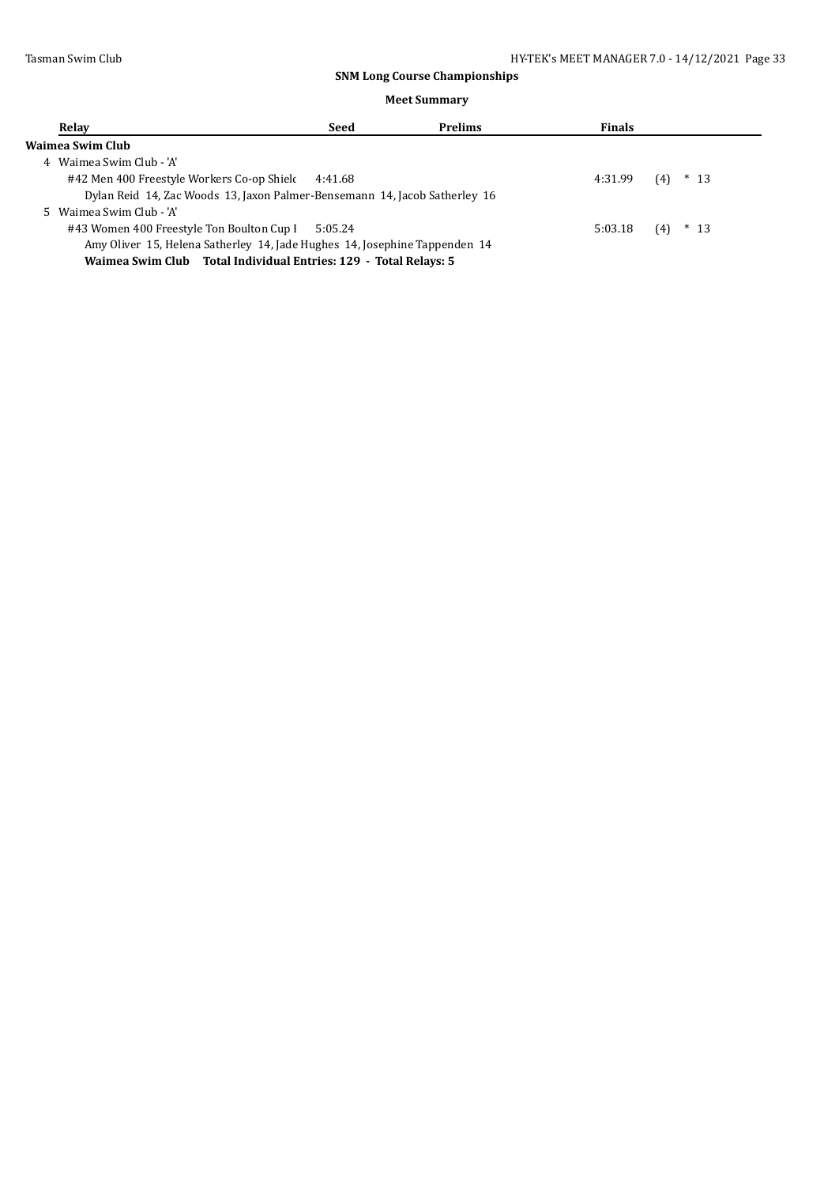## SNM Long Course Championships

### Meet Summary

| Relay | Seed | Prelims | Finals | | |
|---|---|---|---|---|---|
| **Waimea Swim Club** | | | | | |
| 4 Waimea Swim Club - 'A' | | | | | |
| #42 Men 400 Freestyle Workers Co-op Shielc | 4:41.68 | | 4:31.99 | (4) | * 13 |
| Dylan Reid 14, Zac Woods 13, Jaxon Palmer-Bensemann 14, Jacob Satherley 16 | | | | | |
| 5 Waimea Swim Club - 'A' | | | | | |
| #43 Women 400 Freestyle Ton Boulton Cup I | 5:05.24 | | 5:03.18 | (4) | * 13 |
| Amy Oliver 15, Helena Satherley 14, Jade Hughes 14, Josephine Tappenden 14 | | | | | |

**Waimea Swim Club Total Individual Entries: 129 - Total Relays: 5**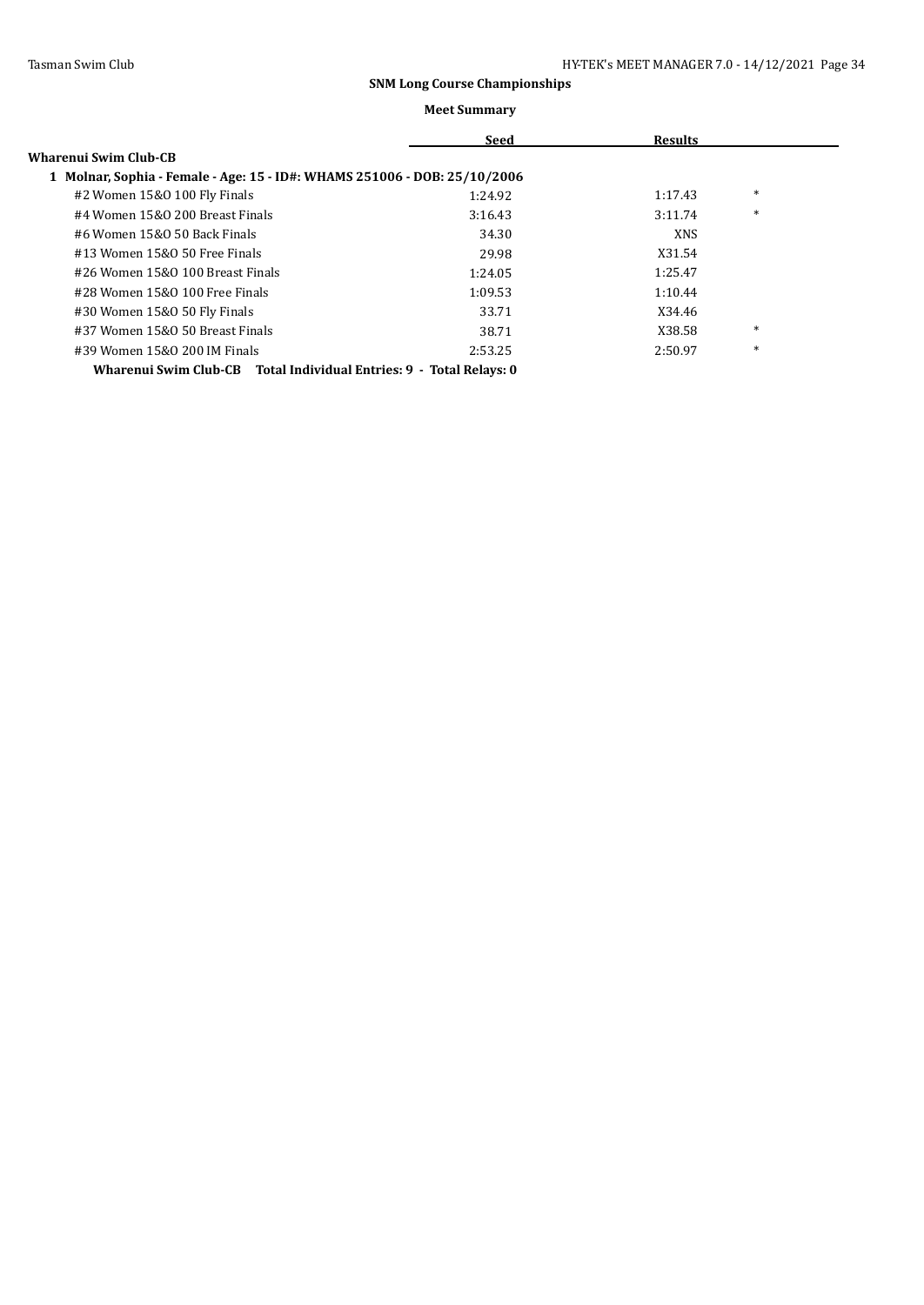## SNM Long Course Championships

### Meet Summary

| | Seed | Results | |
|---|---|---|---|
| **Wharenui Swim Club-CB** | | | |
| **1 Molnar, Sophia - Female - Age: 15 - ID#: WHAMS 251006 - DOB: 25/10/2006** | | | |
| #2 Women 15&O 100 Fly Finals | 1:24.92 | 1:17.43 | * |
| #4 Women 15&O 200 Breast Finals | 3:16.43 | 3:11.74 | * |
| #6 Women 15&O 50 Back Finals | 34.30 | XNS | |
| #13 Women 15&O 50 Free Finals | 29.98 | X31.54 | |
| #26 Women 15&O 100 Breast Finals | 1:24.05 | 1:25.47 | |
| #28 Women 15&O 100 Free Finals | 1:09.53 | 1:10.44 | |
| #30 Women 15&O 50 Fly Finals | 33.71 | X34.46 | |
| #37 Women 15&O 50 Breast Finals | 38.71 | X38.58 | * |
| #39 Women 15&O 200 IM Finals | 2:53.25 | 2:50.97 | * |

**Wharenui Swim Club-CB Total Individual Entries: 9 - Total Relays: 0**